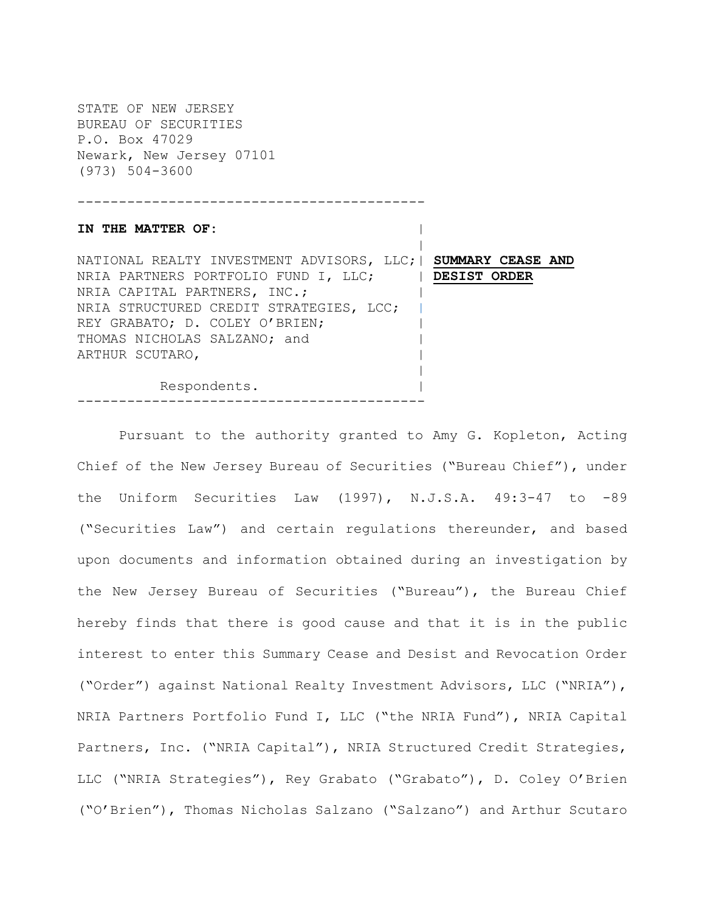STATE OF NEW JERSEY
BUREAU OF SECURITIES
P.O. Box 47029
Newark, New Jersey 07101
(973) 504-3600

| | |
|---|---|
| **IN THE MATTER OF:**<br><br>NATIONAL REALTY INVESTMENT ADVISORS, LLC;<br>NRIA PARTNERS PORTFOLIO FUND I, LLC;<br>NRIA CAPITAL PARTNERS, INC.;<br>NRIA STRUCTURED CREDIT STRATEGIES, LCC;<br>REY GRABATO; D. COLEY O'BRIEN;<br>THOMAS NICHOLAS SALZANO; and<br>ARTHUR SCUTARO,<br><br>Respondents. | **SUMMARY CEASE AND DESIST ORDER** |

Pursuant to the authority granted to Amy G. Kopleton, Acting Chief of the New Jersey Bureau of Securities ("Bureau Chief"), under the Uniform Securities Law (1997), N.J.S.A. 49:3-47 to -89 ("Securities Law") and certain regulations thereunder, and based upon documents and information obtained during an investigation by the New Jersey Bureau of Securities ("Bureau"), the Bureau Chief hereby finds that there is good cause and that it is in the public interest to enter this Summary Cease and Desist and Revocation Order ("Order") against National Realty Investment Advisors, LLC ("NRIA"), NRIA Partners Portfolio Fund I, LLC ("the NRIA Fund"), NRIA Capital Partners, Inc. ("NRIA Capital"), NRIA Structured Credit Strategies, LLC ("NRIA Strategies"), Rey Grabato ("Grabato"), D. Coley O'Brien ("O'Brien"), Thomas Nicholas Salzano ("Salzano") and Arthur Scutaro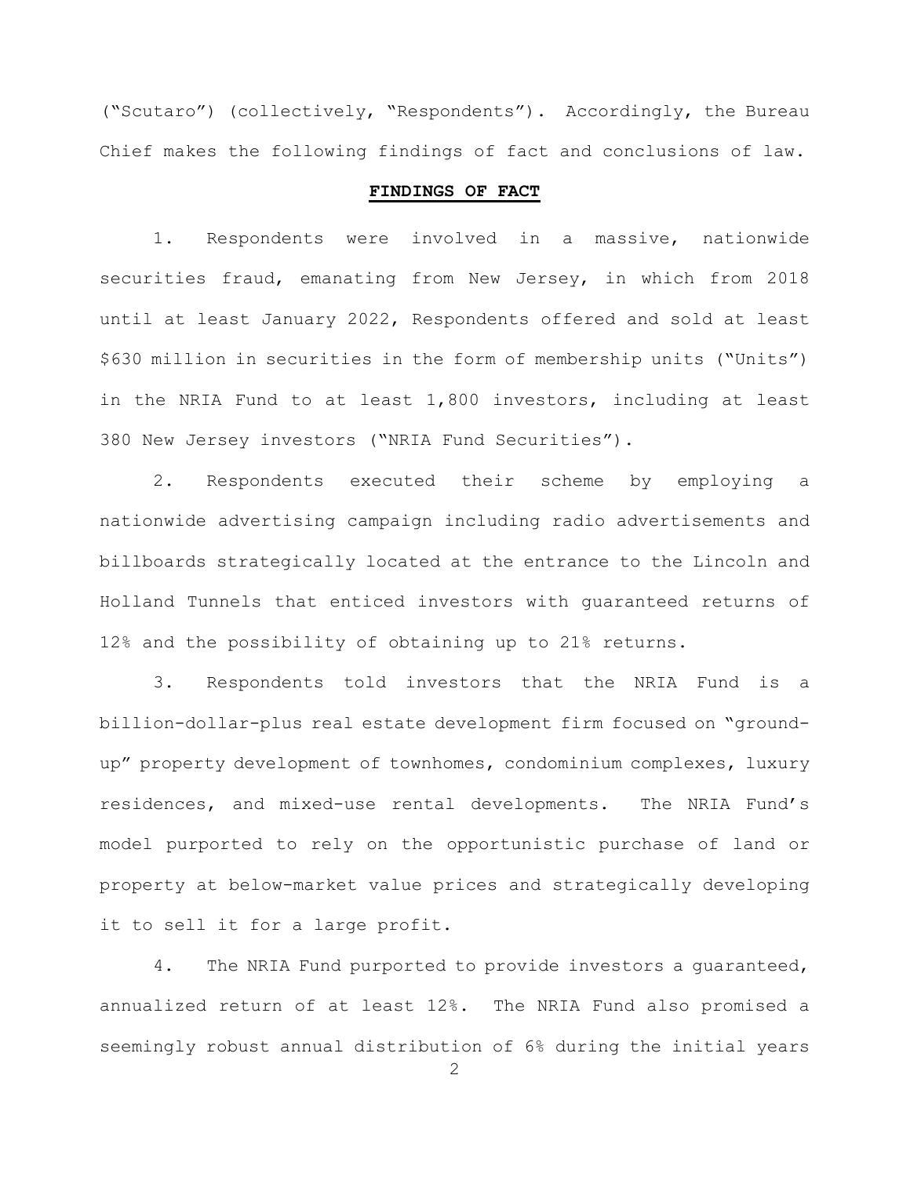("Scutaro") (collectively, "Respondents"). Accordingly, the Bureau Chief makes the following findings of fact and conclusions of law.

## **FINDINGS OF FACT**

1. Respondents were involved in a massive, nationwide securities fraud, emanating from New Jersey, in which from 2018 until at least January 2022, Respondents offered and sold at least $630 million in securities in the form of membership units ("Units") in the NRIA Fund to at least 1,800 investors, including at least 380 New Jersey investors ("NRIA Fund Securities").

2. Respondents executed their scheme by employing a nationwide advertising campaign including radio advertisements and billboards strategically located at the entrance to the Lincoln and Holland Tunnels that enticed investors with guaranteed returns of 12% and the possibility of obtaining up to 21% returns.

3. Respondents told investors that the NRIA Fund is a billion-dollar-plus real estate development firm focused on "ground-up" property development of townhomes, condominium complexes, luxury residences, and mixed-use rental developments. The NRIA Fund's model purported to rely on the opportunistic purchase of land or property at below-market value prices and strategically developing it to sell it for a large profit.

4. The NRIA Fund purported to provide investors a guaranteed, annualized return of at least 12%. The NRIA Fund also promised a seemingly robust annual distribution of 6% during the initial years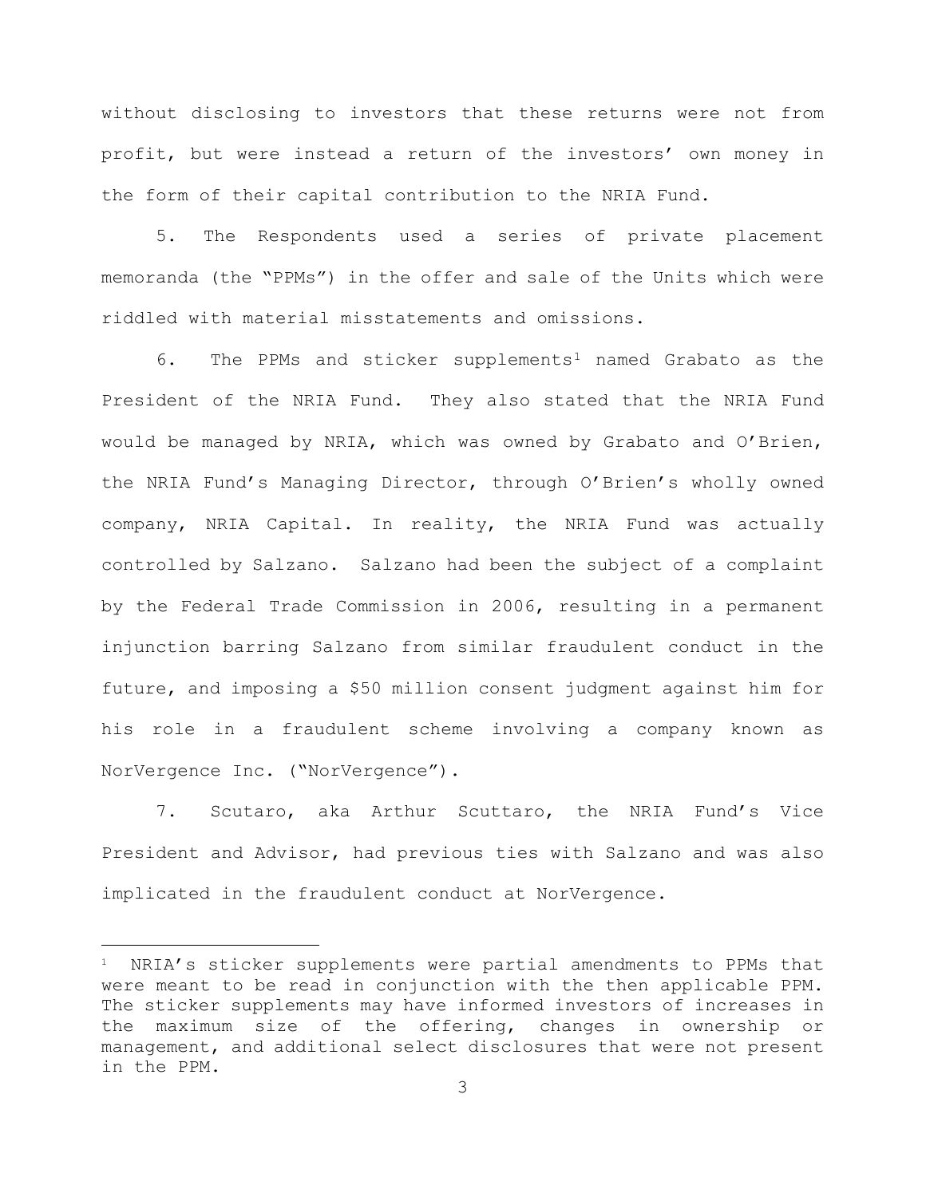without disclosing to investors that these returns were not from profit, but were instead a return of the investors' own money in the form of their capital contribution to the NRIA Fund.

5. The Respondents used a series of private placement memoranda (the "PPMs") in the offer and sale of the Units which were riddled with material misstatements and omissions.

6. The PPMs and sticker supplements[1] named Grabato as the President of the NRIA Fund. They also stated that the NRIA Fund would be managed by NRIA, which was owned by Grabato and O'Brien, the NRIA Fund's Managing Director, through O'Brien's wholly owned company, NRIA Capital. In reality, the NRIA Fund was actually controlled by Salzano. Salzano had been the subject of a complaint by the Federal Trade Commission in 2006, resulting in a permanent injunction barring Salzano from similar fraudulent conduct in the future, and imposing a $50 million consent judgment against him for his role in a fraudulent scheme involving a company known as NorVergence Inc. ("NorVergence").

7. Scutaro, aka Arthur Scuttaro, the NRIA Fund's Vice President and Advisor, had previous ties with Salzano and was also implicated in the fraudulent conduct at NorVergence.

---

[1] NRIA's sticker supplements were partial amendments to PPMs that were meant to be read in conjunction with the then applicable PPM. The sticker supplements may have informed investors of increases in the maximum size of the offering, changes in ownership or management, and additional select disclosures that were not present in the PPM.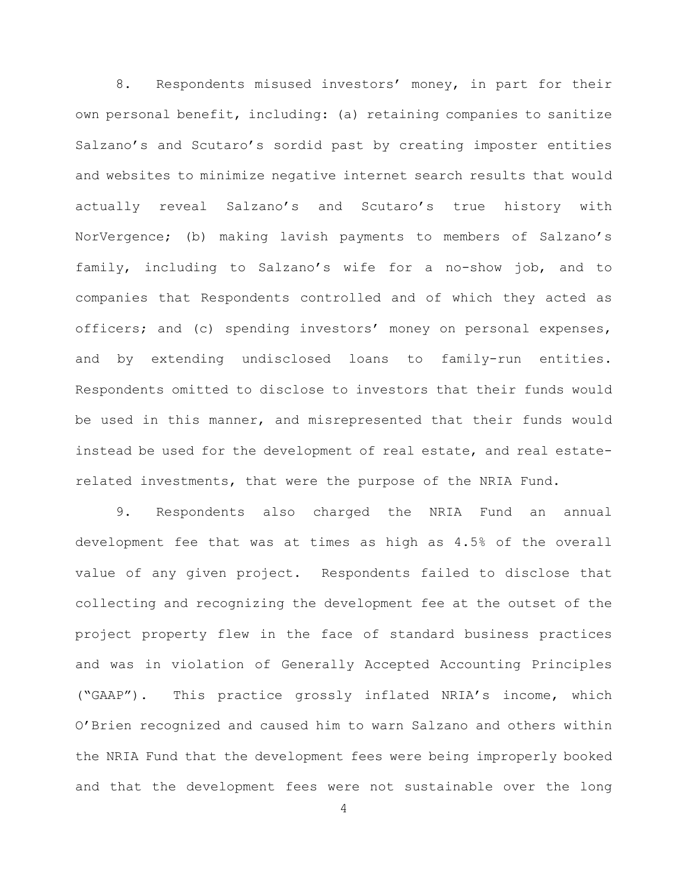8. Respondents misused investors' money, in part for their own personal benefit, including: (a) retaining companies to sanitize Salzano's and Scutaro's sordid past by creating imposter entities and websites to minimize negative internet search results that would actually reveal Salzano's and Scutaro's true history with NorVergence; (b) making lavish payments to members of Salzano's family, including to Salzano's wife for a no-show job, and to companies that Respondents controlled and of which they acted as officers; and (c) spending investors' money on personal expenses, and by extending undisclosed loans to family-run entities. Respondents omitted to disclose to investors that their funds would be used in this manner, and misrepresented that their funds would instead be used for the development of real estate, and real estate-related investments, that were the purpose of the NRIA Fund.

9. Respondents also charged the NRIA Fund an annual development fee that was at times as high as 4.5% of the overall value of any given project. Respondents failed to disclose that collecting and recognizing the development fee at the outset of the project property flew in the face of standard business practices and was in violation of Generally Accepted Accounting Principles ("GAAP"). This practice grossly inflated NRIA's income, which O'Brien recognized and caused him to warn Salzano and others within the NRIA Fund that the development fees were being improperly booked and that the development fees were not sustainable over the long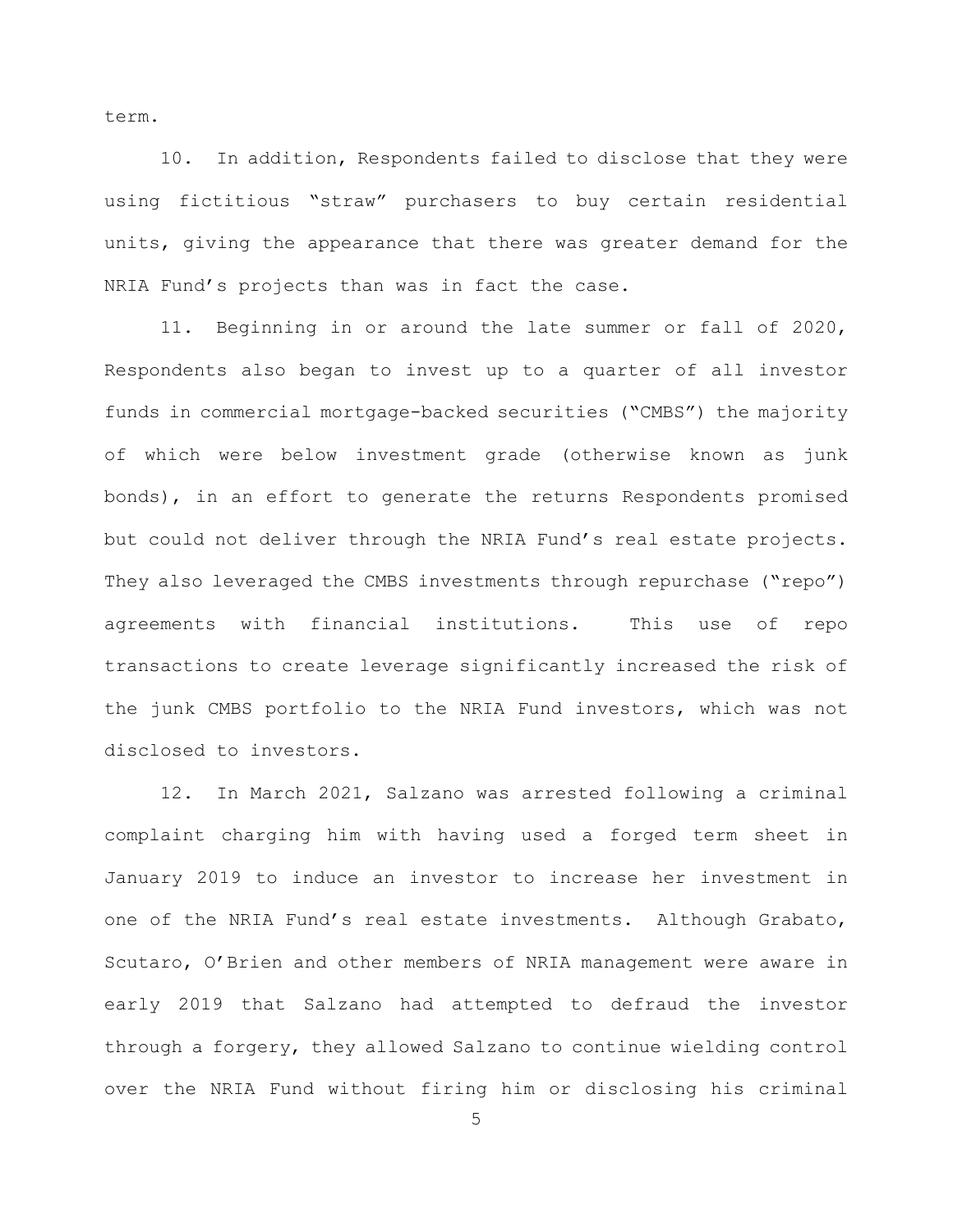term.

10. In addition, Respondents failed to disclose that they were using fictitious "straw" purchasers to buy certain residential units, giving the appearance that there was greater demand for the NRIA Fund's projects than was in fact the case.

11. Beginning in or around the late summer or fall of 2020, Respondents also began to invest up to a quarter of all investor funds in commercial mortgage-backed securities ("CMBS") the majority of which were below investment grade (otherwise known as junk bonds), in an effort to generate the returns Respondents promised but could not deliver through the NRIA Fund's real estate projects. They also leveraged the CMBS investments through repurchase ("repo") agreements with financial institutions. This use of repo transactions to create leverage significantly increased the risk of the junk CMBS portfolio to the NRIA Fund investors, which was not disclosed to investors.

12. In March 2021, Salzano was arrested following a criminal complaint charging him with having used a forged term sheet in January 2019 to induce an investor to increase her investment in one of the NRIA Fund's real estate investments. Although Grabato, Scutaro, O'Brien and other members of NRIA management were aware in early 2019 that Salzano had attempted to defraud the investor through a forgery, they allowed Salzano to continue wielding control over the NRIA Fund without firing him or disclosing his criminal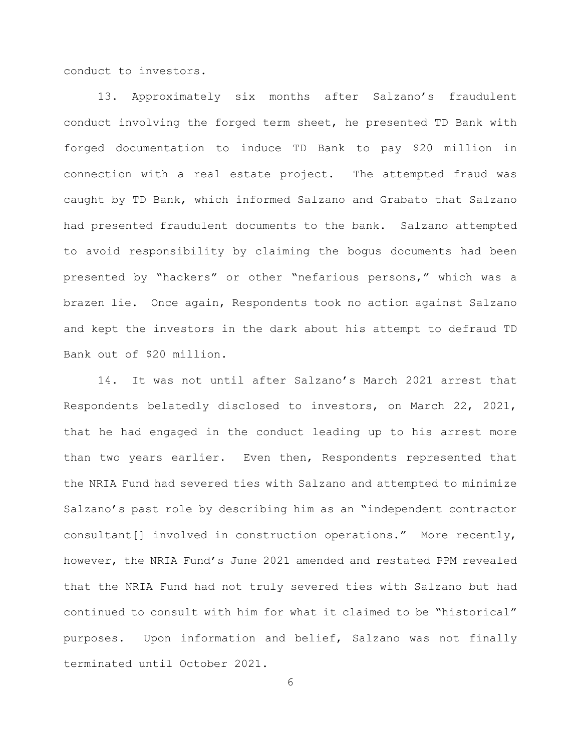conduct to investors.

13. Approximately six months after Salzano's fraudulent conduct involving the forged term sheet, he presented TD Bank with forged documentation to induce TD Bank to pay $20 million in connection with a real estate project. The attempted fraud was caught by TD Bank, which informed Salzano and Grabato that Salzano had presented fraudulent documents to the bank. Salzano attempted to avoid responsibility by claiming the bogus documents had been presented by "hackers" or other "nefarious persons," which was a brazen lie. Once again, Respondents took no action against Salzano and kept the investors in the dark about his attempt to defraud TD Bank out of $20 million.

14. It was not until after Salzano's March 2021 arrest that Respondents belatedly disclosed to investors, on March 22, 2021, that he had engaged in the conduct leading up to his arrest more than two years earlier. Even then, Respondents represented that the NRIA Fund had severed ties with Salzano and attempted to minimize Salzano's past role by describing him as an "independent contractor consultant[] involved in construction operations." More recently, however, the NRIA Fund's June 2021 amended and restated PPM revealed that the NRIA Fund had not truly severed ties with Salzano but had continued to consult with him for what it claimed to be "historical" purposes. Upon information and belief, Salzano was not finally terminated until October 2021.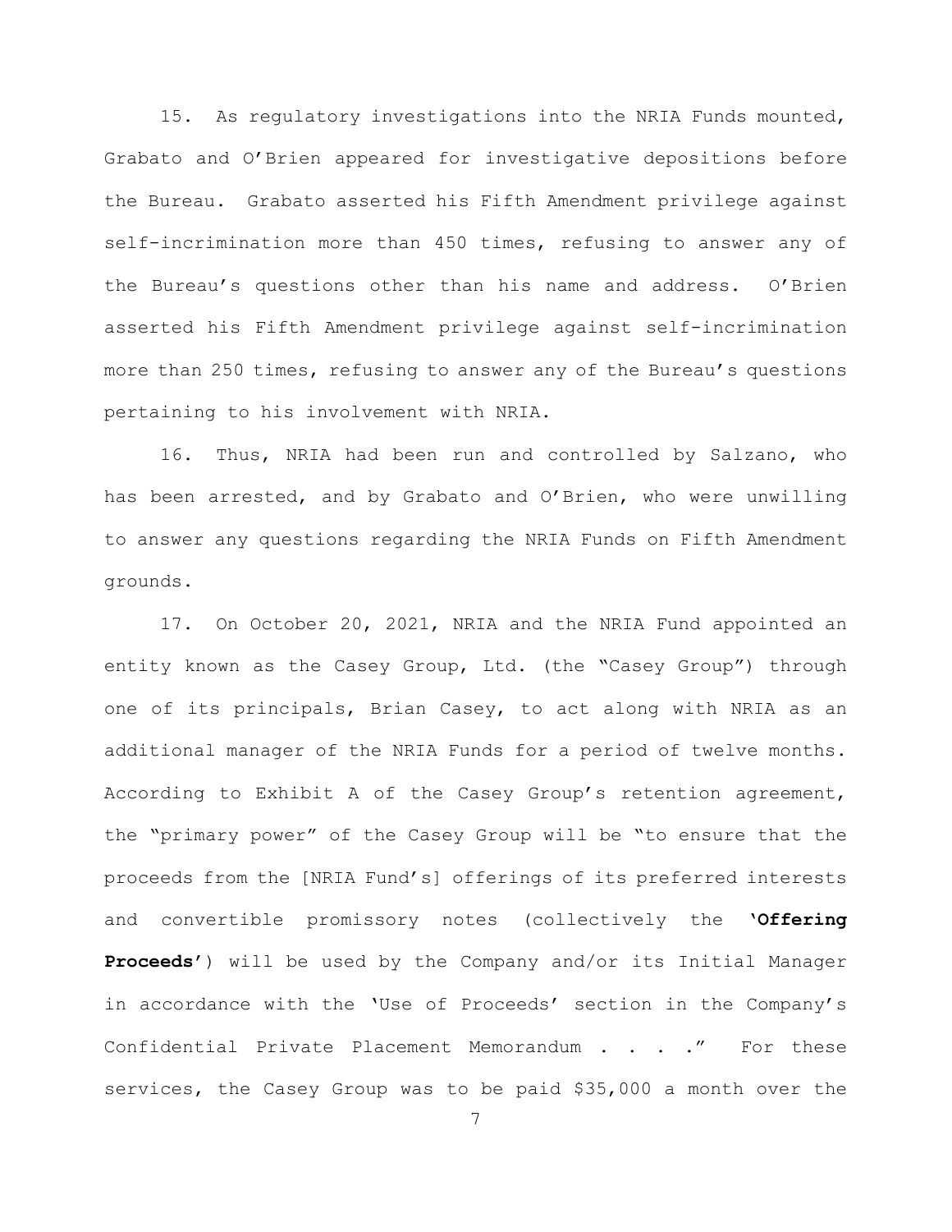15. As regulatory investigations into the NRIA Funds mounted, Grabato and O'Brien appeared for investigative depositions before the Bureau. Grabato asserted his Fifth Amendment privilege against self-incrimination more than 450 times, refusing to answer any of the Bureau's questions other than his name and address. O'Brien asserted his Fifth Amendment privilege against self-incrimination more than 250 times, refusing to answer any of the Bureau's questions pertaining to his involvement with NRIA.

16. Thus, NRIA had been run and controlled by Salzano, who has been arrested, and by Grabato and O'Brien, who were unwilling to answer any questions regarding the NRIA Funds on Fifth Amendment grounds.

17. On October 20, 2021, NRIA and the NRIA Fund appointed an entity known as the Casey Group, Ltd. (the "Casey Group") through one of its principals, Brian Casey, to act along with NRIA as an additional manager of the NRIA Funds for a period of twelve months. According to Exhibit A of the Casey Group's retention agreement, the "primary power" of the Casey Group will be "to ensure that the proceeds from the [NRIA Fund's] offerings of its preferred interests and convertible promissory notes (collectively the '**Offering Proceeds**') will be used by the Company and/or its Initial Manager in accordance with the 'Use of Proceeds' section in the Company's Confidential Private Placement Memorandum . . . ." For these services, the Casey Group was to be paid $35,000 a month over the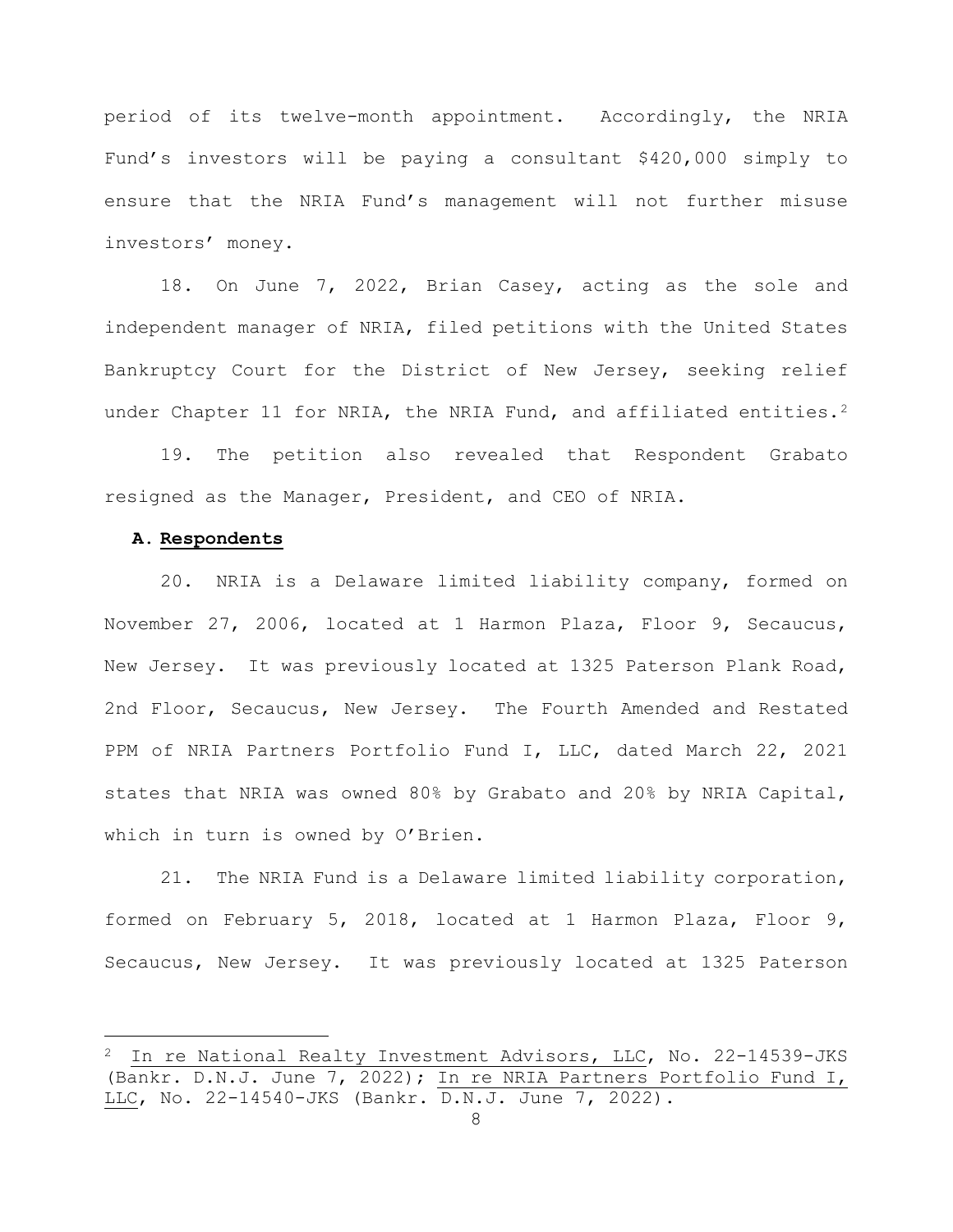period of its twelve-month appointment. Accordingly, the NRIA Fund's investors will be paying a consultant $420,000 simply to ensure that the NRIA Fund's management will not further misuse investors' money.

18. On June 7, 2022, Brian Casey, acting as the sole and independent manager of NRIA, filed petitions with the United States Bankruptcy Court for the District of New Jersey, seeking relief under Chapter 11 for NRIA, the NRIA Fund, and affiliated entities.[2]

19. The petition also revealed that Respondent Grabato resigned as the Manager, President, and CEO of NRIA.

### A. Respondents

20. NRIA is a Delaware limited liability company, formed on November 27, 2006, located at 1 Harmon Plaza, Floor 9, Secaucus, New Jersey. It was previously located at 1325 Paterson Plank Road, 2nd Floor, Secaucus, New Jersey. The Fourth Amended and Restated PPM of NRIA Partners Portfolio Fund I, LLC, dated March 22, 2021 states that NRIA was owned 80% by Grabato and 20% by NRIA Capital, which in turn is owned by O'Brien.

21. The NRIA Fund is a Delaware limited liability corporation, formed on February 5, 2018, located at 1 Harmon Plaza, Floor 9, Secaucus, New Jersey. It was previously located at 1325 Paterson

---

[2] In re National Realty Investment Advisors, LLC, No. 22-14539-JKS (Bankr. D.N.J. June 7, 2022); In re NRIA Partners Portfolio Fund I, LLC, No. 22-14540-JKS (Bankr. D.N.J. June 7, 2022).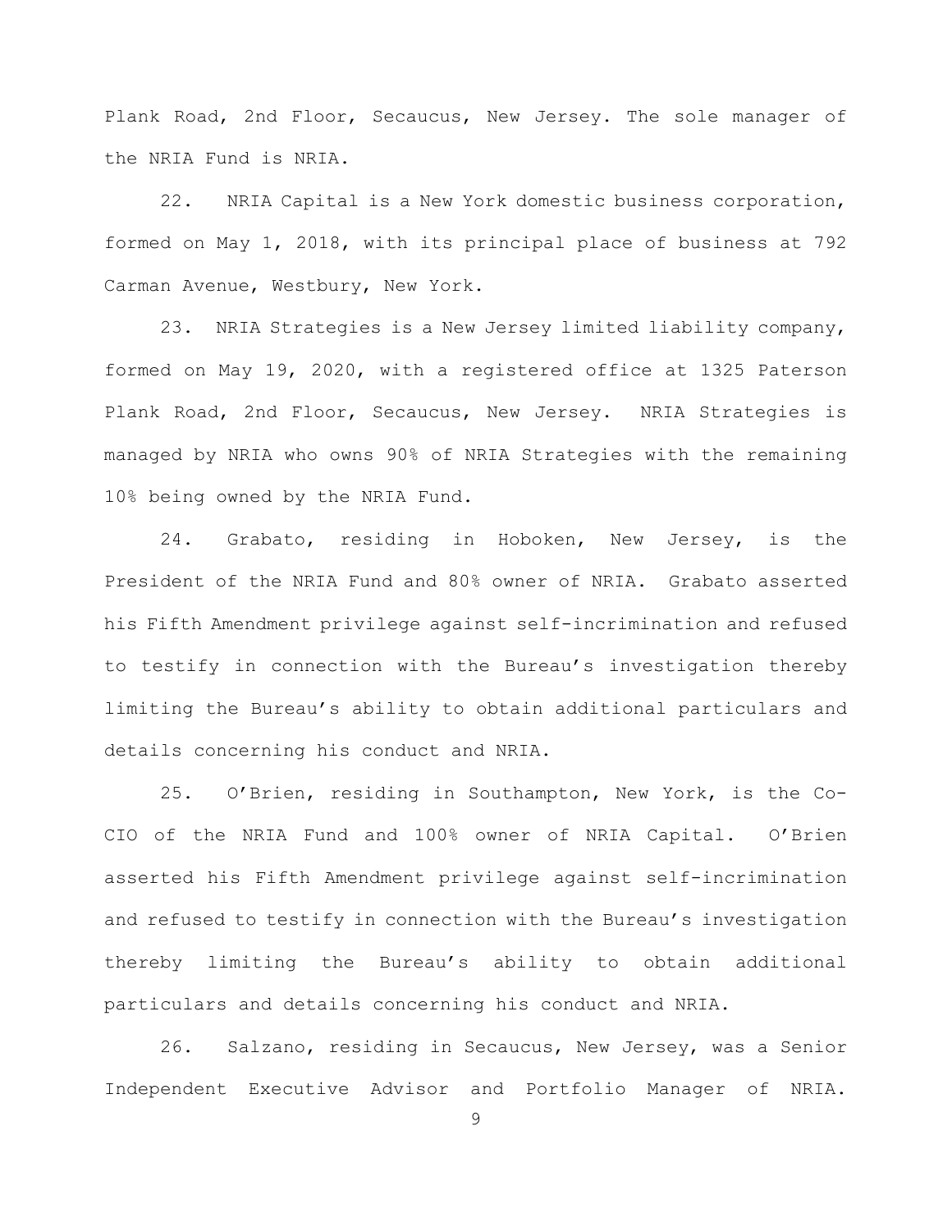Plank Road, 2nd Floor, Secaucus, New Jersey. The sole manager of the NRIA Fund is NRIA.

22. NRIA Capital is a New York domestic business corporation, formed on May 1, 2018, with its principal place of business at 792 Carman Avenue, Westbury, New York.

23. NRIA Strategies is a New Jersey limited liability company, formed on May 19, 2020, with a registered office at 1325 Paterson Plank Road, 2nd Floor, Secaucus, New Jersey. NRIA Strategies is managed by NRIA who owns 90% of NRIA Strategies with the remaining 10% being owned by the NRIA Fund.

24. Grabato, residing in Hoboken, New Jersey, is the President of the NRIA Fund and 80% owner of NRIA. Grabato asserted his Fifth Amendment privilege against self-incrimination and refused to testify in connection with the Bureau's investigation thereby limiting the Bureau's ability to obtain additional particulars and details concerning his conduct and NRIA.

25. O'Brien, residing in Southampton, New York, is the Co-CIO of the NRIA Fund and 100% owner of NRIA Capital. O'Brien asserted his Fifth Amendment privilege against self-incrimination and refused to testify in connection with the Bureau's investigation thereby limiting the Bureau's ability to obtain additional particulars and details concerning his conduct and NRIA.

26. Salzano, residing in Secaucus, New Jersey, was a Senior Independent Executive Advisor and Portfolio Manager of NRIA.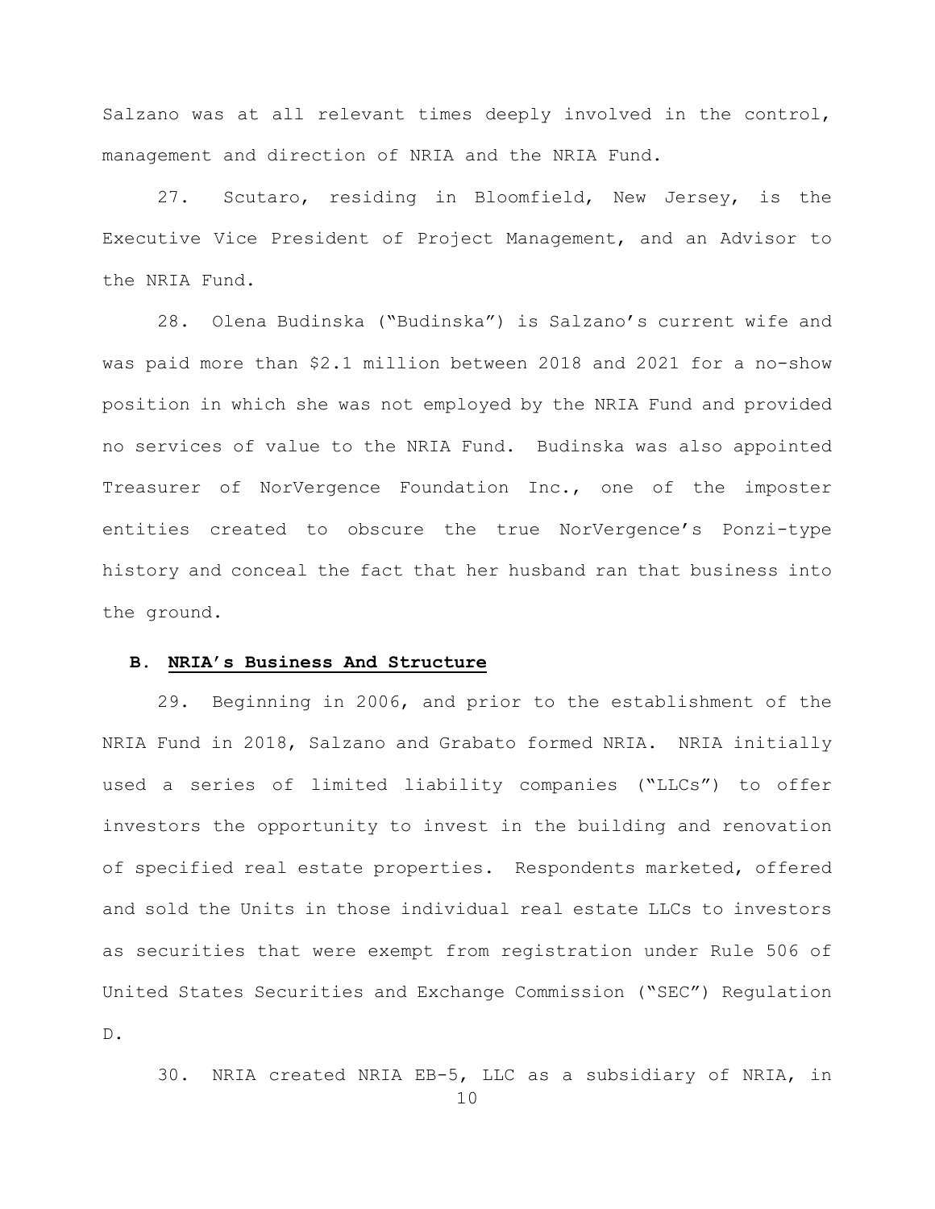Salzano was at all relevant times deeply involved in the control, management and direction of NRIA and the NRIA Fund.

27. Scutaro, residing in Bloomfield, New Jersey, is the Executive Vice President of Project Management, and an Advisor to the NRIA Fund.

28. Olena Budinska ("Budinska") is Salzano's current wife and was paid more than $2.1 million between 2018 and 2021 for a no-show position in which she was not employed by the NRIA Fund and provided no services of value to the NRIA Fund. Budinska was also appointed Treasurer of NorVergence Foundation Inc., one of the imposter entities created to obscure the true NorVergence's Ponzi-type history and conceal the fact that her husband ran that business into the ground.

### B. <u>NRIA's Business And Structure</u>

29. Beginning in 2006, and prior to the establishment of the NRIA Fund in 2018, Salzano and Grabato formed NRIA. NRIA initially used a series of limited liability companies ("LLCs") to offer investors the opportunity to invest in the building and renovation of specified real estate properties. Respondents marketed, offered and sold the Units in those individual real estate LLCs to investors as securities that were exempt from registration under Rule 506 of United States Securities and Exchange Commission ("SEC") Regulation D.

30. NRIA created NRIA EB-5, LLC as a subsidiary of NRIA, in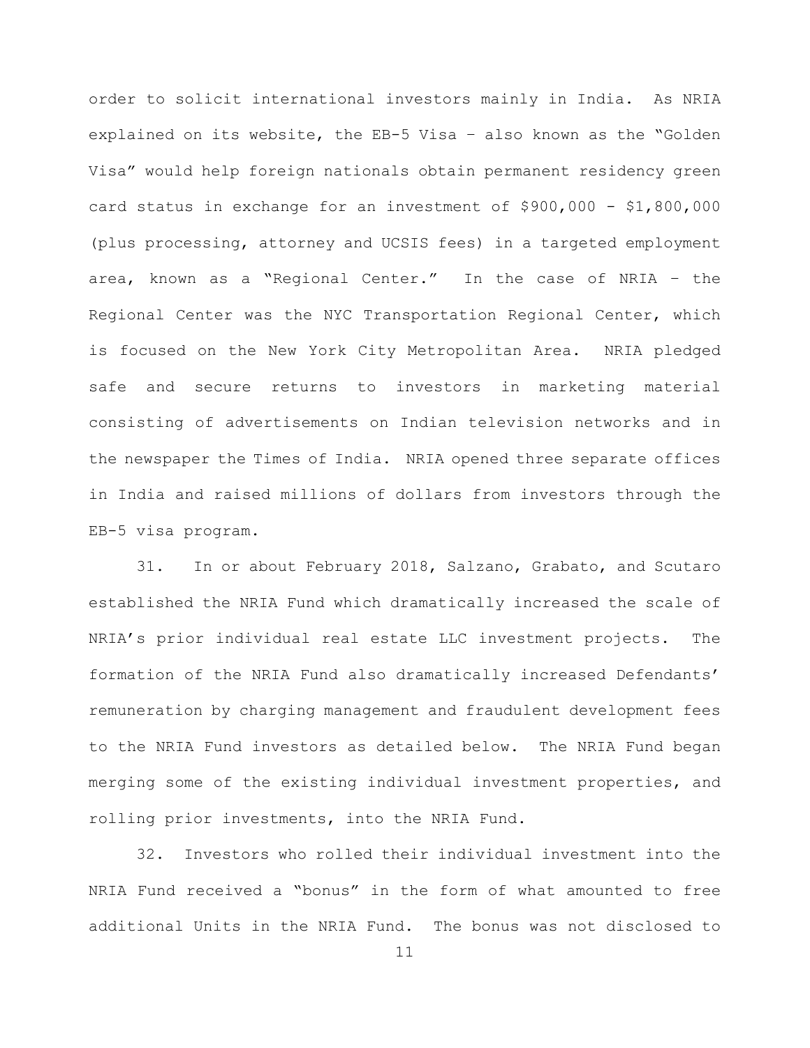order to solicit international investors mainly in India. As NRIA explained on its website, the EB-5 Visa – also known as the "Golden Visa" would help foreign nationals obtain permanent residency green card status in exchange for an investment of $900,000 - $1,800,000 (plus processing, attorney and UCSIS fees) in a targeted employment area, known as a "Regional Center." In the case of NRIA – the Regional Center was the NYC Transportation Regional Center, which is focused on the New York City Metropolitan Area. NRIA pledged safe and secure returns to investors in marketing material consisting of advertisements on Indian television networks and in the newspaper the Times of India. NRIA opened three separate offices in India and raised millions of dollars from investors through the EB-5 visa program.

31. In or about February 2018, Salzano, Grabato, and Scutaro established the NRIA Fund which dramatically increased the scale of NRIA's prior individual real estate LLC investment projects. The formation of the NRIA Fund also dramatically increased Defendants' remuneration by charging management and fraudulent development fees to the NRIA Fund investors as detailed below. The NRIA Fund began merging some of the existing individual investment properties, and rolling prior investments, into the NRIA Fund.

32. Investors who rolled their individual investment into the NRIA Fund received a "bonus" in the form of what amounted to free additional Units in the NRIA Fund. The bonus was not disclosed to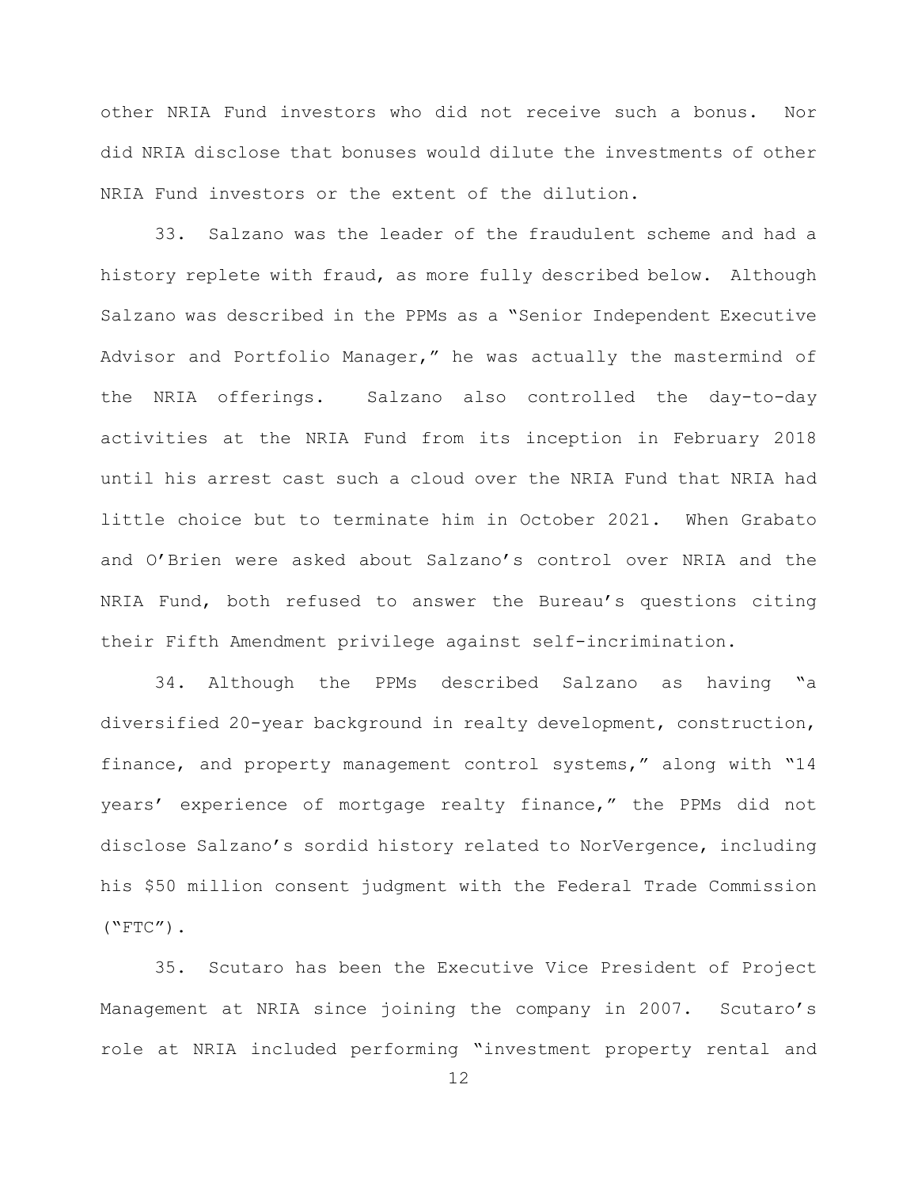other NRIA Fund investors who did not receive such a bonus. Nor did NRIA disclose that bonuses would dilute the investments of other NRIA Fund investors or the extent of the dilution.

33. Salzano was the leader of the fraudulent scheme and had a history replete with fraud, as more fully described below. Although Salzano was described in the PPMs as a "Senior Independent Executive Advisor and Portfolio Manager," he was actually the mastermind of the NRIA offerings. Salzano also controlled the day-to-day activities at the NRIA Fund from its inception in February 2018 until his arrest cast such a cloud over the NRIA Fund that NRIA had little choice but to terminate him in October 2021. When Grabato and O'Brien were asked about Salzano's control over NRIA and the NRIA Fund, both refused to answer the Bureau's questions citing their Fifth Amendment privilege against self-incrimination.

34. Although the PPMs described Salzano as having "a diversified 20-year background in realty development, construction, finance, and property management control systems," along with "14 years' experience of mortgage realty finance," the PPMs did not disclose Salzano's sordid history related to NorVergence, including his $50 million consent judgment with the Federal Trade Commission ("FTC").

35. Scutaro has been the Executive Vice President of Project Management at NRIA since joining the company in 2007. Scutaro's role at NRIA included performing "investment property rental and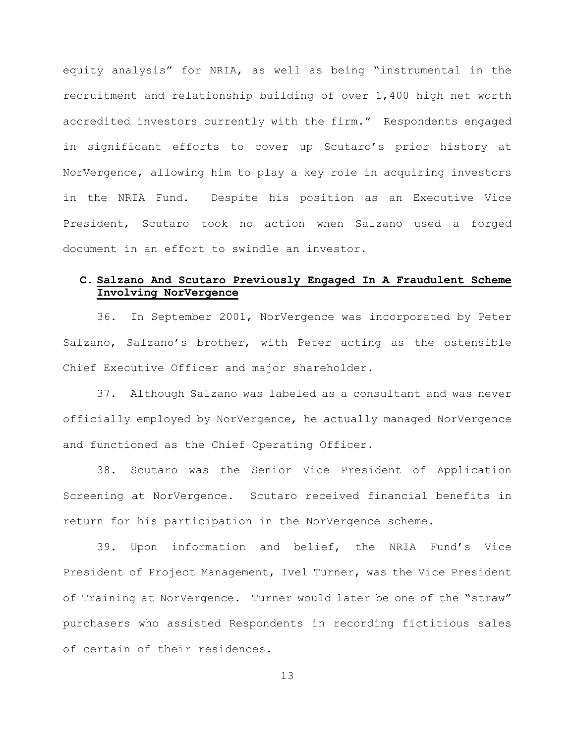equity analysis" for NRIA, as well as being "instrumental in the recruitment and relationship building of over 1,400 high net worth accredited investors currently with the firm." Respondents engaged in significant efforts to cover up Scutaro's prior history at NorVergence, allowing him to play a key role in acquiring investors in the NRIA Fund. Despite his position as an Executive Vice President, Scutaro took no action when Salzano used a forged document in an effort to swindle an investor.

### C. Salzano And Scutaro Previously Engaged In A Fraudulent Scheme Involving NorVergence

36. In September 2001, NorVergence was incorporated by Peter Salzano, Salzano's brother, with Peter acting as the ostensible Chief Executive Officer and major shareholder.

37. Although Salzano was labeled as a consultant and was never officially employed by NorVergence, he actually managed NorVergence and functioned as the Chief Operating Officer.

38. Scutaro was the Senior Vice President of Application Screening at NorVergence. Scutaro received financial benefits in return for his participation in the NorVergence scheme.

39. Upon information and belief, the NRIA Fund's Vice President of Project Management, Ivel Turner, was the Vice President of Training at NorVergence. Turner would later be one of the "straw" purchasers who assisted Respondents in recording fictitious sales of certain of their residences.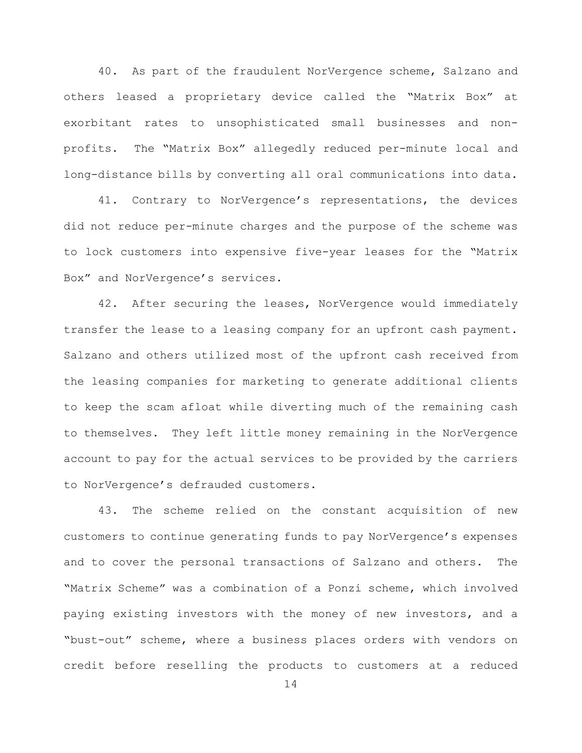40. As part of the fraudulent NorVergence scheme, Salzano and others leased a proprietary device called the "Matrix Box" at exorbitant rates to unsophisticated small businesses and non-profits. The "Matrix Box" allegedly reduced per-minute local and long-distance bills by converting all oral communications into data.

41. Contrary to NorVergence's representations, the devices did not reduce per-minute charges and the purpose of the scheme was to lock customers into expensive five-year leases for the "Matrix Box" and NorVergence's services.

42. After securing the leases, NorVergence would immediately transfer the lease to a leasing company for an upfront cash payment. Salzano and others utilized most of the upfront cash received from the leasing companies for marketing to generate additional clients to keep the scam afloat while diverting much of the remaining cash to themselves. They left little money remaining in the NorVergence account to pay for the actual services to be provided by the carriers to NorVergence's defrauded customers.

43. The scheme relied on the constant acquisition of new customers to continue generating funds to pay NorVergence's expenses and to cover the personal transactions of Salzano and others. The "Matrix Scheme" was a combination of a Ponzi scheme, which involved paying existing investors with the money of new investors, and a "bust-out" scheme, where a business places orders with vendors on credit before reselling the products to customers at a reduced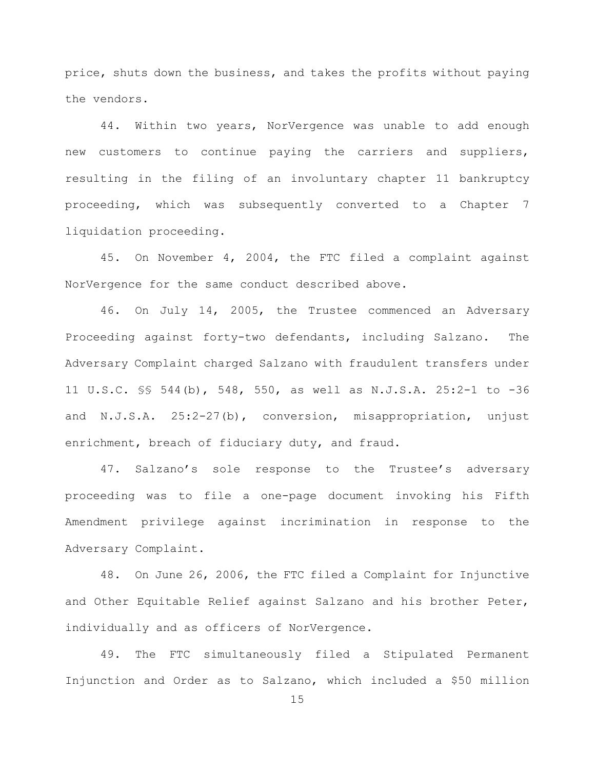price, shuts down the business, and takes the profits without paying the vendors.

44. Within two years, NorVergence was unable to add enough new customers to continue paying the carriers and suppliers, resulting in the filing of an involuntary chapter 11 bankruptcy proceeding, which was subsequently converted to a Chapter 7 liquidation proceeding.

45. On November 4, 2004, the FTC filed a complaint against NorVergence for the same conduct described above.

46. On July 14, 2005, the Trustee commenced an Adversary Proceeding against forty-two defendants, including Salzano. The Adversary Complaint charged Salzano with fraudulent transfers under 11 U.S.C. §§ 544(b), 548, 550, as well as N.J.S.A. 25:2-1 to -36 and N.J.S.A. 25:2-27(b), conversion, misappropriation, unjust enrichment, breach of fiduciary duty, and fraud.

47. Salzano's sole response to the Trustee's adversary proceeding was to file a one-page document invoking his Fifth Amendment privilege against incrimination in response to the Adversary Complaint.

48. On June 26, 2006, the FTC filed a Complaint for Injunctive and Other Equitable Relief against Salzano and his brother Peter, individually and as officers of NorVergence.

49. The FTC simultaneously filed a Stipulated Permanent Injunction and Order as to Salzano, which included a $50 million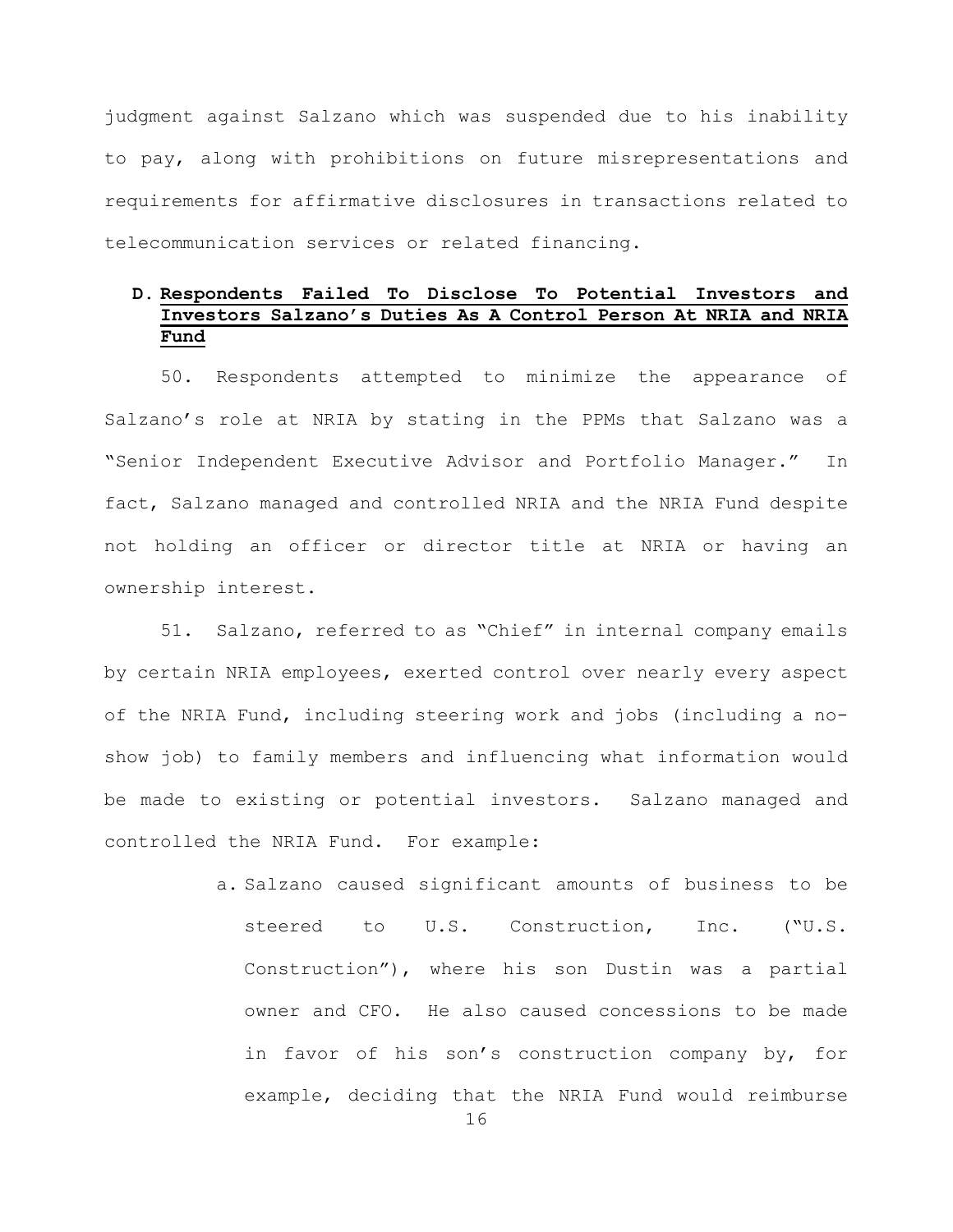judgment against Salzano which was suspended due to his inability to pay, along with prohibitions on future misrepresentations and requirements for affirmative disclosures in transactions related to telecommunication services or related financing.

### D. Respondents Failed To Disclose To Potential Investors and Investors Salzano's Duties As A Control Person At NRIA and NRIA Fund

50. Respondents attempted to minimize the appearance of Salzano's role at NRIA by stating in the PPMs that Salzano was a "Senior Independent Executive Advisor and Portfolio Manager." In fact, Salzano managed and controlled NRIA and the NRIA Fund despite not holding an officer or director title at NRIA or having an ownership interest.

51. Salzano, referred to as "Chief" in internal company emails by certain NRIA employees, exerted control over nearly every aspect of the NRIA Fund, including steering work and jobs (including a no-show job) to family members and influencing what information would be made to existing or potential investors. Salzano managed and controlled the NRIA Fund. For example:

a. Salzano caused significant amounts of business to be steered to U.S. Construction, Inc. ("U.S. Construction"), where his son Dustin was a partial owner and CFO. He also caused concessions to be made in favor of his son's construction company by, for example, deciding that the NRIA Fund would reimburse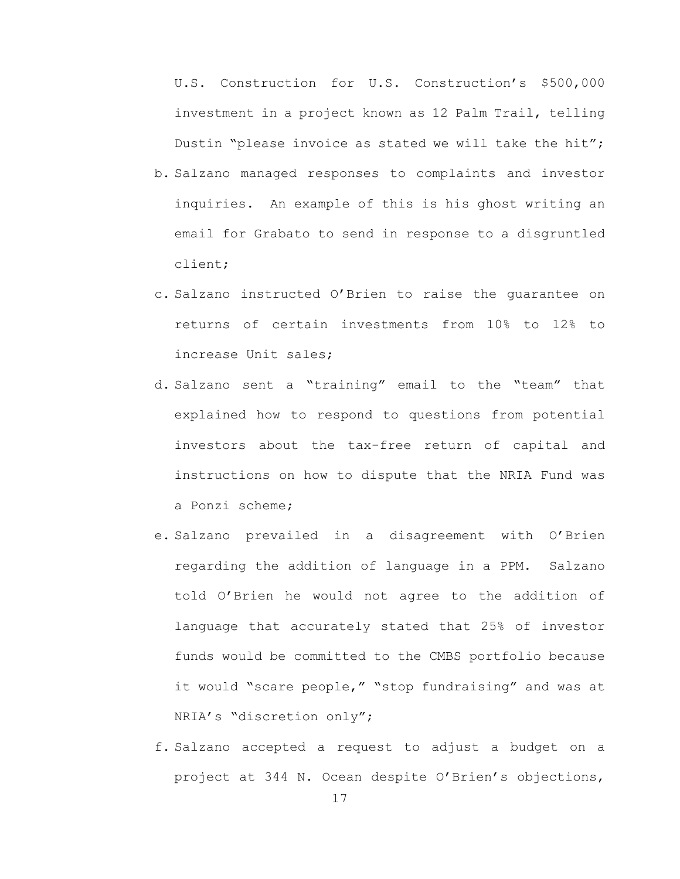U.S. Construction for U.S. Construction's $500,000 investment in a project known as 12 Palm Trail, telling Dustin "please invoice as stated we will take the hit";

b. Salzano managed responses to complaints and investor inquiries. An example of this is his ghost writing an email for Grabato to send in response to a disgruntled client;

c. Salzano instructed O'Brien to raise the guarantee on returns of certain investments from 10% to 12% to increase Unit sales;

d. Salzano sent a "training" email to the "team" that explained how to respond to questions from potential investors about the tax-free return of capital and instructions on how to dispute that the NRIA Fund was a Ponzi scheme;

e. Salzano prevailed in a disagreement with O'Brien regarding the addition of language in a PPM. Salzano told O'Brien he would not agree to the addition of language that accurately stated that 25% of investor funds would be committed to the CMBS portfolio because it would "scare people," "stop fundraising" and was at NRIA's "discretion only";

f. Salzano accepted a request to adjust a budget on a project at 344 N. Ocean despite O'Brien's objections,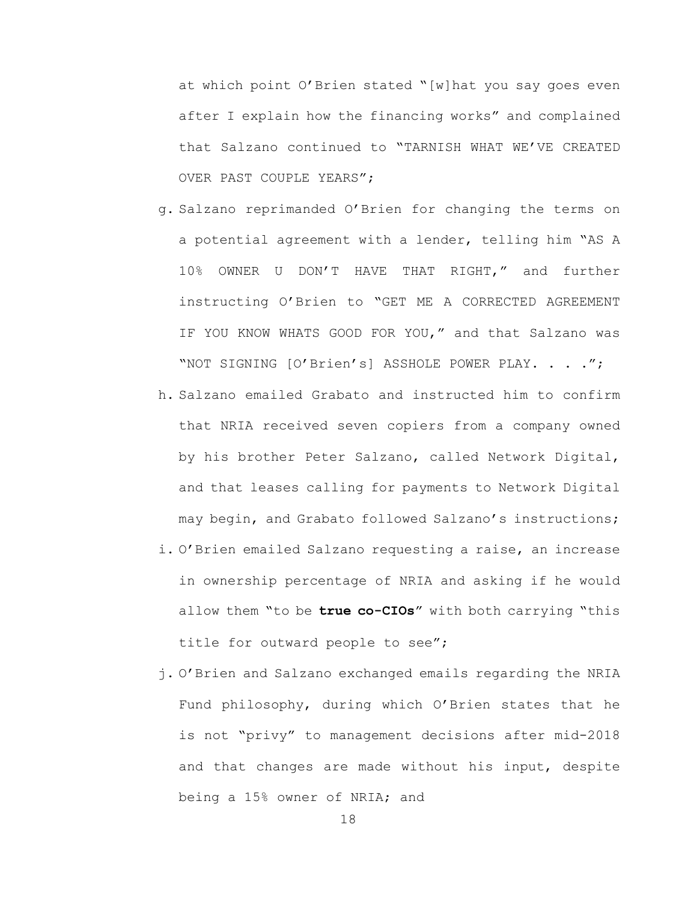at which point O'Brien stated "[w]hat you say goes even after I explain how the financing works" and complained that Salzano continued to "TARNISH WHAT WE'VE CREATED OVER PAST COUPLE YEARS";

g. Salzano reprimanded O'Brien for changing the terms on a potential agreement with a lender, telling him "AS A 10% OWNER U DON'T HAVE THAT RIGHT," and further instructing O'Brien to "GET ME A CORRECTED AGREEMENT IF YOU KNOW WHATS GOOD FOR YOU," and that Salzano was "NOT SIGNING [O'Brien's] ASSHOLE POWER PLAY. . . .";

h. Salzano emailed Grabato and instructed him to confirm that NRIA received seven copiers from a company owned by his brother Peter Salzano, called Network Digital, and that leases calling for payments to Network Digital may begin, and Grabato followed Salzano's instructions;

i. O'Brien emailed Salzano requesting a raise, an increase in ownership percentage of NRIA and asking if he would allow them "to be **true co-CIOs**" with both carrying "this title for outward people to see";

j. O'Brien and Salzano exchanged emails regarding the NRIA Fund philosophy, during which O'Brien states that he is not "privy" to management decisions after mid-2018 and that changes are made without his input, despite being a 15% owner of NRIA; and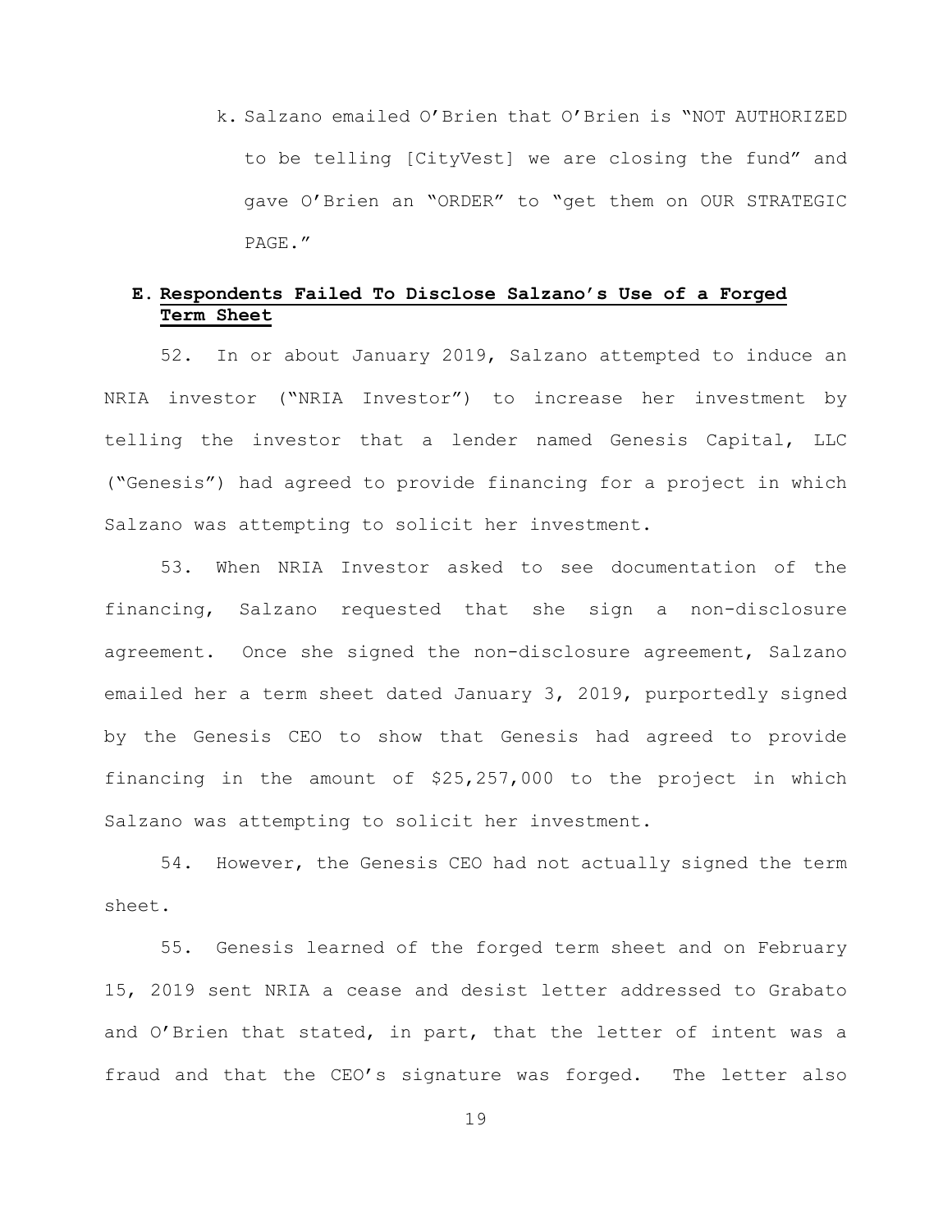k. Salzano emailed O'Brien that O'Brien is "NOT AUTHORIZED to be telling [CityVest] we are closing the fund" and gave O'Brien an "ORDER" to "get them on OUR STRATEGIC PAGE."

### E. Respondents Failed To Disclose Salzano's Use of a Forged Term Sheet

52. In or about January 2019, Salzano attempted to induce an NRIA investor ("NRIA Investor") to increase her investment by telling the investor that a lender named Genesis Capital, LLC ("Genesis") had agreed to provide financing for a project in which Salzano was attempting to solicit her investment.

53. When NRIA Investor asked to see documentation of the financing, Salzano requested that she sign a non-disclosure agreement. Once she signed the non-disclosure agreement, Salzano emailed her a term sheet dated January 3, 2019, purportedly signed by the Genesis CEO to show that Genesis had agreed to provide financing in the amount of $25,257,000 to the project in which Salzano was attempting to solicit her investment.

54. However, the Genesis CEO had not actually signed the term sheet.

55. Genesis learned of the forged term sheet and on February 15, 2019 sent NRIA a cease and desist letter addressed to Grabato and O'Brien that stated, in part, that the letter of intent was a fraud and that the CEO's signature was forged. The letter also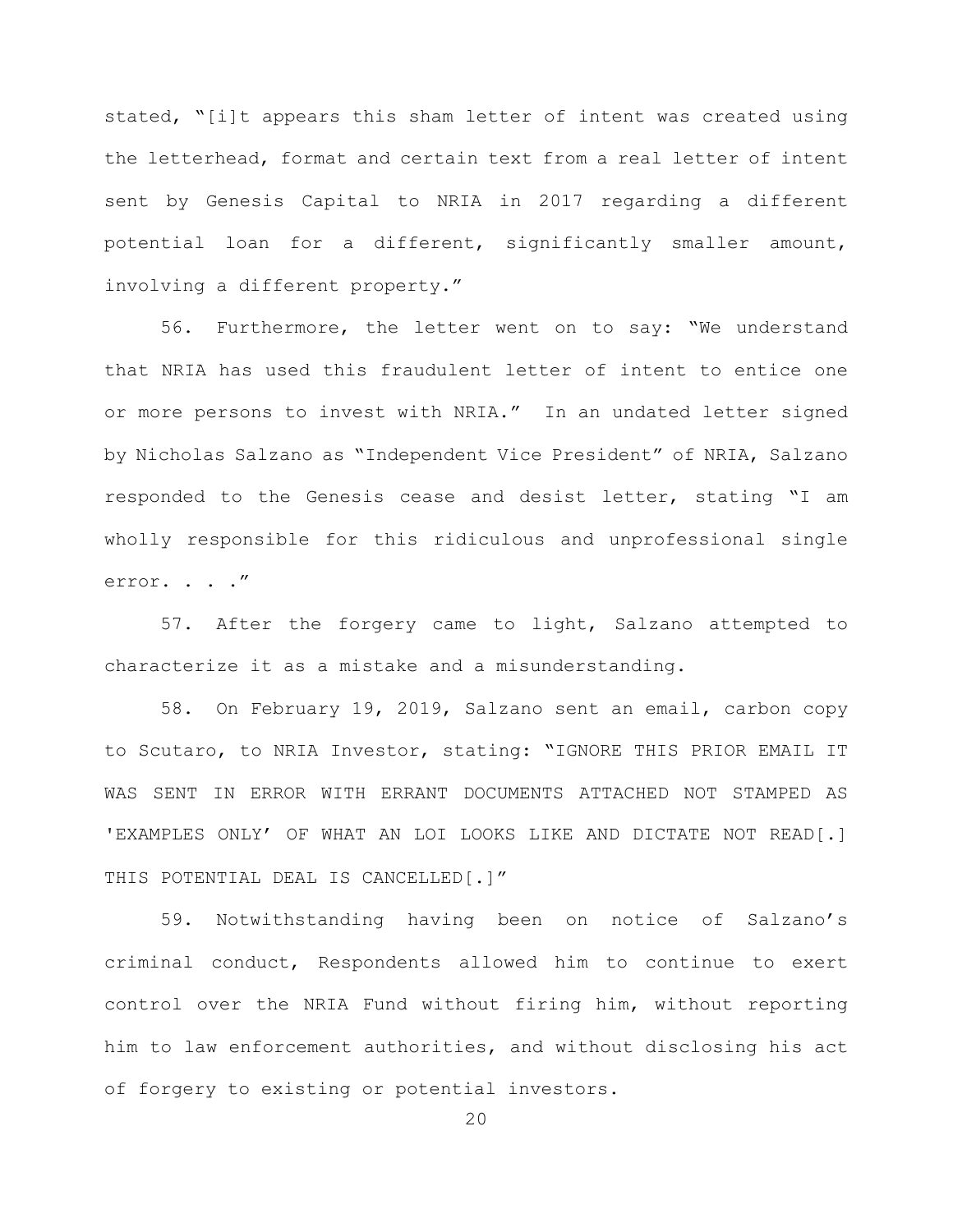stated, "[i]t appears this sham letter of intent was created using the letterhead, format and certain text from a real letter of intent sent by Genesis Capital to NRIA in 2017 regarding a different potential loan for a different, significantly smaller amount, involving a different property."

56. Furthermore, the letter went on to say: "We understand that NRIA has used this fraudulent letter of intent to entice one or more persons to invest with NRIA." In an undated letter signed by Nicholas Salzano as "Independent Vice President" of NRIA, Salzano responded to the Genesis cease and desist letter, stating "I am wholly responsible for this ridiculous and unprofessional single error. . . ."

57. After the forgery came to light, Salzano attempted to characterize it as a mistake and a misunderstanding.

58. On February 19, 2019, Salzano sent an email, carbon copy to Scutaro, to NRIA Investor, stating: "IGNORE THIS PRIOR EMAIL IT WAS SENT IN ERROR WITH ERRANT DOCUMENTS ATTACHED NOT STAMPED AS 'EXAMPLES ONLY' OF WHAT AN LOI LOOKS LIKE AND DICTATE NOT READ[.] THIS POTENTIAL DEAL IS CANCELLED[.]"

59. Notwithstanding having been on notice of Salzano's criminal conduct, Respondents allowed him to continue to exert control over the NRIA Fund without firing him, without reporting him to law enforcement authorities, and without disclosing his act of forgery to existing or potential investors.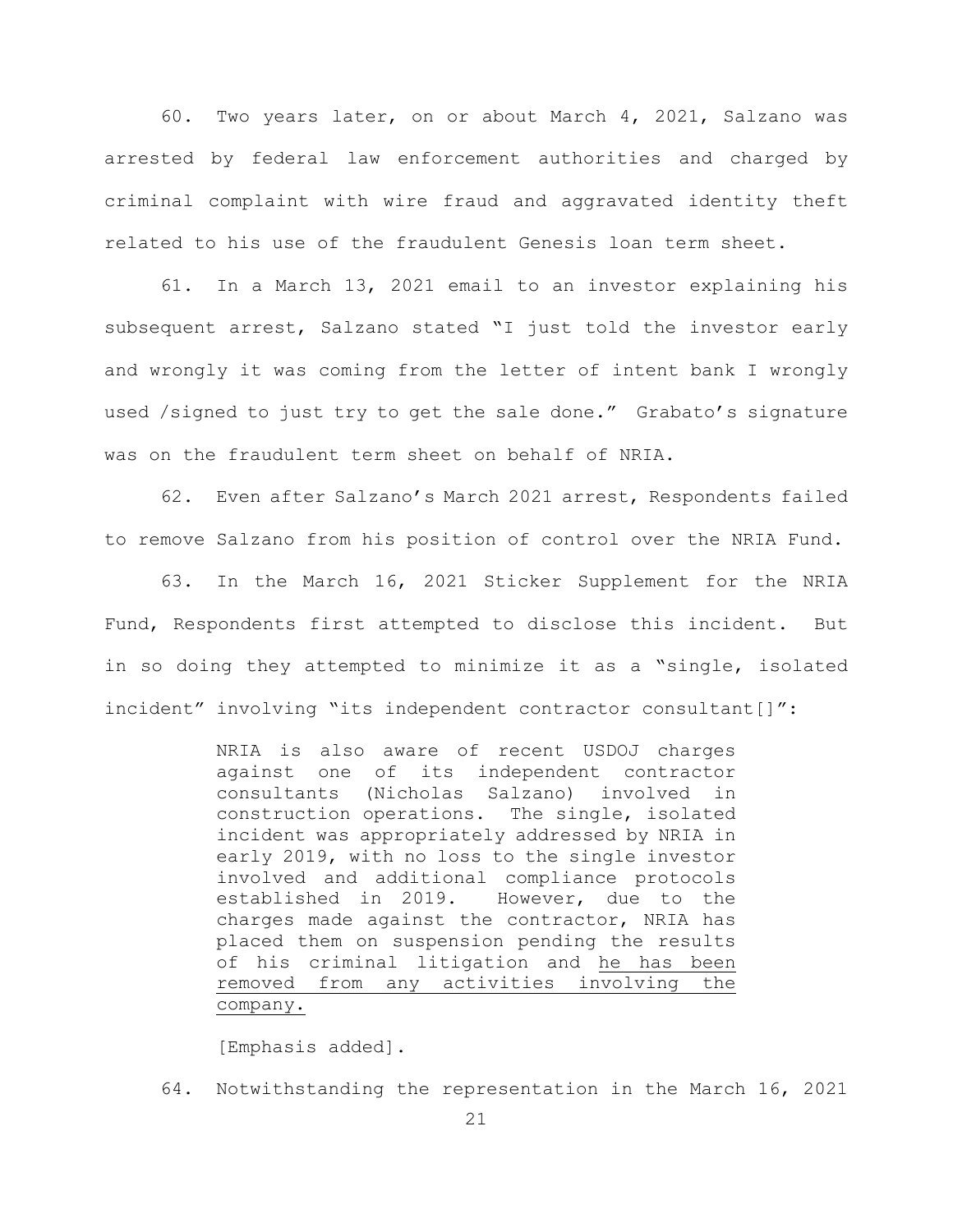60. Two years later, on or about March 4, 2021, Salzano was arrested by federal law enforcement authorities and charged by criminal complaint with wire fraud and aggravated identity theft related to his use of the fraudulent Genesis loan term sheet.

61. In a March 13, 2021 email to an investor explaining his subsequent arrest, Salzano stated "I just told the investor early and wrongly it was coming from the letter of intent bank I wrongly used /signed to just try to get the sale done." Grabato's signature was on the fraudulent term sheet on behalf of NRIA.

62. Even after Salzano's March 2021 arrest, Respondents failed to remove Salzano from his position of control over the NRIA Fund.

63. In the March 16, 2021 Sticker Supplement for the NRIA Fund, Respondents first attempted to disclose this incident. But in so doing they attempted to minimize it as a "single, isolated incident" involving "its independent contractor consultant[]":

> NRIA is also aware of recent USDOJ charges against one of its independent contractor consultants (Nicholas Salzano) involved in construction operations. The single, isolated incident was appropriately addressed by NRIA in early 2019, with no loss to the single investor involved and additional compliance protocols established in 2019. However, due to the charges made against the contractor, NRIA has placed them on suspension pending the results of his criminal litigation and <u>he has been removed from any activities involving the company.</u>
>
> [Emphasis added].

64. Notwithstanding the representation in the March 16, 2021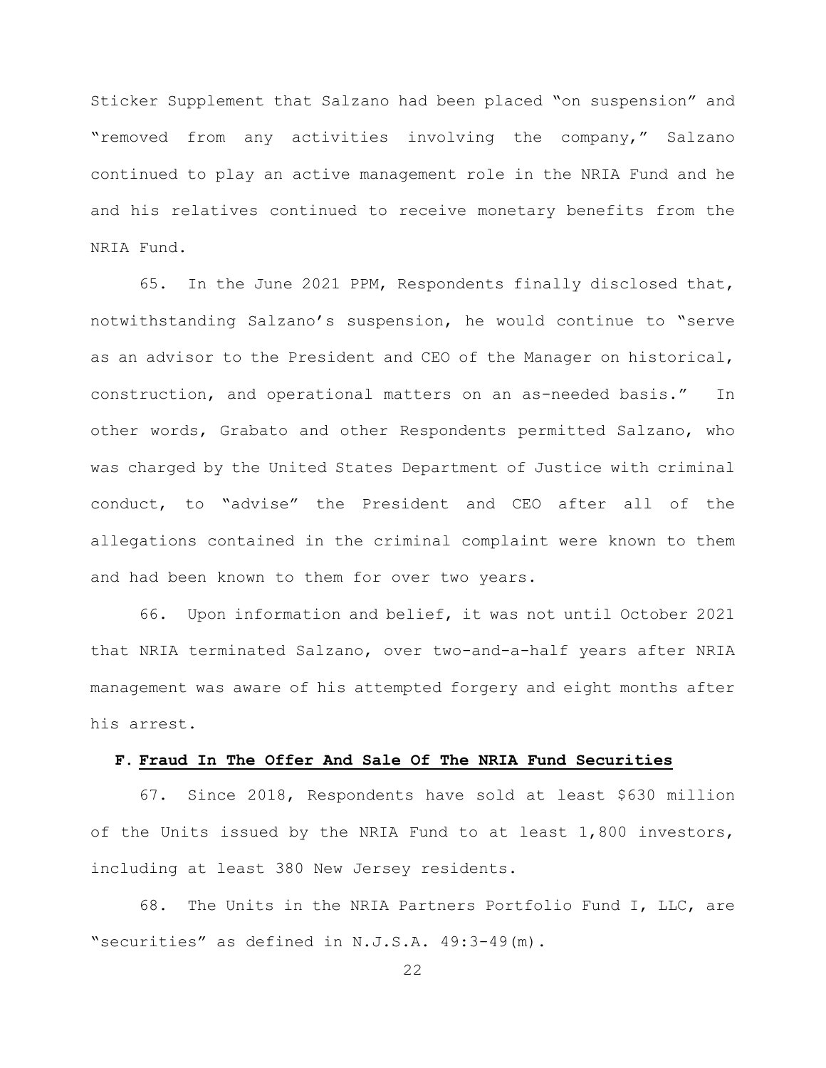Sticker Supplement that Salzano had been placed "on suspension" and "removed from any activities involving the company," Salzano continued to play an active management role in the NRIA Fund and he and his relatives continued to receive monetary benefits from the NRIA Fund.

65. In the June 2021 PPM, Respondents finally disclosed that, notwithstanding Salzano's suspension, he would continue to "serve as an advisor to the President and CEO of the Manager on historical, construction, and operational matters on an as-needed basis." In other words, Grabato and other Respondents permitted Salzano, who was charged by the United States Department of Justice with criminal conduct, to "advise" the President and CEO after all of the allegations contained in the criminal complaint were known to them and had been known to them for over two years.

66. Upon information and belief, it was not until October 2021 that NRIA terminated Salzano, over two-and-a-half years after NRIA management was aware of his attempted forgery and eight months after his arrest.

### F. Fraud In The Offer And Sale Of The NRIA Fund Securities

67. Since 2018, Respondents have sold at least $630 million of the Units issued by the NRIA Fund to at least 1,800 investors, including at least 380 New Jersey residents.

68. The Units in the NRIA Partners Portfolio Fund I, LLC, are "securities" as defined in N.J.S.A. 49:3-49(m).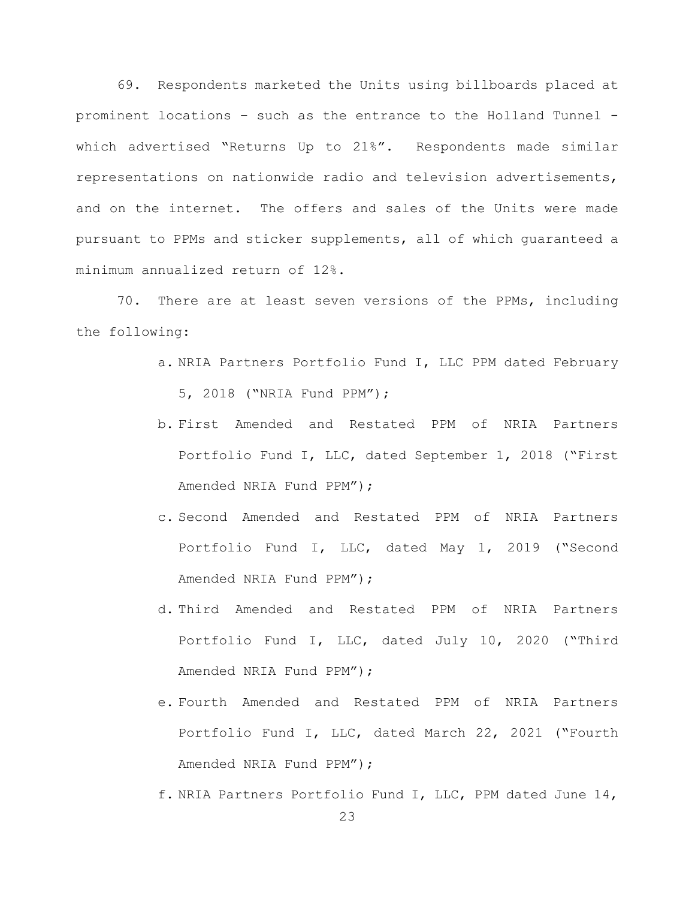69. Respondents marketed the Units using billboards placed at prominent locations – such as the entrance to the Holland Tunnel - which advertised "Returns Up to 21%". Respondents made similar representations on nationwide radio and television advertisements, and on the internet. The offers and sales of the Units were made pursuant to PPMs and sticker supplements, all of which guaranteed a minimum annualized return of 12%.

70. There are at least seven versions of the PPMs, including the following:

a. NRIA Partners Portfolio Fund I, LLC PPM dated February 5, 2018 ("NRIA Fund PPM");

b. First Amended and Restated PPM of NRIA Partners Portfolio Fund I, LLC, dated September 1, 2018 ("First Amended NRIA Fund PPM");

c. Second Amended and Restated PPM of NRIA Partners Portfolio Fund I, LLC, dated May 1, 2019 ("Second Amended NRIA Fund PPM");

d. Third Amended and Restated PPM of NRIA Partners Portfolio Fund I, LLC, dated July 10, 2020 ("Third Amended NRIA Fund PPM");

e. Fourth Amended and Restated PPM of NRIA Partners Portfolio Fund I, LLC, dated March 22, 2021 ("Fourth Amended NRIA Fund PPM");

f. NRIA Partners Portfolio Fund I, LLC, PPM dated June 14,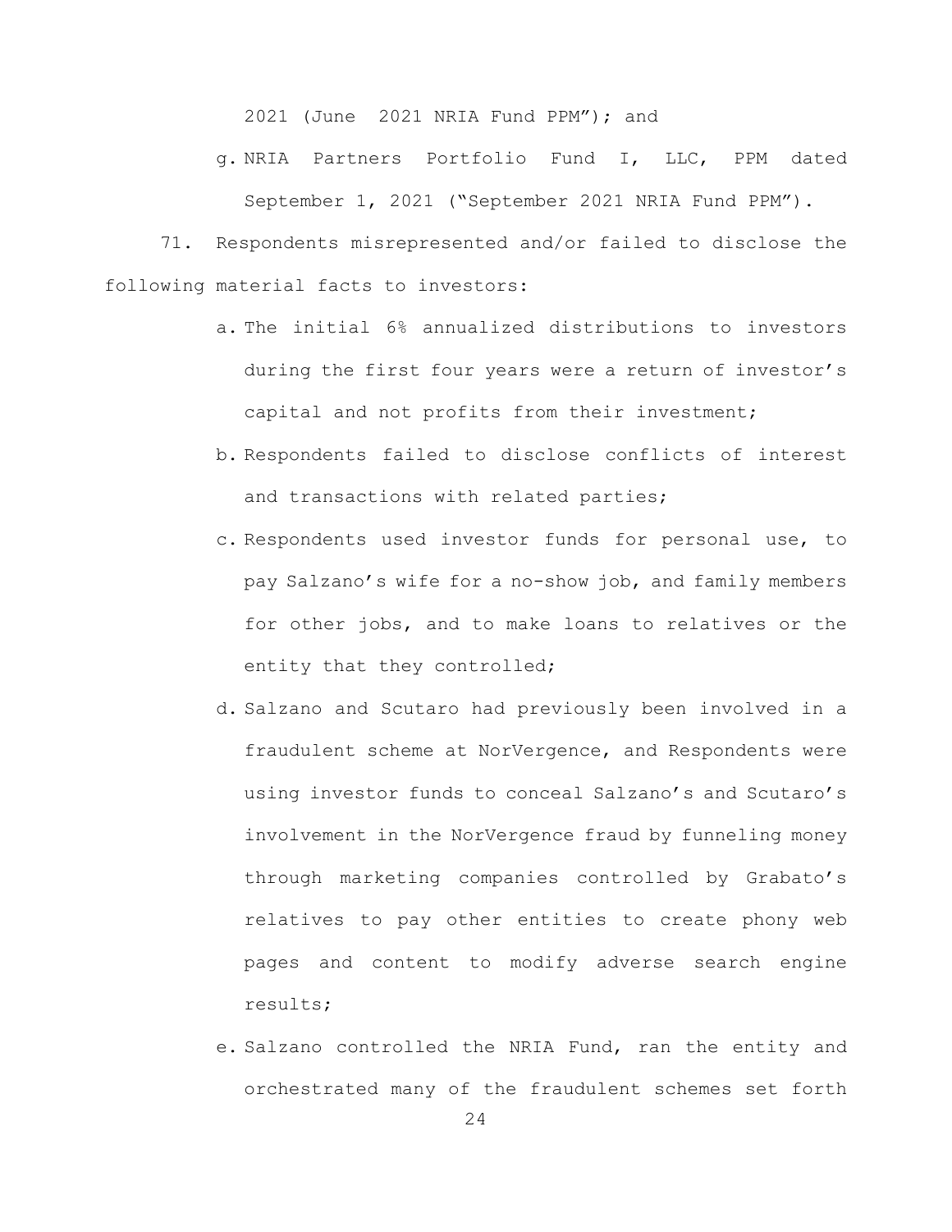2021 (June 2021 NRIA Fund PPM"); and

g. NRIA Partners Portfolio Fund I, LLC, PPM dated September 1, 2021 ("September 2021 NRIA Fund PPM").

71. Respondents misrepresented and/or failed to disclose the following material facts to investors:

a. The initial 6% annualized distributions to investors during the first four years were a return of investor's capital and not profits from their investment;

b. Respondents failed to disclose conflicts of interest and transactions with related parties;

c. Respondents used investor funds for personal use, to pay Salzano's wife for a no-show job, and family members for other jobs, and to make loans to relatives or the entity that they controlled;

d. Salzano and Scutaro had previously been involved in a fraudulent scheme at NorVergence, and Respondents were using investor funds to conceal Salzano's and Scutaro's involvement in the NorVergence fraud by funneling money through marketing companies controlled by Grabato's relatives to pay other entities to create phony web pages and content to modify adverse search engine results;

e. Salzano controlled the NRIA Fund, ran the entity and orchestrated many of the fraudulent schemes set forth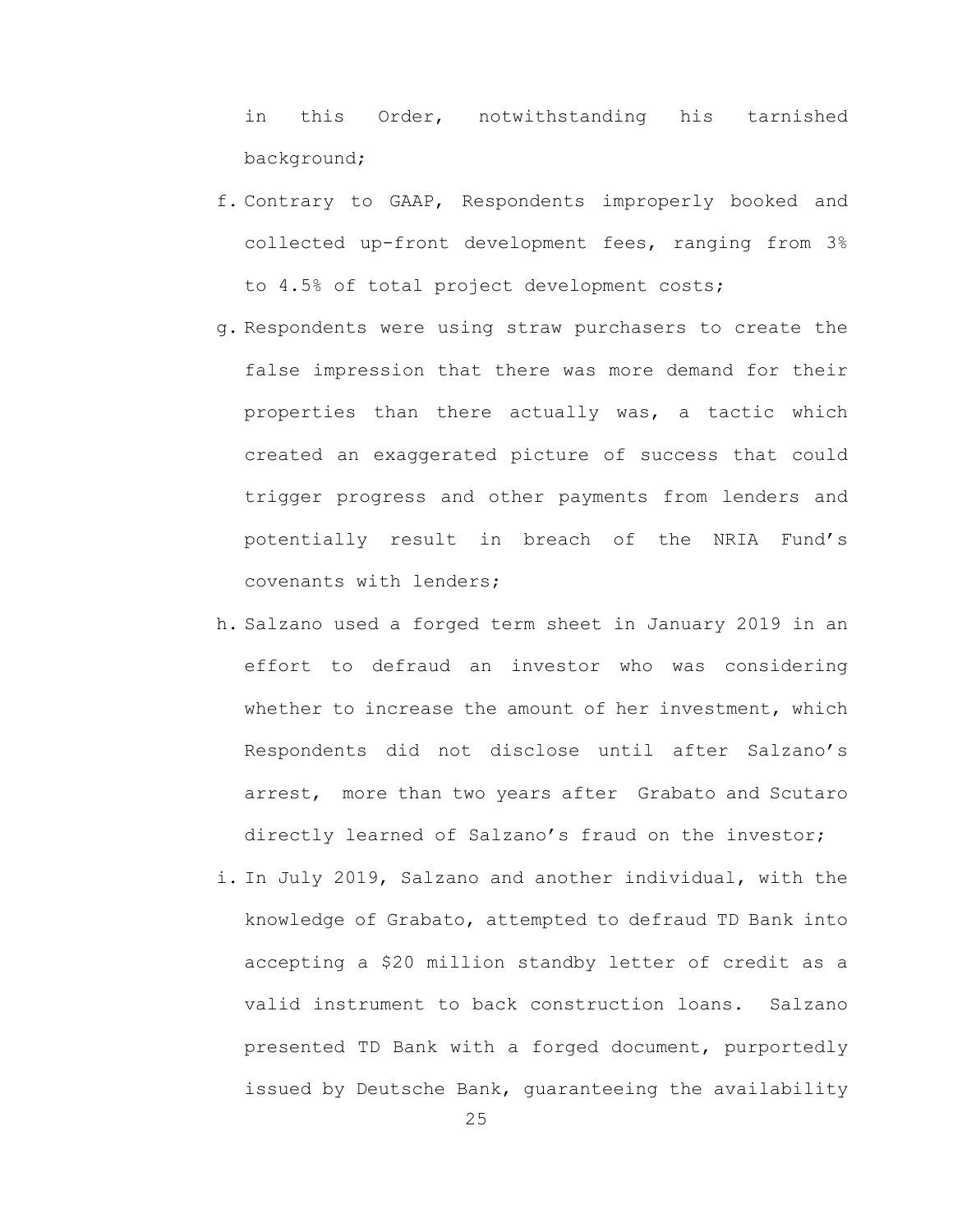in this Order, notwithstanding his tarnished background;

f. Contrary to GAAP, Respondents improperly booked and collected up-front development fees, ranging from 3% to 4.5% of total project development costs;

g. Respondents were using straw purchasers to create the false impression that there was more demand for their properties than there actually was, a tactic which created an exaggerated picture of success that could trigger progress and other payments from lenders and potentially result in breach of the NRIA Fund's covenants with lenders;

h. Salzano used a forged term sheet in January 2019 in an effort to defraud an investor who was considering whether to increase the amount of her investment, which Respondents did not disclose until after Salzano's arrest, more than two years after Grabato and Scutaro directly learned of Salzano's fraud on the investor;

i. In July 2019, Salzano and another individual, with the knowledge of Grabato, attempted to defraud TD Bank into accepting a $20 million standby letter of credit as a valid instrument to back construction loans. Salzano presented TD Bank with a forged document, purportedly issued by Deutsche Bank, guaranteeing the availability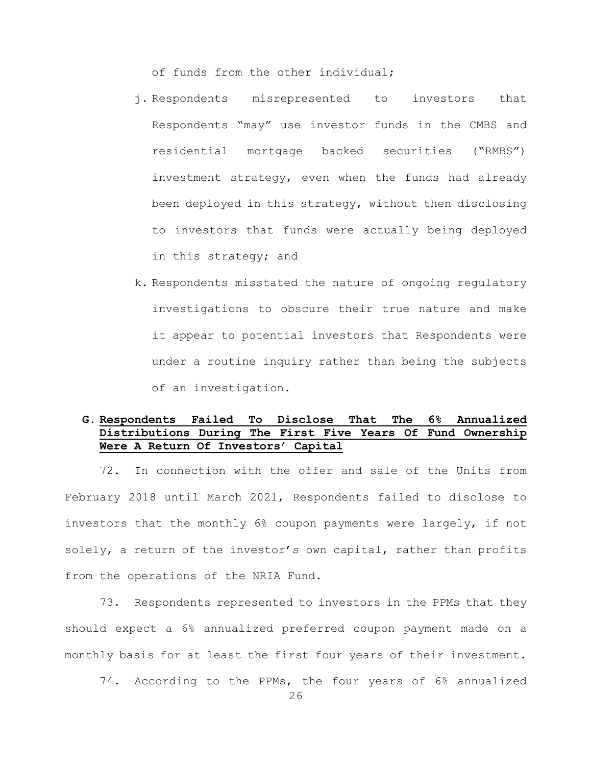of funds from the other individual;

j. Respondents misrepresented to investors that Respondents "may" use investor funds in the CMBS and residential mortgage backed securities ("RMBS") investment strategy, even when the funds had already been deployed in this strategy, without then disclosing to investors that funds were actually being deployed in this strategy; and

k. Respondents misstated the nature of ongoing regulatory investigations to obscure their true nature and make it appear to potential investors that Respondents were under a routine inquiry rather than being the subjects of an investigation.

### G. Respondents Failed To Disclose That The 6% Annualized Distributions During The First Five Years Of Fund Ownership Were A Return Of Investors' Capital

72. In connection with the offer and sale of the Units from February 2018 until March 2021, Respondents failed to disclose to investors that the monthly 6% coupon payments were largely, if not solely, a return of the investor's own capital, rather than profits from the operations of the NRIA Fund.

73. Respondents represented to investors in the PPMs that they should expect a 6% annualized preferred coupon payment made on a monthly basis for at least the first four years of their investment.

74. According to the PPMs, the four years of 6% annualized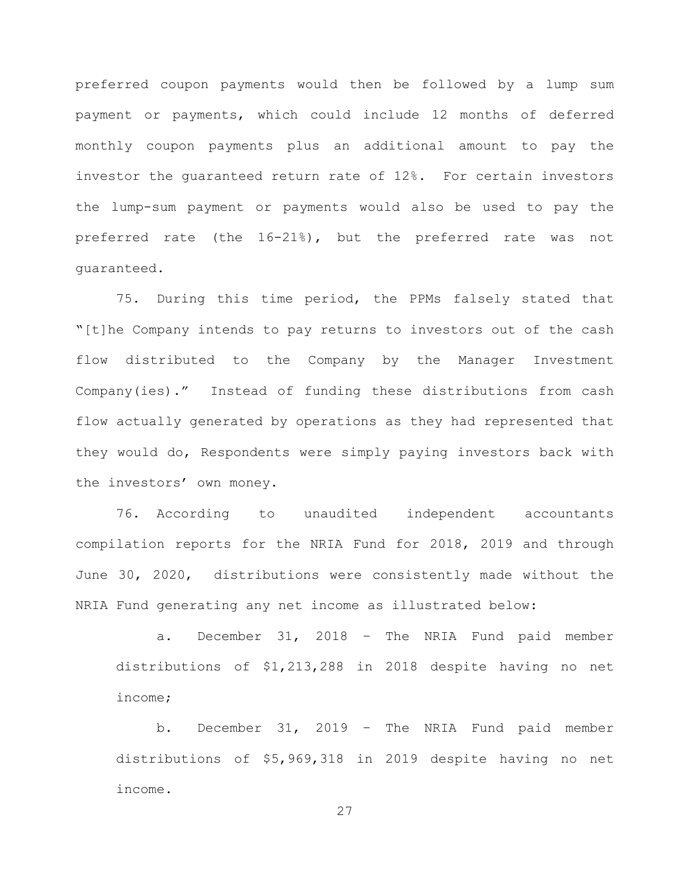preferred coupon payments would then be followed by a lump sum payment or payments, which could include 12 months of deferred monthly coupon payments plus an additional amount to pay the investor the guaranteed return rate of 12%. For certain investors the lump-sum payment or payments would also be used to pay the preferred rate (the 16-21%), but the preferred rate was not guaranteed.

75. During this time period, the PPMs falsely stated that "[t]he Company intends to pay returns to investors out of the cash flow distributed to the Company by the Manager Investment Company(ies)." Instead of funding these distributions from cash flow actually generated by operations as they had represented that they would do, Respondents were simply paying investors back with the investors' own money.

76. According to unaudited independent accountants compilation reports for the NRIA Fund for 2018, 2019 and through June 30, 2020, distributions were consistently made without the NRIA Fund generating any net income as illustrated below:

a. December 31, 2018 – The NRIA Fund paid member distributions of $1,213,288 in 2018 despite having no net income;

b. December 31, 2019 – The NRIA Fund paid member distributions of $5,969,318 in 2019 despite having no net income.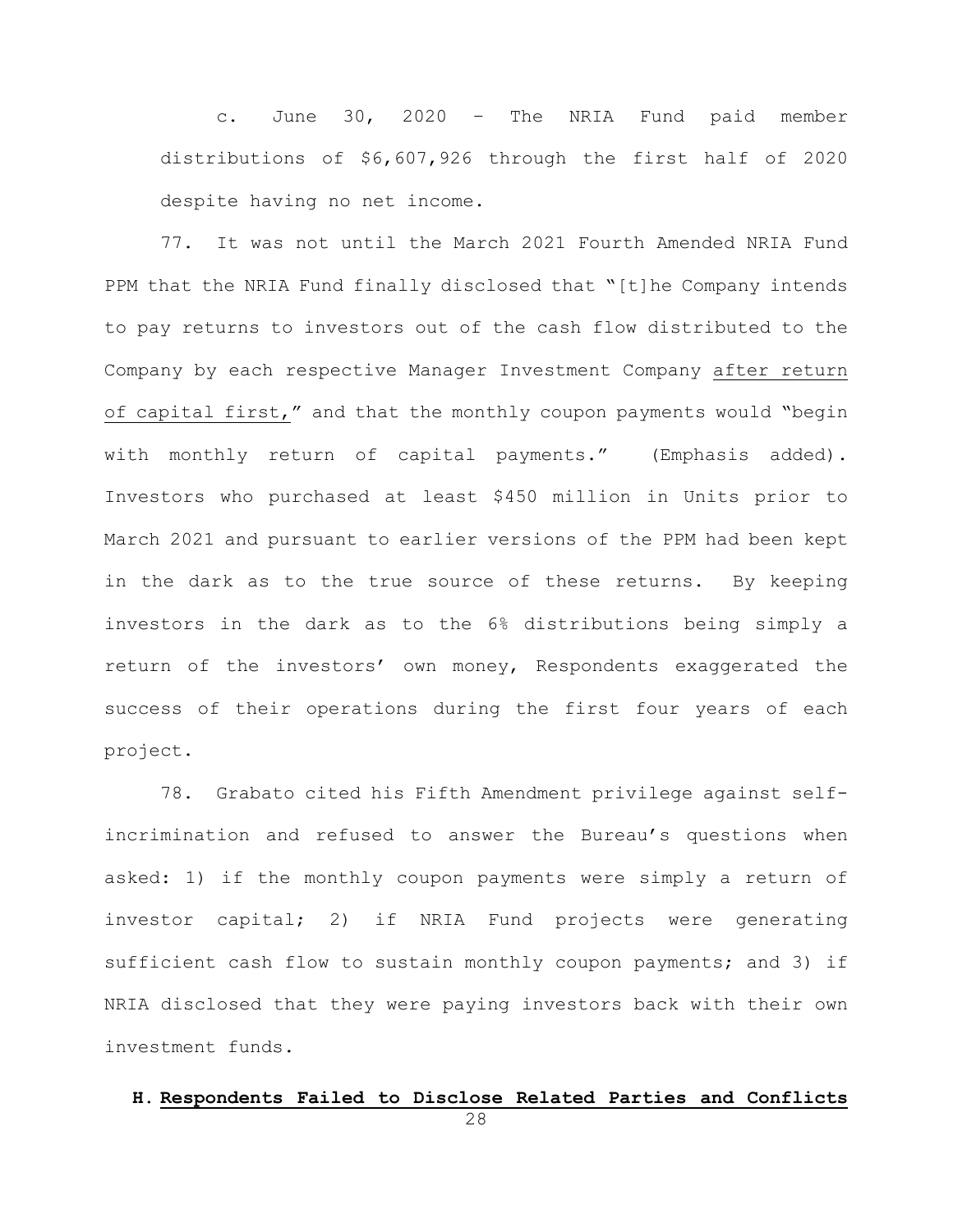c. June 30, 2020 – The NRIA Fund paid member distributions of $6,607,926 through the first half of 2020 despite having no net income.

77. It was not until the March 2021 Fourth Amended NRIA Fund PPM that the NRIA Fund finally disclosed that "[t]he Company intends to pay returns to investors out of the cash flow distributed to the Company by each respective Manager Investment Company <u>after return of capital first,</u>" and that the monthly coupon payments would "begin with monthly return of capital payments." (Emphasis added). Investors who purchased at least $450 million in Units prior to March 2021 and pursuant to earlier versions of the PPM had been kept in the dark as to the true source of these returns. By keeping investors in the dark as to the 6% distributions being simply a return of the investors' own money, Respondents exaggerated the success of their operations during the first four years of each project.

78. Grabato cited his Fifth Amendment privilege against self-incrimination and refused to answer the Bureau's questions when asked: 1) if the monthly coupon payments were simply a return of investor capital; 2) if NRIA Fund projects were generating sufficient cash flow to sustain monthly coupon payments; and 3) if NRIA disclosed that they were paying investors back with their own investment funds.

### H. Respondents Failed to Disclose Related Parties and Conflicts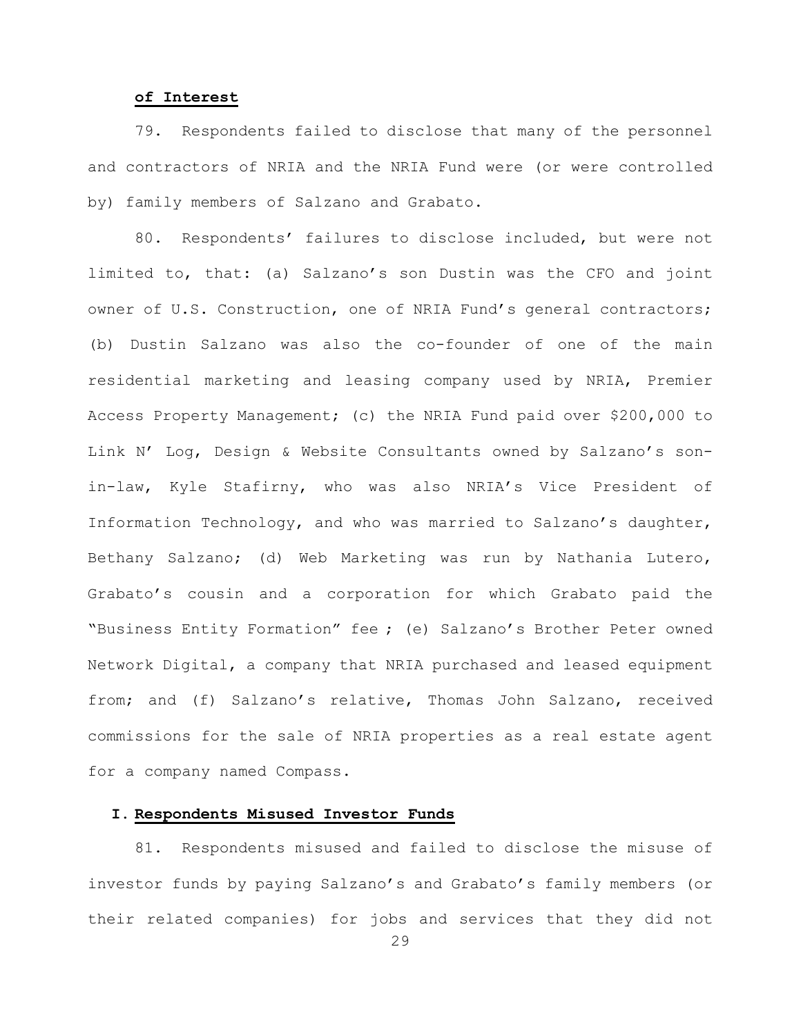**of Interest**

79. Respondents failed to disclose that many of the personnel and contractors of NRIA and the NRIA Fund were (or were controlled by) family members of Salzano and Grabato.

80. Respondents' failures to disclose included, but were not limited to, that: (a) Salzano's son Dustin was the CFO and joint owner of U.S. Construction, one of NRIA Fund's general contractors; (b) Dustin Salzano was also the co-founder of one of the main residential marketing and leasing company used by NRIA, Premier Access Property Management; (c) the NRIA Fund paid over $200,000 to Link N' Log, Design & Website Consultants owned by Salzano's son-in-law, Kyle Stafirny, who was also NRIA's Vice President of Information Technology, and who was married to Salzano's daughter, Bethany Salzano; (d) Web Marketing was run by Nathania Lutero, Grabato's cousin and a corporation for which Grabato paid the "Business Entity Formation" fee ; (e) Salzano's Brother Peter owned Network Digital, a company that NRIA purchased and leased equipment from; and (f) Salzano's relative, Thomas John Salzano, received commissions for the sale of NRIA properties as a real estate agent for a company named Compass.

## I. Respondents Misused Investor Funds

81. Respondents misused and failed to disclose the misuse of investor funds by paying Salzano's and Grabato's family members (or their related companies) for jobs and services that they did not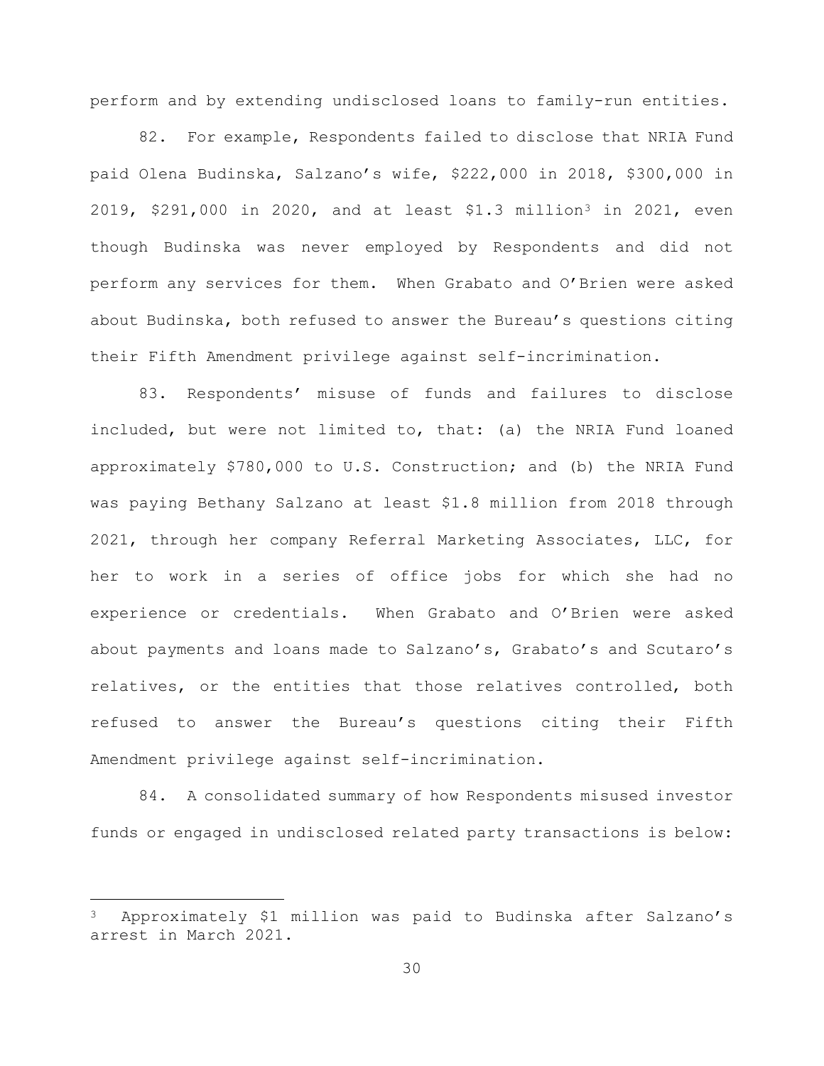perform and by extending undisclosed loans to family-run entities.

82. For example, Respondents failed to disclose that NRIA Fund paid Olena Budinska, Salzano's wife, $222,000 in 2018, $300,000 in 2019, $291,000 in 2020, and at least $1.3 million[3] in 2021, even though Budinska was never employed by Respondents and did not perform any services for them. When Grabato and O'Brien were asked about Budinska, both refused to answer the Bureau's questions citing their Fifth Amendment privilege against self-incrimination.

83. Respondents' misuse of funds and failures to disclose included, but were not limited to, that: (a) the NRIA Fund loaned approximately $780,000 to U.S. Construction; and (b) the NRIA Fund was paying Bethany Salzano at least $1.8 million from 2018 through 2021, through her company Referral Marketing Associates, LLC, for her to work in a series of office jobs for which she had no experience or credentials. When Grabato and O'Brien were asked about payments and loans made to Salzano's, Grabato's and Scutaro's relatives, or the entities that those relatives controlled, both refused to answer the Bureau's questions citing their Fifth Amendment privilege against self-incrimination.

84. A consolidated summary of how Respondents misused investor funds or engaged in undisclosed related party transactions is below:

---

[3] Approximately $1 million was paid to Budinska after Salzano's arrest in March 2021.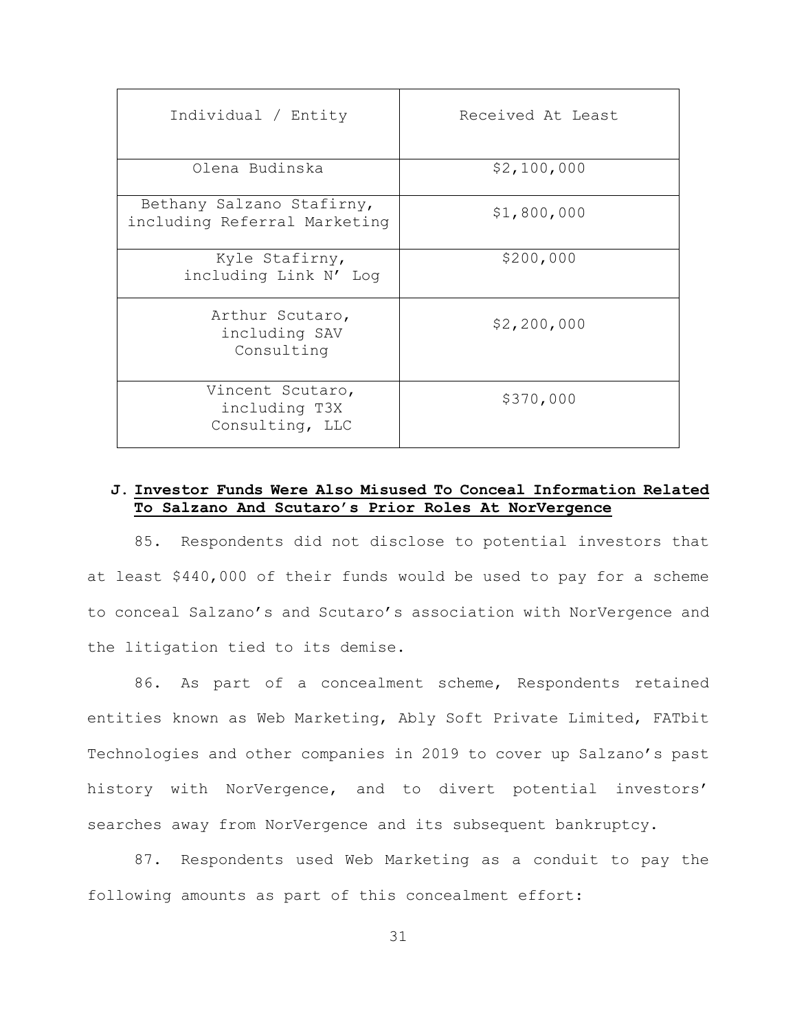| Individual / Entity | Received At Least |
|---|---|
| Olena Budinska | $2,100,000 |
| Bethany Salzano Stafirny, including Referral Marketing | $1,800,000 |
| Kyle Stafirny, including Link N' Log | $200,000 |
| Arthur Scutaro, including SAV Consulting | $2,200,000 |
| Vincent Scutaro, including T3X Consulting, LLC | $370,000 |

### J. **Investor Funds Were Also Misused To Conceal Information Related To Salzano And Scutaro's Prior Roles At NorVergence**

85. Respondents did not disclose to potential investors that at least $440,000 of their funds would be used to pay for a scheme to conceal Salzano's and Scutaro's association with NorVergence and the litigation tied to its demise.

86. As part of a concealment scheme, Respondents retained entities known as Web Marketing, Ably Soft Private Limited, FATbit Technologies and other companies in 2019 to cover up Salzano's past history with NorVergence, and to divert potential investors' searches away from NorVergence and its subsequent bankruptcy.

87. Respondents used Web Marketing as a conduit to pay the following amounts as part of this concealment effort: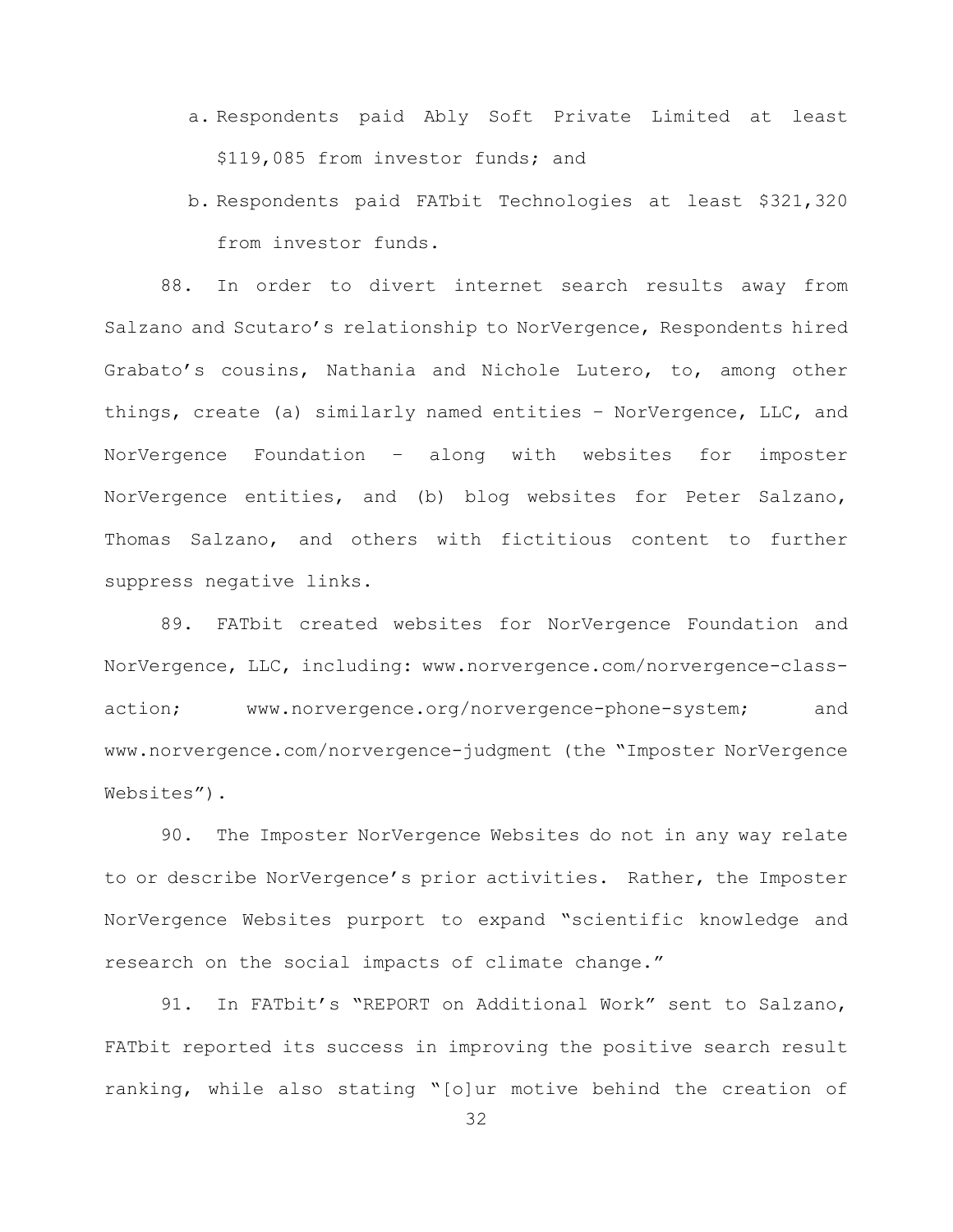a. Respondents paid Ably Soft Private Limited at least $119,085 from investor funds; and

b. Respondents paid FATbit Technologies at least $321,320 from investor funds.

88. In order to divert internet search results away from Salzano and Scutaro's relationship to NorVergence, Respondents hired Grabato's cousins, Nathania and Nichole Lutero, to, among other things, create (a) similarly named entities – NorVergence, LLC, and NorVergence Foundation – along with websites for imposter NorVergence entities, and (b) blog websites for Peter Salzano, Thomas Salzano, and others with fictitious content to further suppress negative links.

89. FATbit created websites for NorVergence Foundation and NorVergence, LLC, including: www.norvergence.com/norvergence-class-action; www.norvergence.org/norvergence-phone-system; and www.norvergence.com/norvergence-judgment (the "Imposter NorVergence Websites").

90. The Imposter NorVergence Websites do not in any way relate to or describe NorVergence's prior activities. Rather, the Imposter NorVergence Websites purport to expand "scientific knowledge and research on the social impacts of climate change."

91. In FATbit's "REPORT on Additional Work" sent to Salzano, FATbit reported its success in improving the positive search result ranking, while also stating "[o]ur motive behind the creation of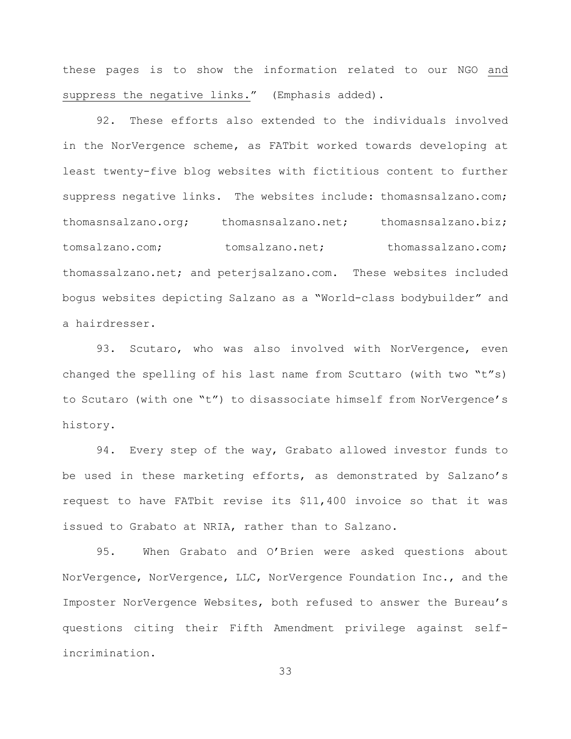these pages is to show the information related to our NGO <u>and suppress the negative links.</u>" (Emphasis added).

92. These efforts also extended to the individuals involved in the NorVergence scheme, as FATbit worked towards developing at least twenty-five blog websites with fictitious content to further suppress negative links. The websites include: thomasnsalzano.com; thomasnsalzano.org; thomasnsalzano.net; thomasnsalzano.biz; tomsalzano.com; tomsalzano.net; thomassalzano.com; thomassalzano.net; and peterjsalzano.com. These websites included bogus websites depicting Salzano as a "World-class bodybuilder" and a hairdresser.

93. Scutaro, who was also involved with NorVergence, even changed the spelling of his last name from Scuttaro (with two "t"s) to Scutaro (with one "t") to disassociate himself from NorVergence's history.

94. Every step of the way, Grabato allowed investor funds to be used in these marketing efforts, as demonstrated by Salzano's request to have FATbit revise its $11,400 invoice so that it was issued to Grabato at NRIA, rather than to Salzano.

95. When Grabato and O'Brien were asked questions about NorVergence, NorVergence, LLC, NorVergence Foundation Inc., and the Imposter NorVergence Websites, both refused to answer the Bureau's questions citing their Fifth Amendment privilege against self-incrimination.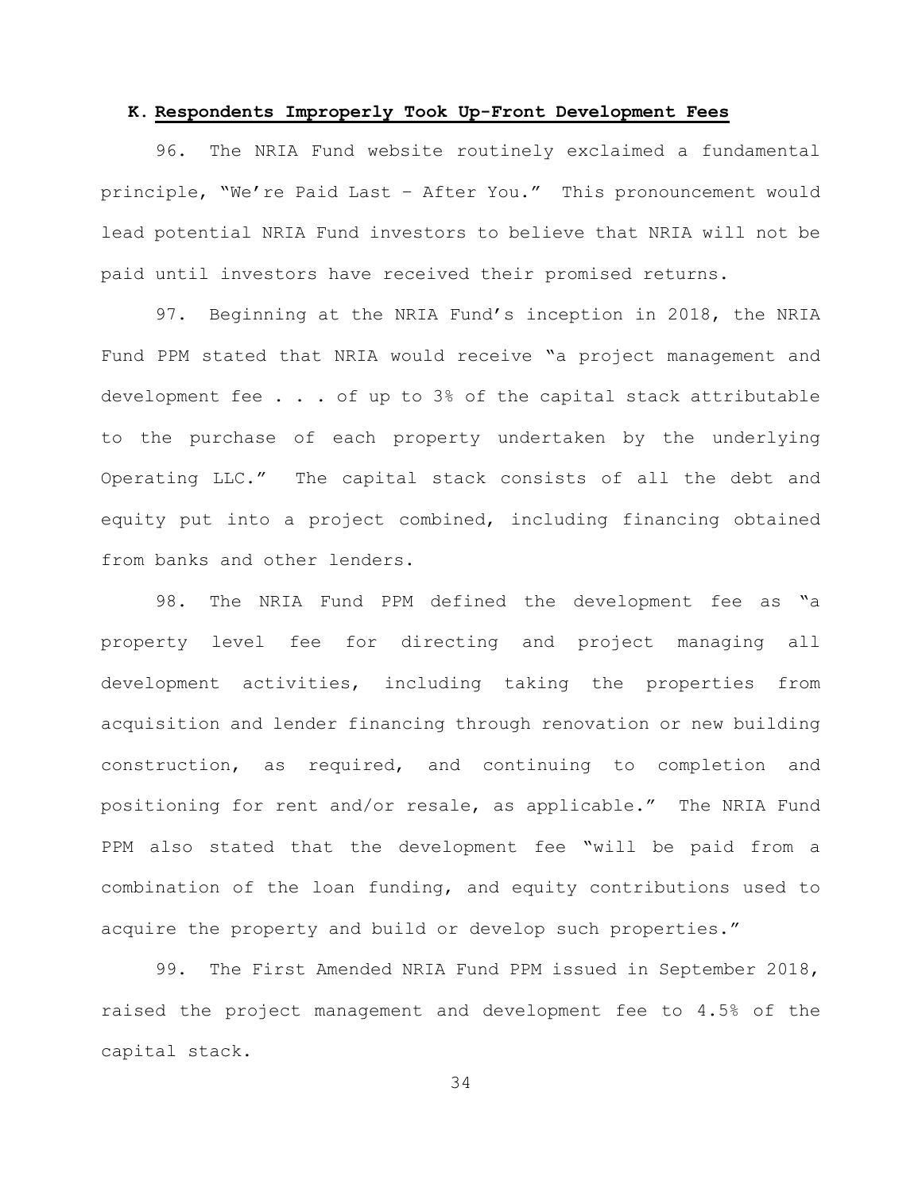### K. **Respondents Improperly Took Up-Front Development Fees**

96. The NRIA Fund website routinely exclaimed a fundamental principle, "We're Paid Last – After You." This pronouncement would lead potential NRIA Fund investors to believe that NRIA will not be paid until investors have received their promised returns.

97. Beginning at the NRIA Fund's inception in 2018, the NRIA Fund PPM stated that NRIA would receive "a project management and development fee . . . of up to 3% of the capital stack attributable to the purchase of each property undertaken by the underlying Operating LLC." The capital stack consists of all the debt and equity put into a project combined, including financing obtained from banks and other lenders.

98. The NRIA Fund PPM defined the development fee as "a property level fee for directing and project managing all development activities, including taking the properties from acquisition and lender financing through renovation or new building construction, as required, and continuing to completion and positioning for rent and/or resale, as applicable." The NRIA Fund PPM also stated that the development fee "will be paid from a combination of the loan funding, and equity contributions used to acquire the property and build or develop such properties."

99. The First Amended NRIA Fund PPM issued in September 2018, raised the project management and development fee to 4.5% of the capital stack.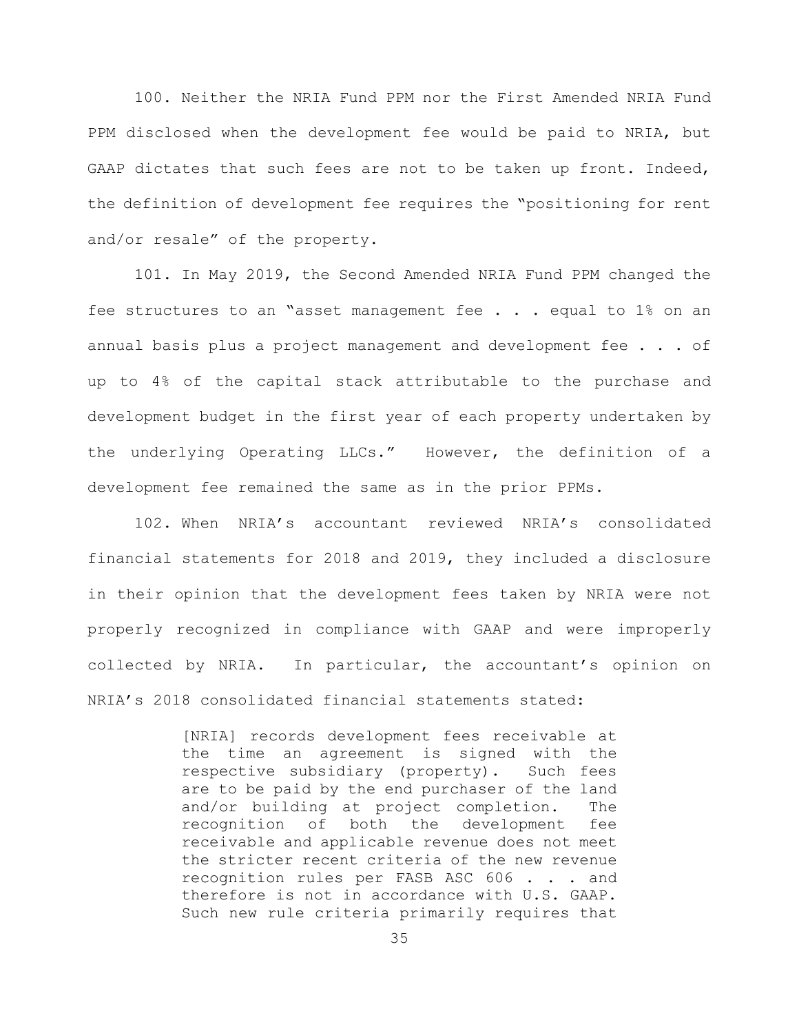100. Neither the NRIA Fund PPM nor the First Amended NRIA Fund PPM disclosed when the development fee would be paid to NRIA, but GAAP dictates that such fees are not to be taken up front. Indeed, the definition of development fee requires the "positioning for rent and/or resale" of the property.

101. In May 2019, the Second Amended NRIA Fund PPM changed the fee structures to an "asset management fee . . . equal to 1% on an annual basis plus a project management and development fee . . . of up to 4% of the capital stack attributable to the purchase and development budget in the first year of each property undertaken by the underlying Operating LLCs." However, the definition of a development fee remained the same as in the prior PPMs.

102. When NRIA's accountant reviewed NRIA's consolidated financial statements for 2018 and 2019, they included a disclosure in their opinion that the development fees taken by NRIA were not properly recognized in compliance with GAAP and were improperly collected by NRIA. In particular, the accountant's opinion on NRIA's 2018 consolidated financial statements stated:

> [NRIA] records development fees receivable at the time an agreement is signed with the respective subsidiary (property). Such fees are to be paid by the end purchaser of the land and/or building at project completion. The recognition of both the development fee receivable and applicable revenue does not meet the stricter recent criteria of the new revenue recognition rules per FASB ASC 606 . . . and therefore is not in accordance with U.S. GAAP. Such new rule criteria primarily requires that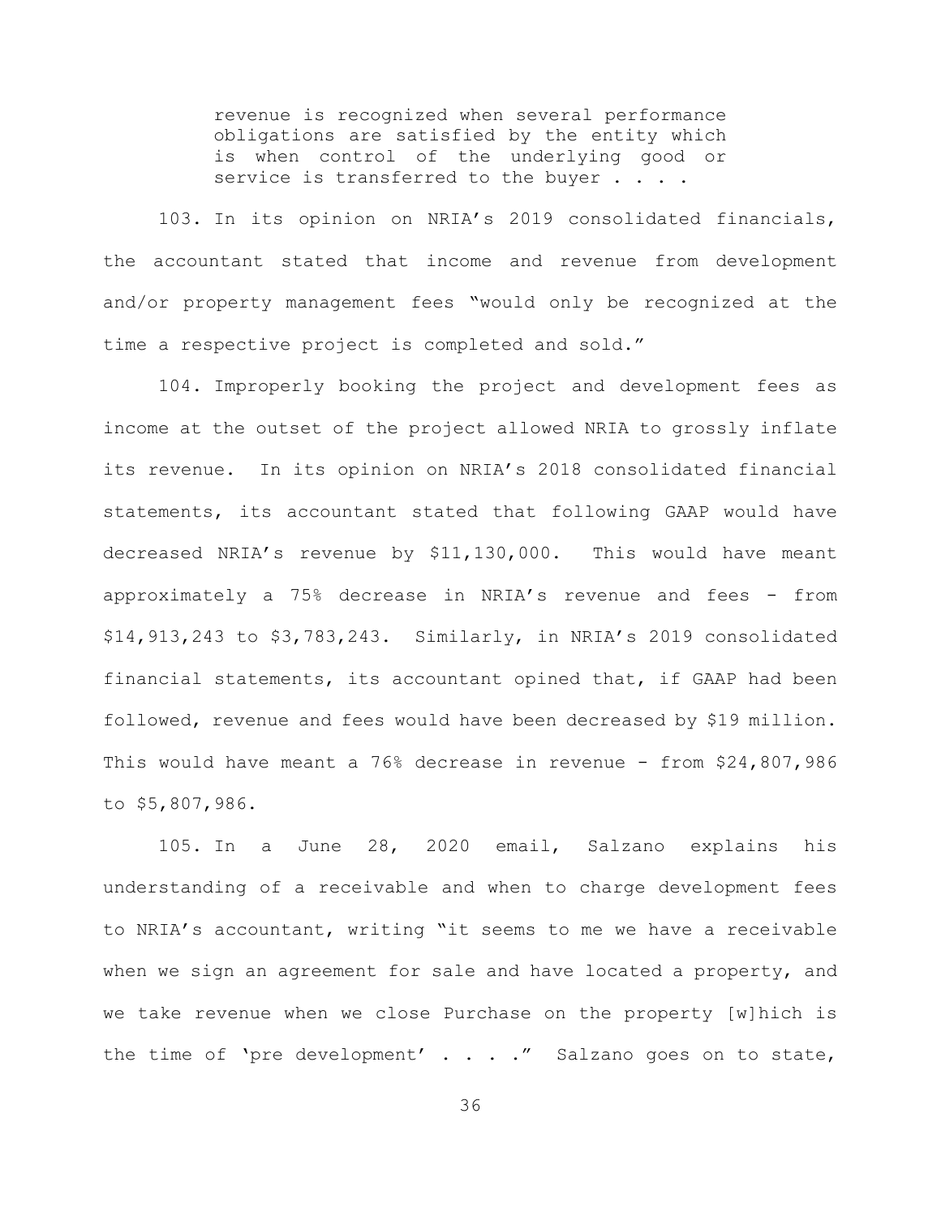> revenue is recognized when several performance obligations are satisfied by the entity which is when control of the underlying good or service is transferred to the buyer . . . .

103. In its opinion on NRIA's 2019 consolidated financials, the accountant stated that income and revenue from development and/or property management fees "would only be recognized at the time a respective project is completed and sold."

104. Improperly booking the project and development fees as income at the outset of the project allowed NRIA to grossly inflate its revenue. In its opinion on NRIA's 2018 consolidated financial statements, its accountant stated that following GAAP would have decreased NRIA's revenue by $11,130,000. This would have meant approximately a 75% decrease in NRIA's revenue and fees - from $14,913,243 to $3,783,243. Similarly, in NRIA's 2019 consolidated financial statements, its accountant opined that, if GAAP had been followed, revenue and fees would have been decreased by $19 million. This would have meant a 76% decrease in revenue - from $24,807,986 to $5,807,986.

105. In a June 28, 2020 email, Salzano explains his understanding of a receivable and when to charge development fees to NRIA's accountant, writing "it seems to me we have a receivable when we sign an agreement for sale and have located a property, and we take revenue when we close Purchase on the property [w]hich is the time of 'pre development' . . . ." Salzano goes on to state,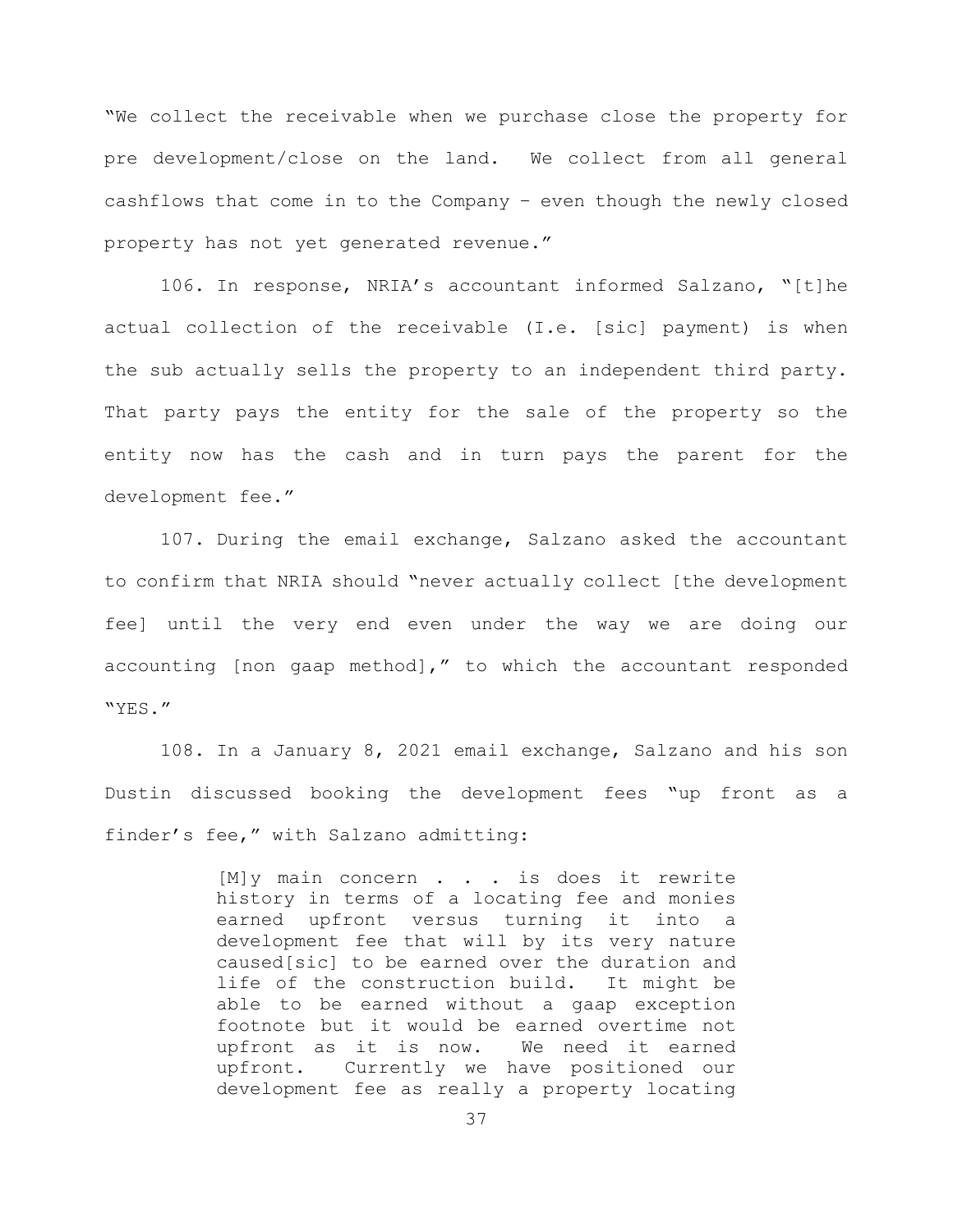"We collect the receivable when we purchase close the property for pre development/close on the land. We collect from all general cashflows that come in to the Company – even though the newly closed property has not yet generated revenue."

106. In response, NRIA's accountant informed Salzano, "[t]he actual collection of the receivable (I.e. [sic] payment) is when the sub actually sells the property to an independent third party. That party pays the entity for the sale of the property so the entity now has the cash and in turn pays the parent for the development fee."

107. During the email exchange, Salzano asked the accountant to confirm that NRIA should "never actually collect [the development fee] until the very end even under the way we are doing our accounting [non gaap method]," to which the accountant responded "YES."

108. In a January 8, 2021 email exchange, Salzano and his son Dustin discussed booking the development fees "up front as a finder's fee," with Salzano admitting:

> [M]y main concern . . . is does it rewrite history in terms of a locating fee and monies earned upfront versus turning it into a development fee that will by its very nature caused[sic] to be earned over the duration and life of the construction build. It might be able to be earned without a gaap exception footnote but it would be earned overtime not upfront as it is now. We need it earned upfront. Currently we have positioned our development fee as really a property locating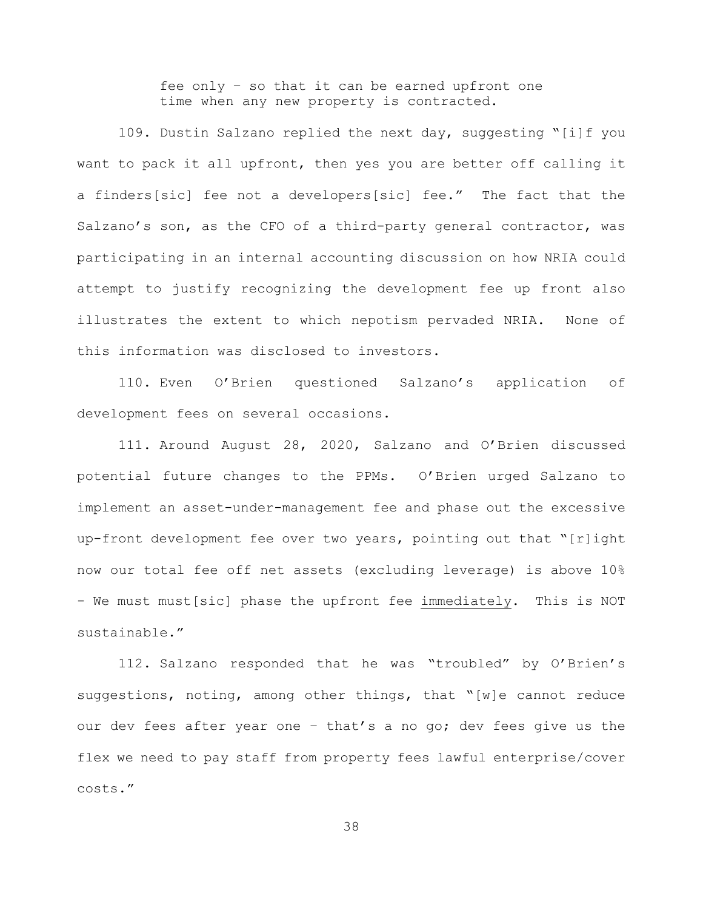fee only – so that it can be earned upfront one time when any new property is contracted.

109. Dustin Salzano replied the next day, suggesting "[i]f you want to pack it all upfront, then yes you are better off calling it a finders[sic] fee not a developers[sic] fee." The fact that the Salzano's son, as the CFO of a third-party general contractor, was participating in an internal accounting discussion on how NRIA could attempt to justify recognizing the development fee up front also illustrates the extent to which nepotism pervaded NRIA. None of this information was disclosed to investors.

110. Even O'Brien questioned Salzano's application of development fees on several occasions.

111. Around August 28, 2020, Salzano and O'Brien discussed potential future changes to the PPMs. O'Brien urged Salzano to implement an asset-under-management fee and phase out the excessive up-front development fee over two years, pointing out that "[r]ight now our total fee off net assets (excluding leverage) is above 10% - We must must[sic] phase the upfront fee <u>immediately</u>. This is NOT sustainable."

112. Salzano responded that he was "troubled" by O'Brien's suggestions, noting, among other things, that "[w]e cannot reduce our dev fees after year one – that's a no go; dev fees give us the flex we need to pay staff from property fees lawful enterprise/cover costs."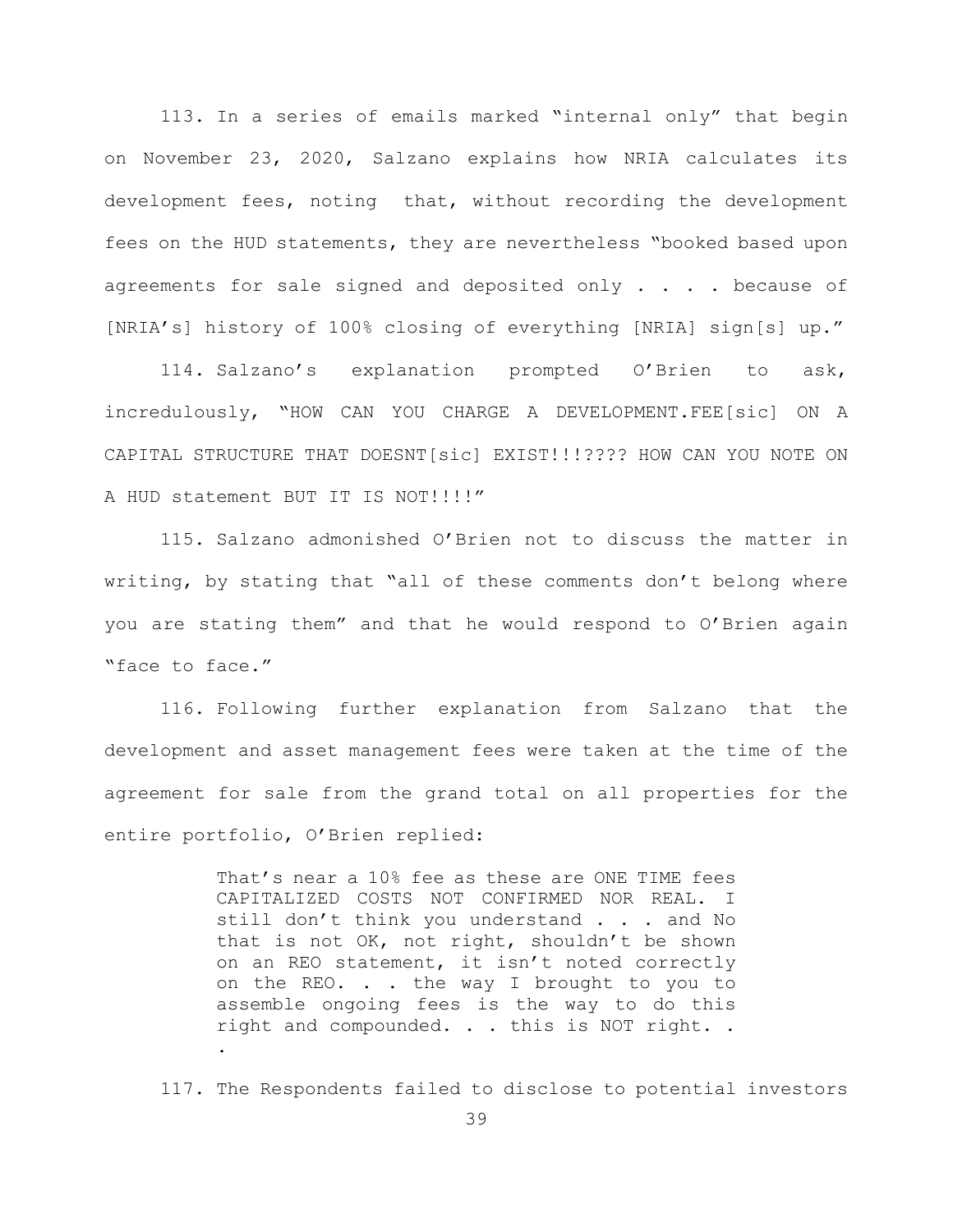113. In a series of emails marked "internal only" that begin on November 23, 2020, Salzano explains how NRIA calculates its development fees, noting that, without recording the development fees on the HUD statements, they are nevertheless "booked based upon agreements for sale signed and deposited only . . . . because of [NRIA's] history of 100% closing of everything [NRIA] sign[s] up."

114. Salzano's explanation prompted O'Brien to ask, incredulously, "HOW CAN YOU CHARGE A DEVELOPMENT.FEE[sic] ON A CAPITAL STRUCTURE THAT DOESNT[sic] EXIST!!!???? HOW CAN YOU NOTE ON A HUD statement BUT IT IS NOT!!!!"

115. Salzano admonished O'Brien not to discuss the matter in writing, by stating that "all of these comments don't belong where you are stating them" and that he would respond to O'Brien again "face to face."

116. Following further explanation from Salzano that the development and asset management fees were taken at the time of the agreement for sale from the grand total on all properties for the entire portfolio, O'Brien replied:

> That's near a 10% fee as these are ONE TIME fees CAPITALIZED COSTS NOT CONFIRMED NOR REAL. I still don't think you understand . . . and No that is not OK, not right, shouldn't be shown on an REO statement, it isn't noted correctly on the REO. . . the way I brought to you to assemble ongoing fees is the way to do this right and compounded. . . this is NOT right. . .

117. The Respondents failed to disclose to potential investors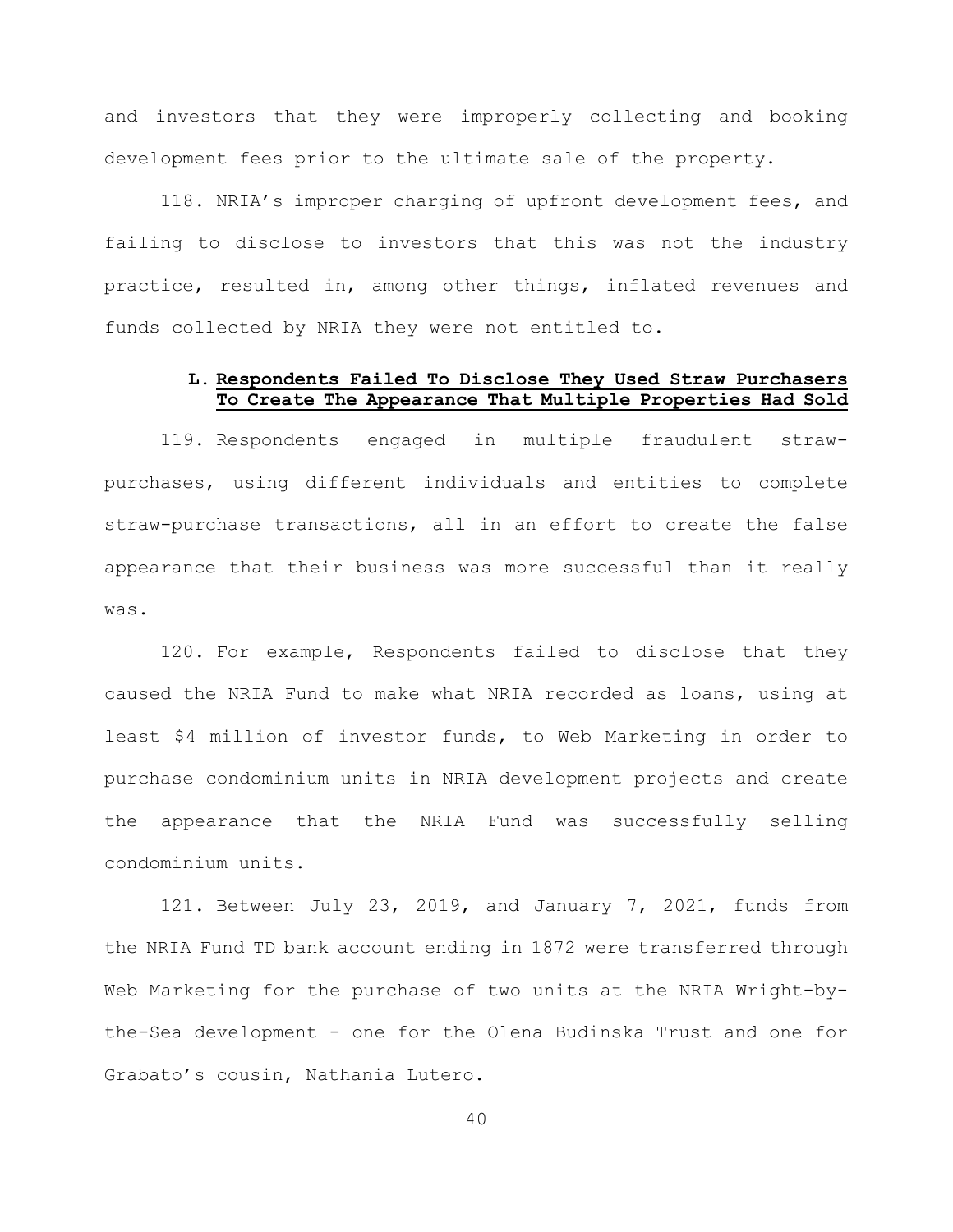and investors that they were improperly collecting and booking development fees prior to the ultimate sale of the property.

118. NRIA's improper charging of upfront development fees, and failing to disclose to investors that this was not the industry practice, resulted in, among other things, inflated revenues and funds collected by NRIA they were not entitled to.

### L. Respondents Failed To Disclose They Used Straw Purchasers To Create The Appearance That Multiple Properties Had Sold

119. Respondents engaged in multiple fraudulent straw-purchases, using different individuals and entities to complete straw-purchase transactions, all in an effort to create the false appearance that their business was more successful than it really was.

120. For example, Respondents failed to disclose that they caused the NRIA Fund to make what NRIA recorded as loans, using at least $4 million of investor funds, to Web Marketing in order to purchase condominium units in NRIA development projects and create the appearance that the NRIA Fund was successfully selling condominium units.

121. Between July 23, 2019, and January 7, 2021, funds from the NRIA Fund TD bank account ending in 1872 were transferred through Web Marketing for the purchase of two units at the NRIA Wright-by-the-Sea development - one for the Olena Budinska Trust and one for Grabato's cousin, Nathania Lutero.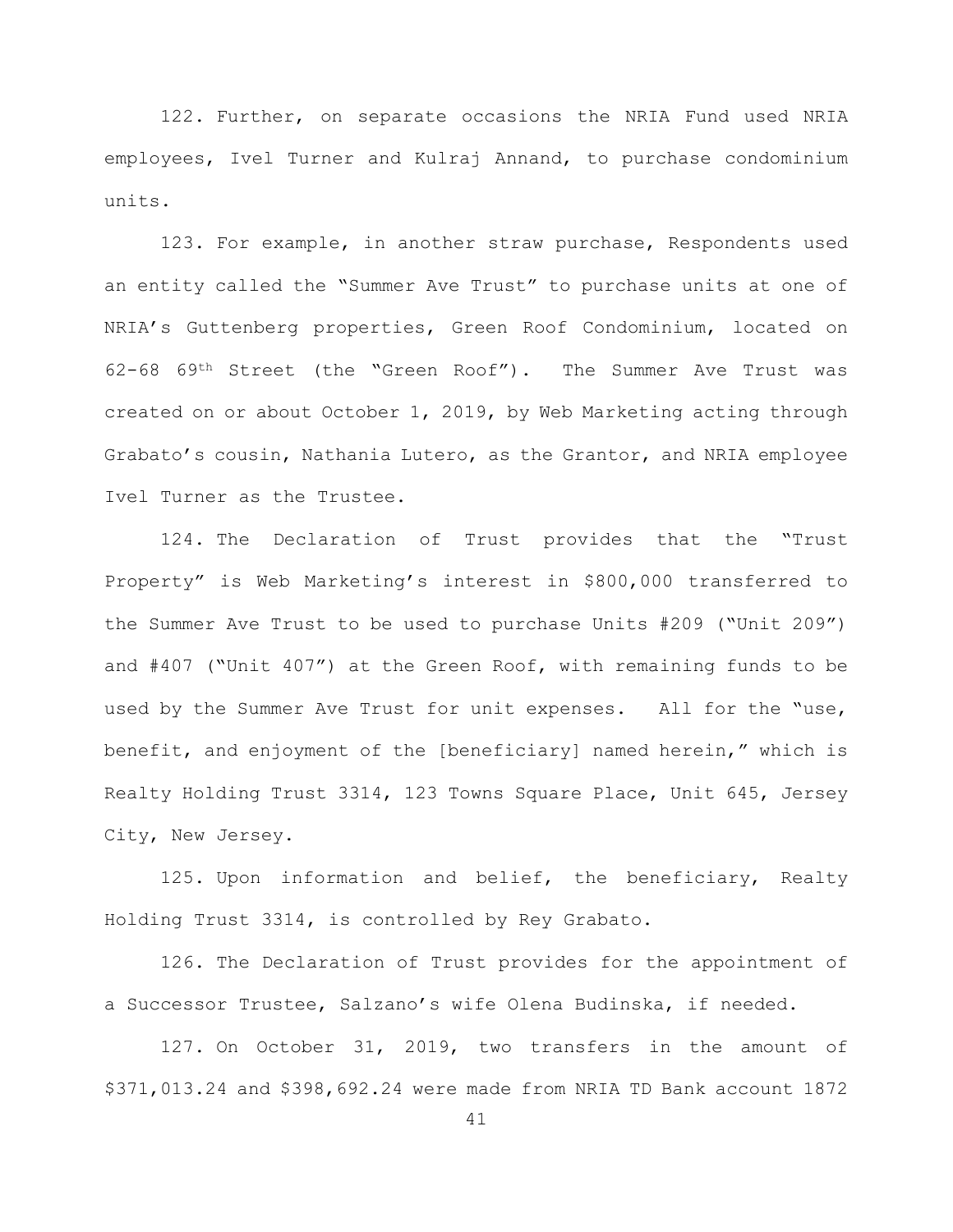122. Further, on separate occasions the NRIA Fund used NRIA employees, Ivel Turner and Kulraj Annand, to purchase condominium units.

123. For example, in another straw purchase, Respondents used an entity called the "Summer Ave Trust" to purchase units at one of NRIA's Guttenberg properties, Green Roof Condominium, located on 62-68 69th Street (the "Green Roof"). The Summer Ave Trust was created on or about October 1, 2019, by Web Marketing acting through Grabato's cousin, Nathania Lutero, as the Grantor, and NRIA employee Ivel Turner as the Trustee.

124. The Declaration of Trust provides that the "Trust Property" is Web Marketing's interest in $800,000 transferred to the Summer Ave Trust to be used to purchase Units #209 ("Unit 209") and #407 ("Unit 407") at the Green Roof, with remaining funds to be used by the Summer Ave Trust for unit expenses. All for the "use, benefit, and enjoyment of the [beneficiary] named herein," which is Realty Holding Trust 3314, 123 Towns Square Place, Unit 645, Jersey City, New Jersey.

125. Upon information and belief, the beneficiary, Realty Holding Trust 3314, is controlled by Rey Grabato.

126. The Declaration of Trust provides for the appointment of a Successor Trustee, Salzano's wife Olena Budinska, if needed.

127. On October 31, 2019, two transfers in the amount of $371,013.24 and $398,692.24 were made from NRIA TD Bank account 1872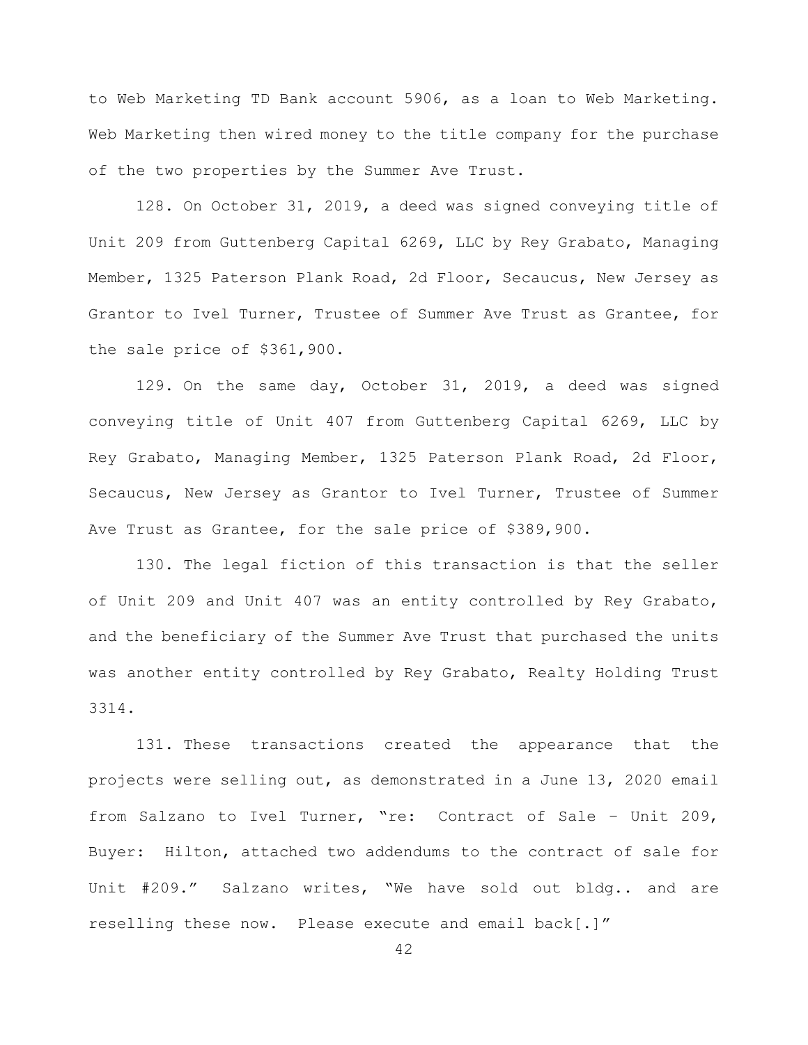to Web Marketing TD Bank account 5906, as a loan to Web Marketing. Web Marketing then wired money to the title company for the purchase of the two properties by the Summer Ave Trust.

128. On October 31, 2019, a deed was signed conveying title of Unit 209 from Guttenberg Capital 6269, LLC by Rey Grabato, Managing Member, 1325 Paterson Plank Road, 2d Floor, Secaucus, New Jersey as Grantor to Ivel Turner, Trustee of Summer Ave Trust as Grantee, for the sale price of $361,900.

129. On the same day, October 31, 2019, a deed was signed conveying title of Unit 407 from Guttenberg Capital 6269, LLC by Rey Grabato, Managing Member, 1325 Paterson Plank Road, 2d Floor, Secaucus, New Jersey as Grantor to Ivel Turner, Trustee of Summer Ave Trust as Grantee, for the sale price of $389,900.

130. The legal fiction of this transaction is that the seller of Unit 209 and Unit 407 was an entity controlled by Rey Grabato, and the beneficiary of the Summer Ave Trust that purchased the units was another entity controlled by Rey Grabato, Realty Holding Trust 3314.

131. These transactions created the appearance that the projects were selling out, as demonstrated in a June 13, 2020 email from Salzano to Ivel Turner, "re: Contract of Sale – Unit 209, Buyer: Hilton, attached two addendums to the contract of sale for Unit #209." Salzano writes, "We have sold out bldg.. and are reselling these now. Please execute and email back[.]"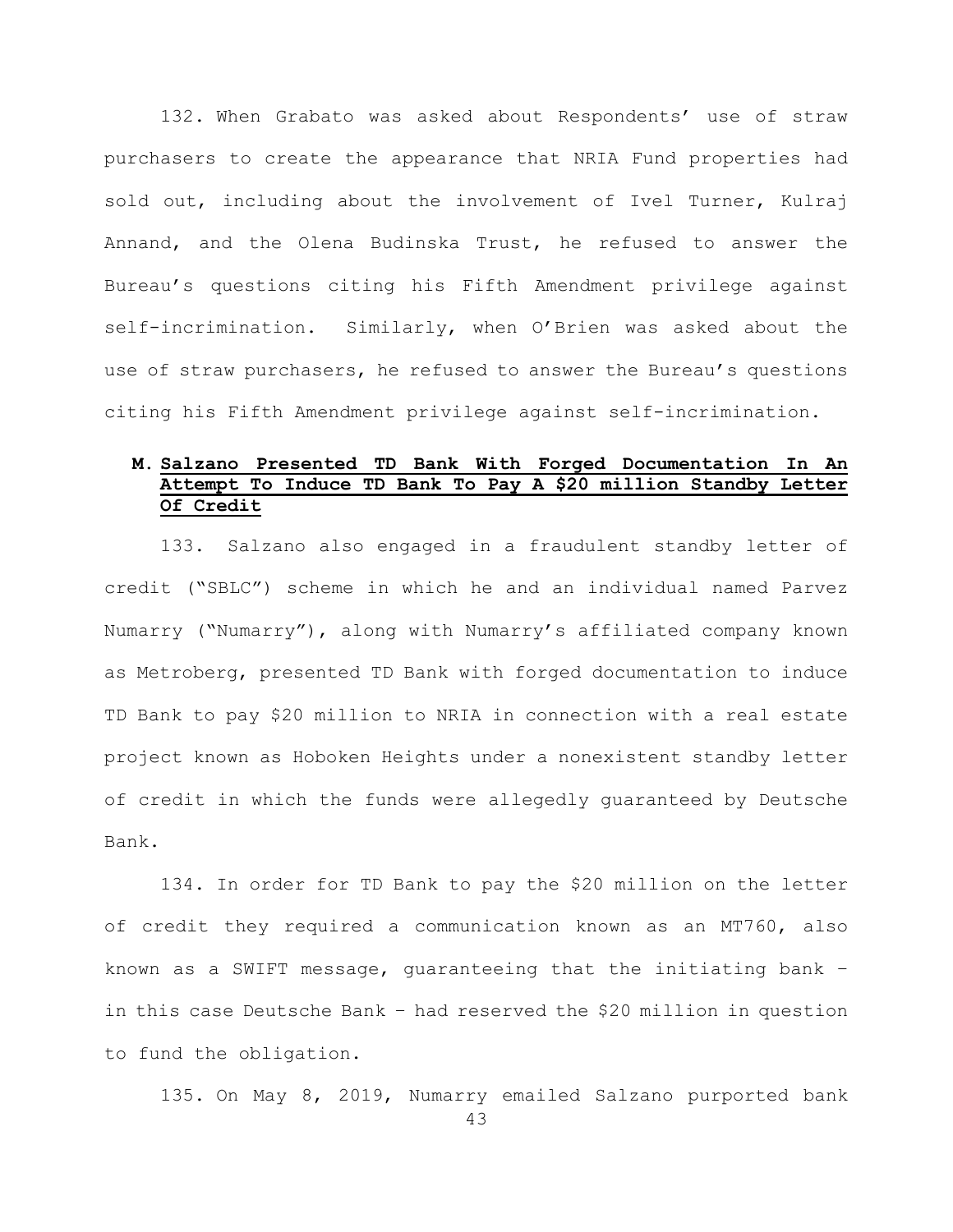132. When Grabato was asked about Respondents' use of straw purchasers to create the appearance that NRIA Fund properties had sold out, including about the involvement of Ivel Turner, Kulraj Annand, and the Olena Budinska Trust, he refused to answer the Bureau's questions citing his Fifth Amendment privilege against self-incrimination. Similarly, when O'Brien was asked about the use of straw purchasers, he refused to answer the Bureau's questions citing his Fifth Amendment privilege against self-incrimination.

### M. <u>Salzano Presented TD Bank With Forged Documentation In An Attempt To Induce TD Bank To Pay A $20 million Standby Letter Of Credit</u>

133. Salzano also engaged in a fraudulent standby letter of credit ("SBLC") scheme in which he and an individual named Parvez Numarry ("Numarry"), along with Numarry's affiliated company known as Metroberg, presented TD Bank with forged documentation to induce TD Bank to pay $20 million to NRIA in connection with a real estate project known as Hoboken Heights under a nonexistent standby letter of credit in which the funds were allegedly guaranteed by Deutsche Bank.

134. In order for TD Bank to pay the $20 million on the letter of credit they required a communication known as an MT760, also known as a SWIFT message, guaranteeing that the initiating bank – in this case Deutsche Bank – had reserved the $20 million in question to fund the obligation.

135. On May 8, 2019, Numarry emailed Salzano purported bank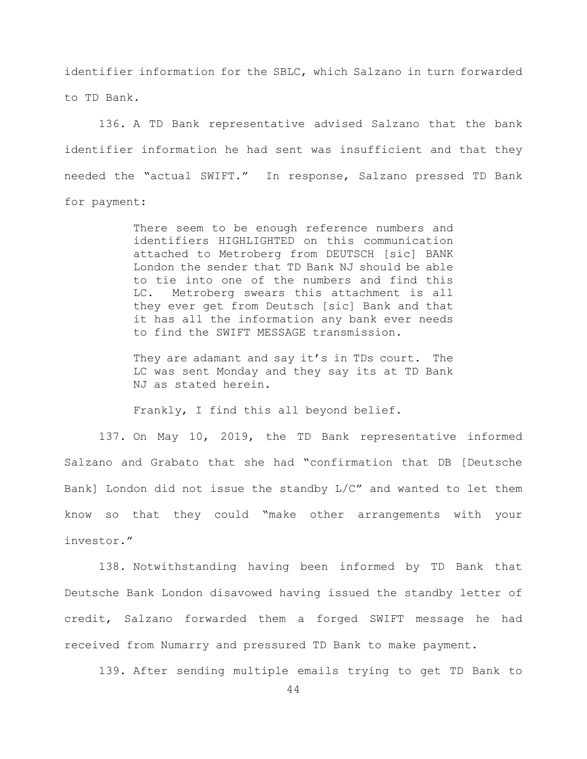identifier information for the SBLC, which Salzano in turn forwarded to TD Bank.

136. A TD Bank representative advised Salzano that the bank identifier information he had sent was insufficient and that they needed the "actual SWIFT." In response, Salzano pressed TD Bank for payment:

> There seem to be enough reference numbers and identifiers HIGHLIGHTED on this communication attached to Metroberg from DEUTSCH [sic] BANK London the sender that TD Bank NJ should be able to tie into one of the numbers and find this LC. Metroberg swears this attachment is all they ever get from Deutsch [sic] Bank and that it has all the information any bank ever needs to find the SWIFT MESSAGE transmission.
>
> They are adamant and say it's in TDs court. The LC was sent Monday and they say its at TD Bank NJ as stated herein.
>
> Frankly, I find this all beyond belief.

137. On May 10, 2019, the TD Bank representative informed Salzano and Grabato that she had "confirmation that DB [Deutsche Bank] London did not issue the standby L/C" and wanted to let them know so that they could "make other arrangements with your investor."

138. Notwithstanding having been informed by TD Bank that Deutsche Bank London disavowed having issued the standby letter of credit, Salzano forwarded them a forged SWIFT message he had received from Numarry and pressured TD Bank to make payment.

139. After sending multiple emails trying to get TD Bank to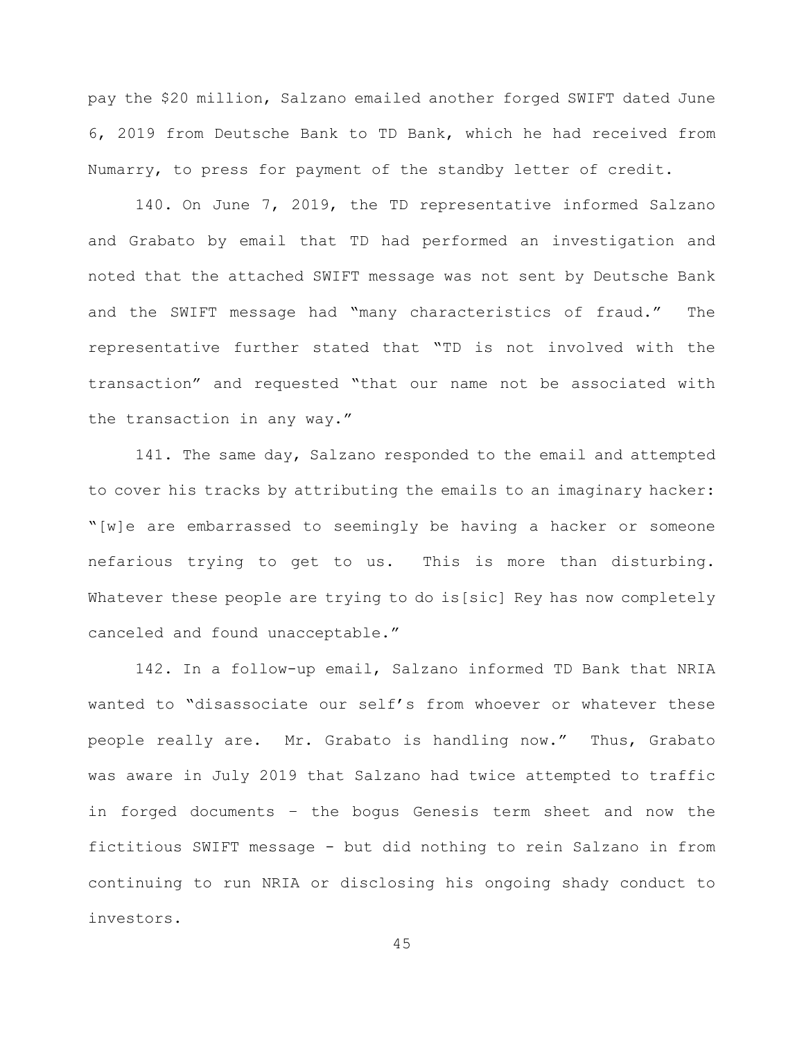pay the $20 million, Salzano emailed another forged SWIFT dated June 6, 2019 from Deutsche Bank to TD Bank, which he had received from Numarry, to press for payment of the standby letter of credit.

140. On June 7, 2019, the TD representative informed Salzano and Grabato by email that TD had performed an investigation and noted that the attached SWIFT message was not sent by Deutsche Bank and the SWIFT message had "many characteristics of fraud." The representative further stated that "TD is not involved with the transaction" and requested "that our name not be associated with the transaction in any way."

141. The same day, Salzano responded to the email and attempted to cover his tracks by attributing the emails to an imaginary hacker: "[w]e are embarrassed to seemingly be having a hacker or someone nefarious trying to get to us. This is more than disturbing. Whatever these people are trying to do is[sic] Rey has now completely canceled and found unacceptable."

142. In a follow-up email, Salzano informed TD Bank that NRIA wanted to "disassociate our self's from whoever or whatever these people really are. Mr. Grabato is handling now." Thus, Grabato was aware in July 2019 that Salzano had twice attempted to traffic in forged documents – the bogus Genesis term sheet and now the fictitious SWIFT message - but did nothing to rein Salzano in from continuing to run NRIA or disclosing his ongoing shady conduct to investors.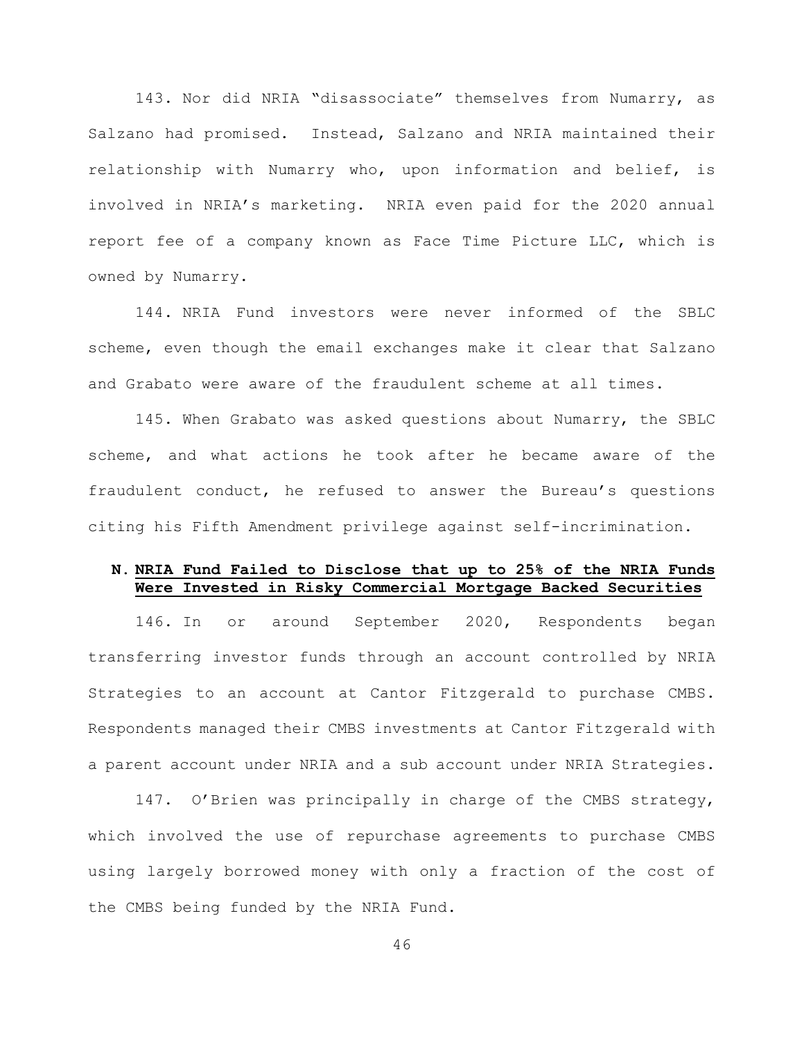143. Nor did NRIA "disassociate" themselves from Numarry, as Salzano had promised. Instead, Salzano and NRIA maintained their relationship with Numarry who, upon information and belief, is involved in NRIA's marketing. NRIA even paid for the 2020 annual report fee of a company known as Face Time Picture LLC, which is owned by Numarry.

144. NRIA Fund investors were never informed of the SBLC scheme, even though the email exchanges make it clear that Salzano and Grabato were aware of the fraudulent scheme at all times.

145. When Grabato was asked questions about Numarry, the SBLC scheme, and what actions he took after he became aware of the fraudulent conduct, he refused to answer the Bureau's questions citing his Fifth Amendment privilege against self-incrimination.

## N. NRIA Fund Failed to Disclose that up to 25% of the NRIA Funds Were Invested in Risky Commercial Mortgage Backed Securities

146. In or around September 2020, Respondents began transferring investor funds through an account controlled by NRIA Strategies to an account at Cantor Fitzgerald to purchase CMBS. Respondents managed their CMBS investments at Cantor Fitzgerald with a parent account under NRIA and a sub account under NRIA Strategies.

147. O'Brien was principally in charge of the CMBS strategy, which involved the use of repurchase agreements to purchase CMBS using largely borrowed money with only a fraction of the cost of the CMBS being funded by the NRIA Fund.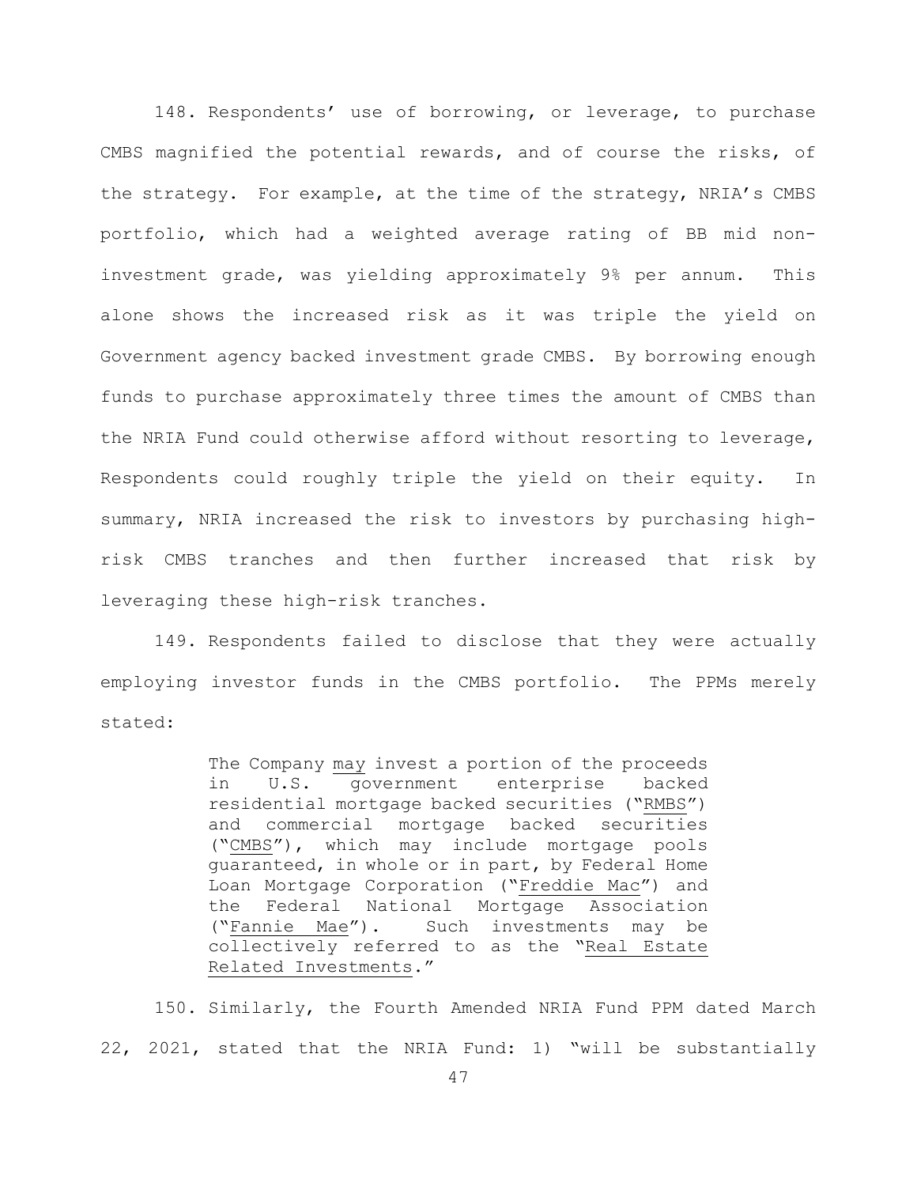148. Respondents' use of borrowing, or leverage, to purchase CMBS magnified the potential rewards, and of course the risks, of the strategy. For example, at the time of the strategy, NRIA's CMBS portfolio, which had a weighted average rating of BB mid non-investment grade, was yielding approximately 9% per annum. This alone shows the increased risk as it was triple the yield on Government agency backed investment grade CMBS. By borrowing enough funds to purchase approximately three times the amount of CMBS than the NRIA Fund could otherwise afford without resorting to leverage, Respondents could roughly triple the yield on their equity. In summary, NRIA increased the risk to investors by purchasing high-risk CMBS tranches and then further increased that risk by leveraging these high-risk tranches.

149. Respondents failed to disclose that they were actually employing investor funds in the CMBS portfolio. The PPMs merely stated:

> The Company <u>may</u> invest a portion of the proceeds in U.S. government enterprise backed residential mortgage backed securities ("<u>RMBS</u>") and commercial mortgage backed securities ("<u>CMBS</u>"), which may include mortgage pools guaranteed, in whole or in part, by Federal Home Loan Mortgage Corporation ("<u>Freddie Mac</u>") and the Federal National Mortgage Association ("<u>Fannie Mae</u>"). Such investments may be collectively referred to as the "<u>Real Estate Related Investments</u>."

150. Similarly, the Fourth Amended NRIA Fund PPM dated March 22, 2021, stated that the NRIA Fund: 1) "will be substantially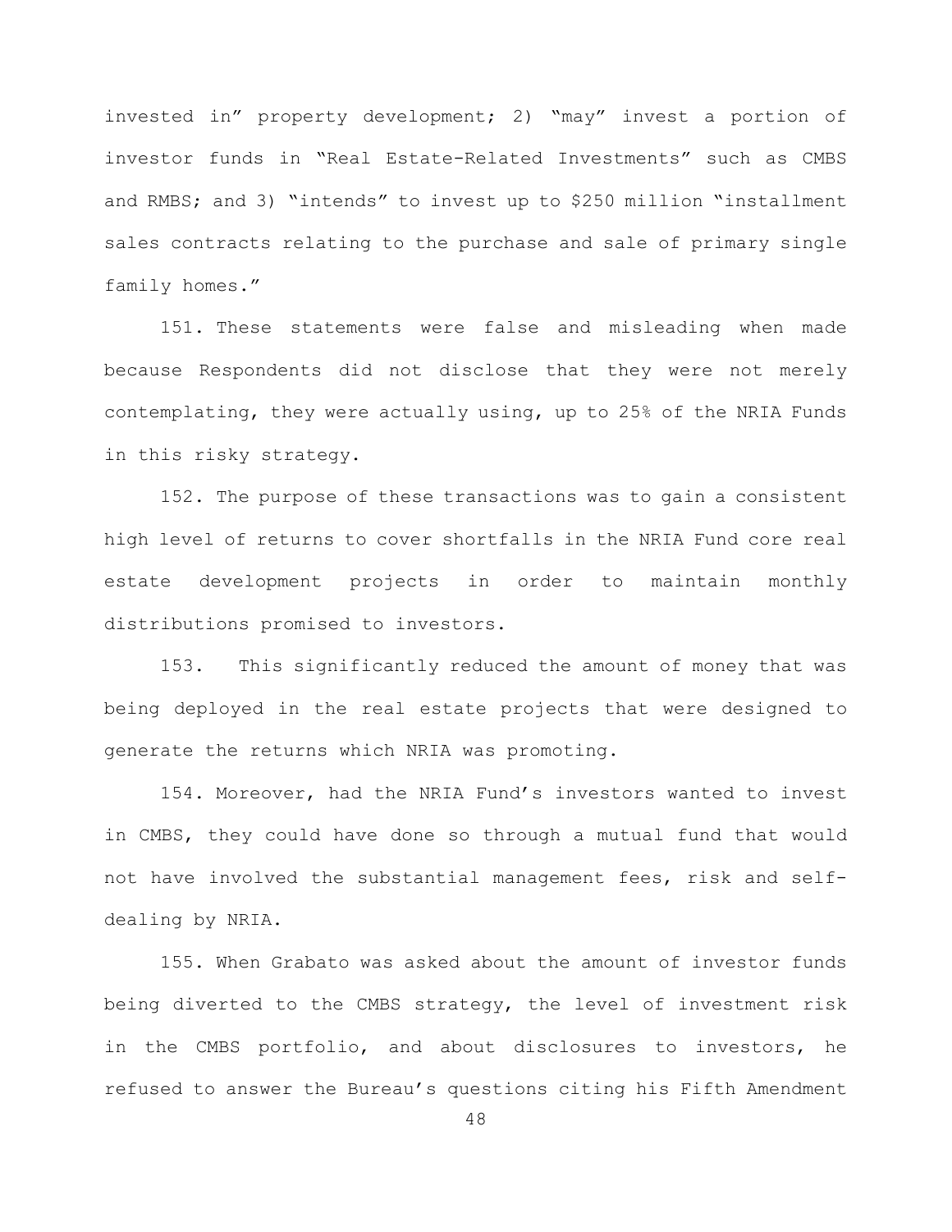invested in" property development; 2) "may" invest a portion of investor funds in "Real Estate-Related Investments" such as CMBS and RMBS; and 3) "intends" to invest up to $250 million "installment sales contracts relating to the purchase and sale of primary single family homes."

151. These statements were false and misleading when made because Respondents did not disclose that they were not merely contemplating, they were actually using, up to 25% of the NRIA Funds in this risky strategy.

152. The purpose of these transactions was to gain a consistent high level of returns to cover shortfalls in the NRIA Fund core real estate development projects in order to maintain monthly distributions promised to investors.

153. This significantly reduced the amount of money that was being deployed in the real estate projects that were designed to generate the returns which NRIA was promoting.

154. Moreover, had the NRIA Fund's investors wanted to invest in CMBS, they could have done so through a mutual fund that would not have involved the substantial management fees, risk and self-dealing by NRIA.

155. When Grabato was asked about the amount of investor funds being diverted to the CMBS strategy, the level of investment risk in the CMBS portfolio, and about disclosures to investors, he refused to answer the Bureau's questions citing his Fifth Amendment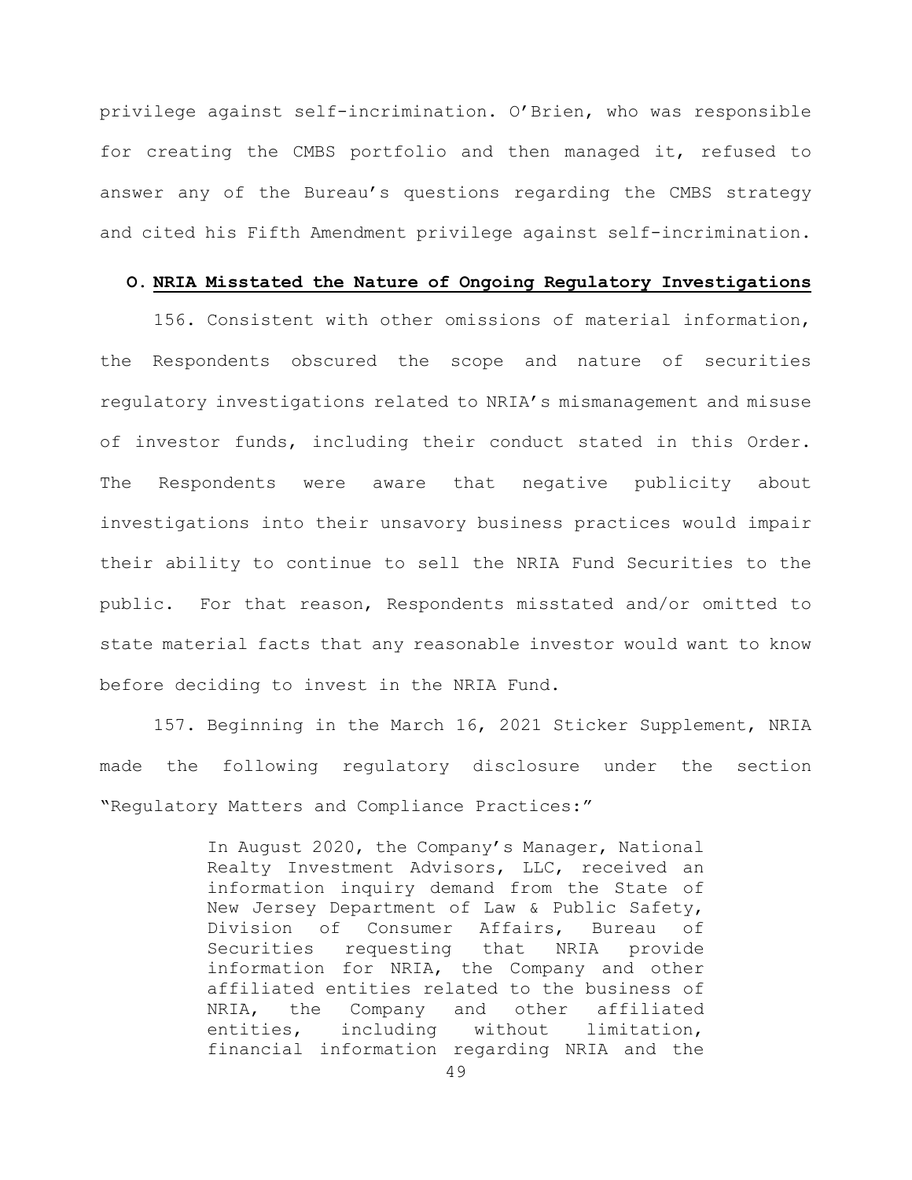privilege against self-incrimination. O'Brien, who was responsible for creating the CMBS portfolio and then managed it, refused to answer any of the Bureau's questions regarding the CMBS strategy and cited his Fifth Amendment privilege against self-incrimination.

### O. NRIA Misstated the Nature of Ongoing Regulatory Investigations

156. Consistent with other omissions of material information, the Respondents obscured the scope and nature of securities regulatory investigations related to NRIA's mismanagement and misuse of investor funds, including their conduct stated in this Order. The Respondents were aware that negative publicity about investigations into their unsavory business practices would impair their ability to continue to sell the NRIA Fund Securities to the public. For that reason, Respondents misstated and/or omitted to state material facts that any reasonable investor would want to know before deciding to invest in the NRIA Fund.

157. Beginning in the March 16, 2021 Sticker Supplement, NRIA made the following regulatory disclosure under the section "Regulatory Matters and Compliance Practices:"

> In August 2020, the Company's Manager, National Realty Investment Advisors, LLC, received an information inquiry demand from the State of New Jersey Department of Law & Public Safety, Division of Consumer Affairs, Bureau of Securities requesting that NRIA provide information for NRIA, the Company and other affiliated entities related to the business of NRIA, the Company and other affiliated entities, including without limitation, financial information regarding NRIA and the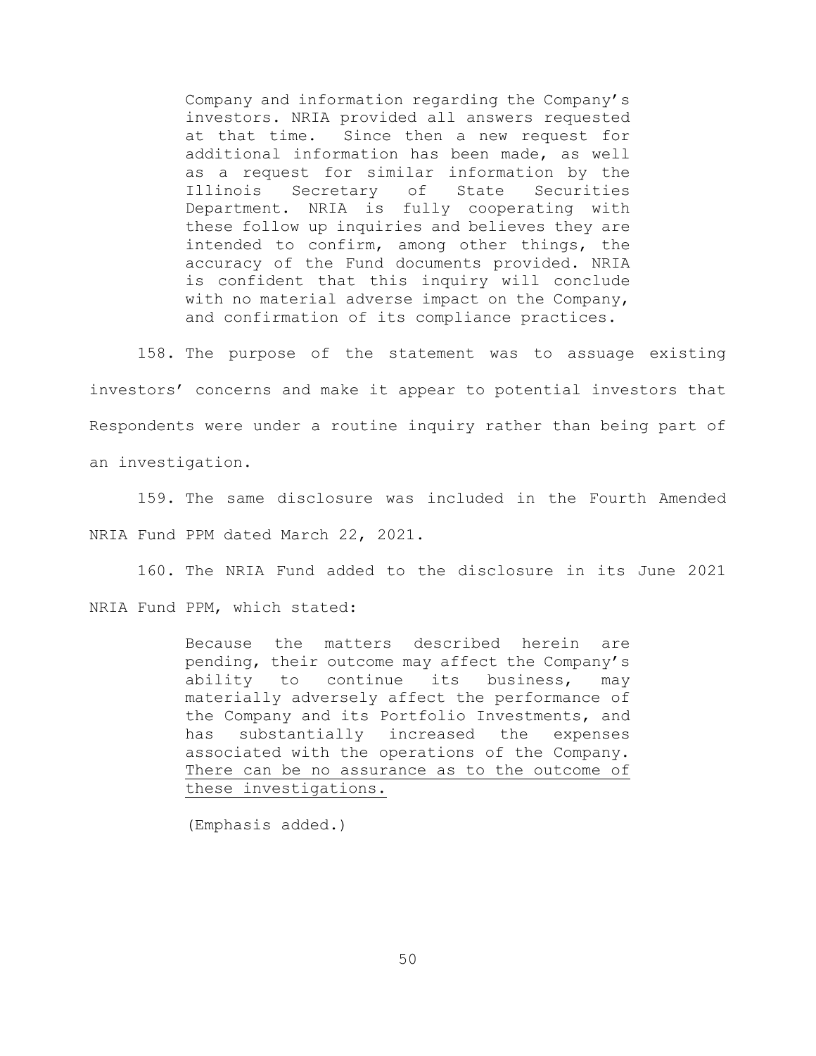> Company and information regarding the Company's investors. NRIA provided all answers requested at that time. Since then a new request for additional information has been made, as well as a request for similar information by the Illinois Secretary of State Securities Department. NRIA is fully cooperating with these follow up inquiries and believes they are intended to confirm, among other things, the accuracy of the Fund documents provided. NRIA is confident that this inquiry will conclude with no material adverse impact on the Company, and confirmation of its compliance practices.

158. The purpose of the statement was to assuage existing investors' concerns and make it appear to potential investors that Respondents were under a routine inquiry rather than being part of an investigation.

159. The same disclosure was included in the Fourth Amended NRIA Fund PPM dated March 22, 2021.

160. The NRIA Fund added to the disclosure in its June 2021 NRIA Fund PPM, which stated:

> Because the matters described herein are pending, their outcome may affect the Company's ability to continue its business, may materially adversely affect the performance of the Company and its Portfolio Investments, and has substantially increased the expenses associated with the operations of the Company. <u>There can be no assurance as to the outcome of these investigations.</u>
>
> (Emphasis added.)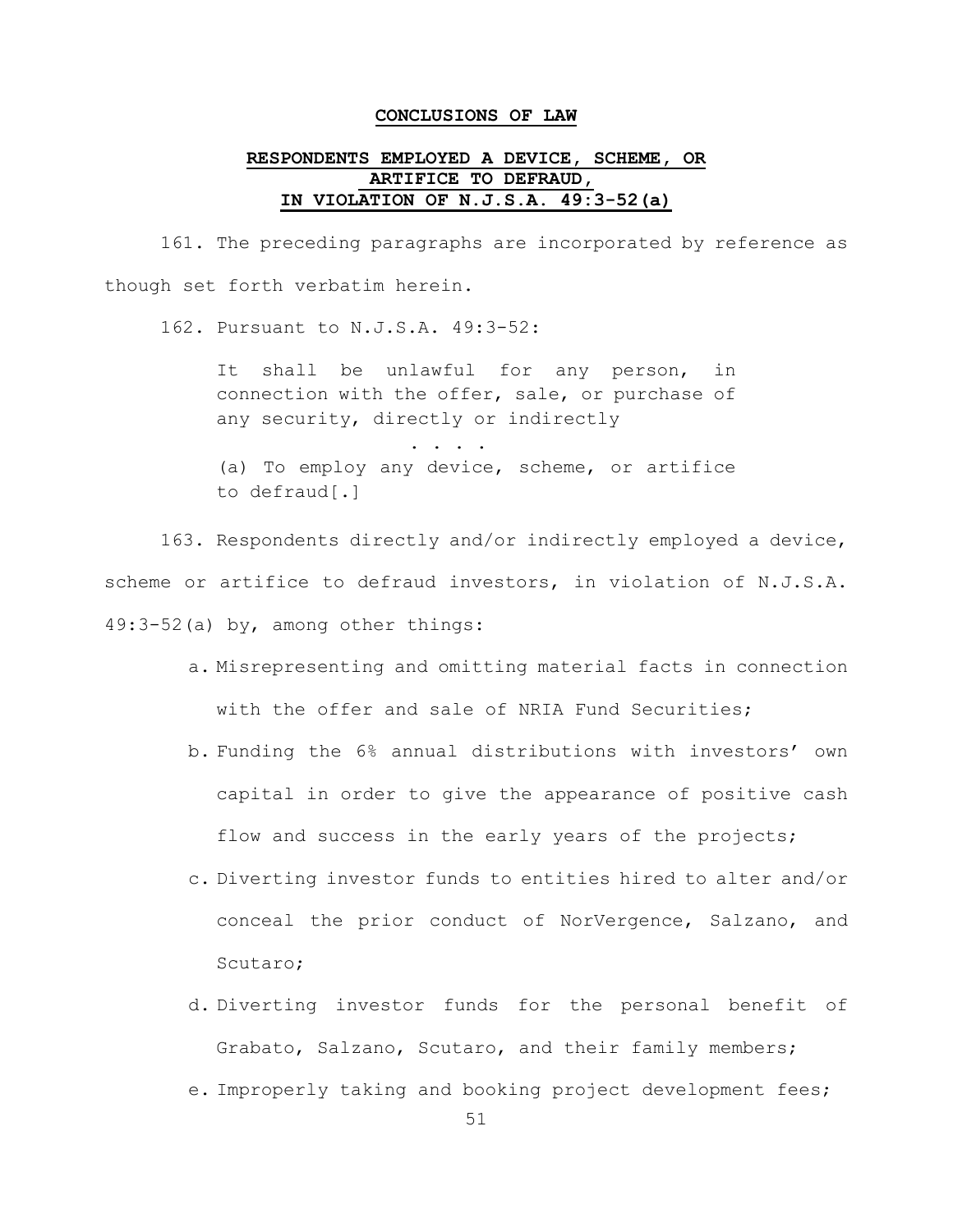## CONCLUSIONS OF LAW

### RESPONDENTS EMPLOYED A DEVICE, SCHEME, OR ARTIFICE TO DEFRAUD, IN VIOLATION OF N.J.S.A. 49:3-52(a)

161. The preceding paragraphs are incorporated by reference as though set forth verbatim herein.

162. Pursuant to N.J.S.A. 49:3-52:

> It shall be unlawful for any person, in connection with the offer, sale, or purchase of any security, directly or indirectly
>
> . . . .
>
> (a) To employ any device, scheme, or artifice to defraud[.]

163. Respondents directly and/or indirectly employed a device, scheme or artifice to defraud investors, in violation of N.J.S.A. 49:3-52(a) by, among other things:

a. Misrepresenting and omitting material facts in connection with the offer and sale of NRIA Fund Securities;

b. Funding the 6% annual distributions with investors' own capital in order to give the appearance of positive cash flow and success in the early years of the projects;

c. Diverting investor funds to entities hired to alter and/or conceal the prior conduct of NorVergence, Salzano, and Scutaro;

d. Diverting investor funds for the personal benefit of Grabato, Salzano, Scutaro, and their family members;

e. Improperly taking and booking project development fees;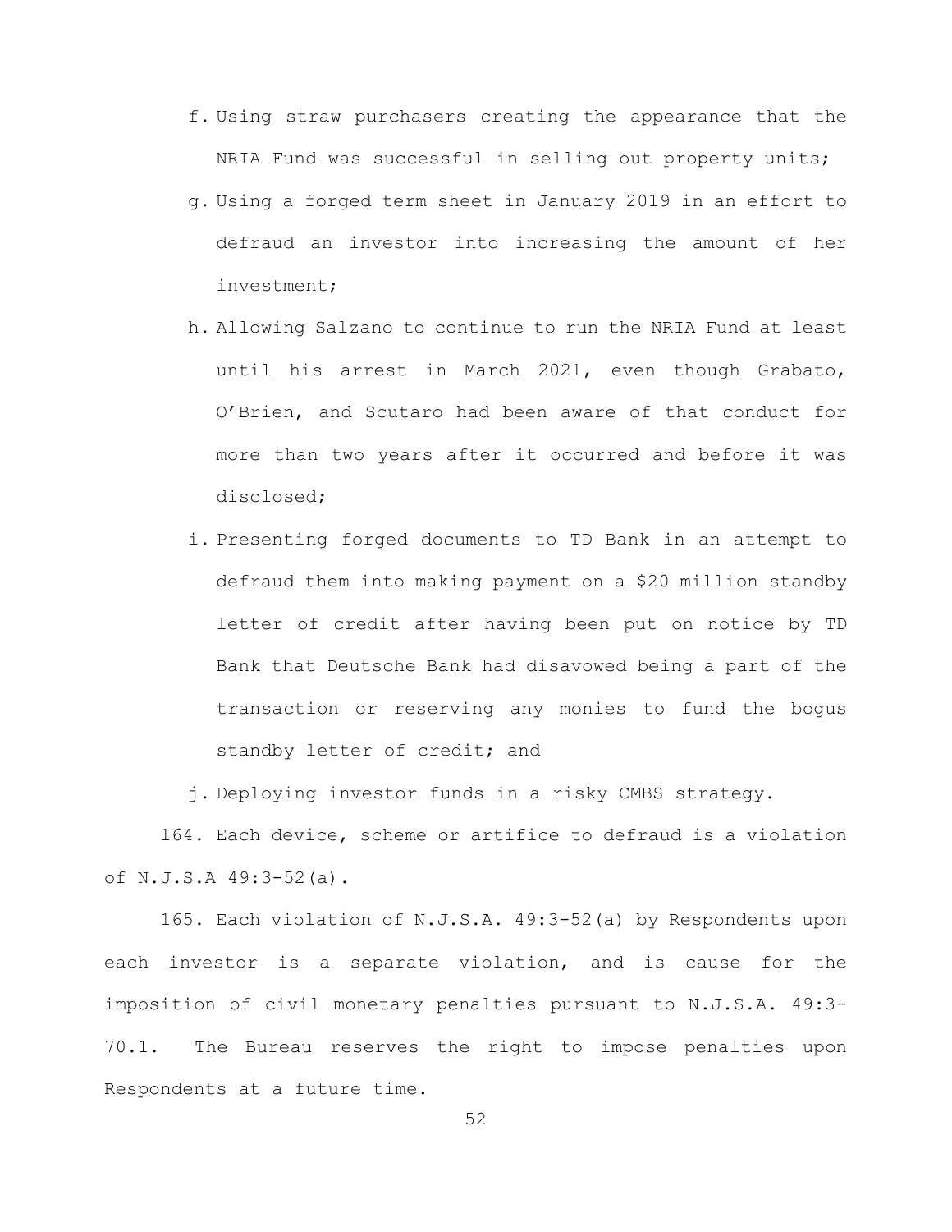f. Using straw purchasers creating the appearance that the NRIA Fund was successful in selling out property units;

g. Using a forged term sheet in January 2019 in an effort to defraud an investor into increasing the amount of her investment;

h. Allowing Salzano to continue to run the NRIA Fund at least until his arrest in March 2021, even though Grabato, O'Brien, and Scutaro had been aware of that conduct for more than two years after it occurred and before it was disclosed;

i. Presenting forged documents to TD Bank in an attempt to defraud them into making payment on a $20 million standby letter of credit after having been put on notice by TD Bank that Deutsche Bank had disavowed being a part of the transaction or reserving any monies to fund the bogus standby letter of credit; and

j. Deploying investor funds in a risky CMBS strategy.

164. Each device, scheme or artifice to defraud is a violation of N.J.S.A 49:3-52(a).

165. Each violation of N.J.S.A. 49:3-52(a) by Respondents upon each investor is a separate violation, and is cause for the imposition of civil monetary penalties pursuant to N.J.S.A. 49:3-70.1. The Bureau reserves the right to impose penalties upon Respondents at a future time.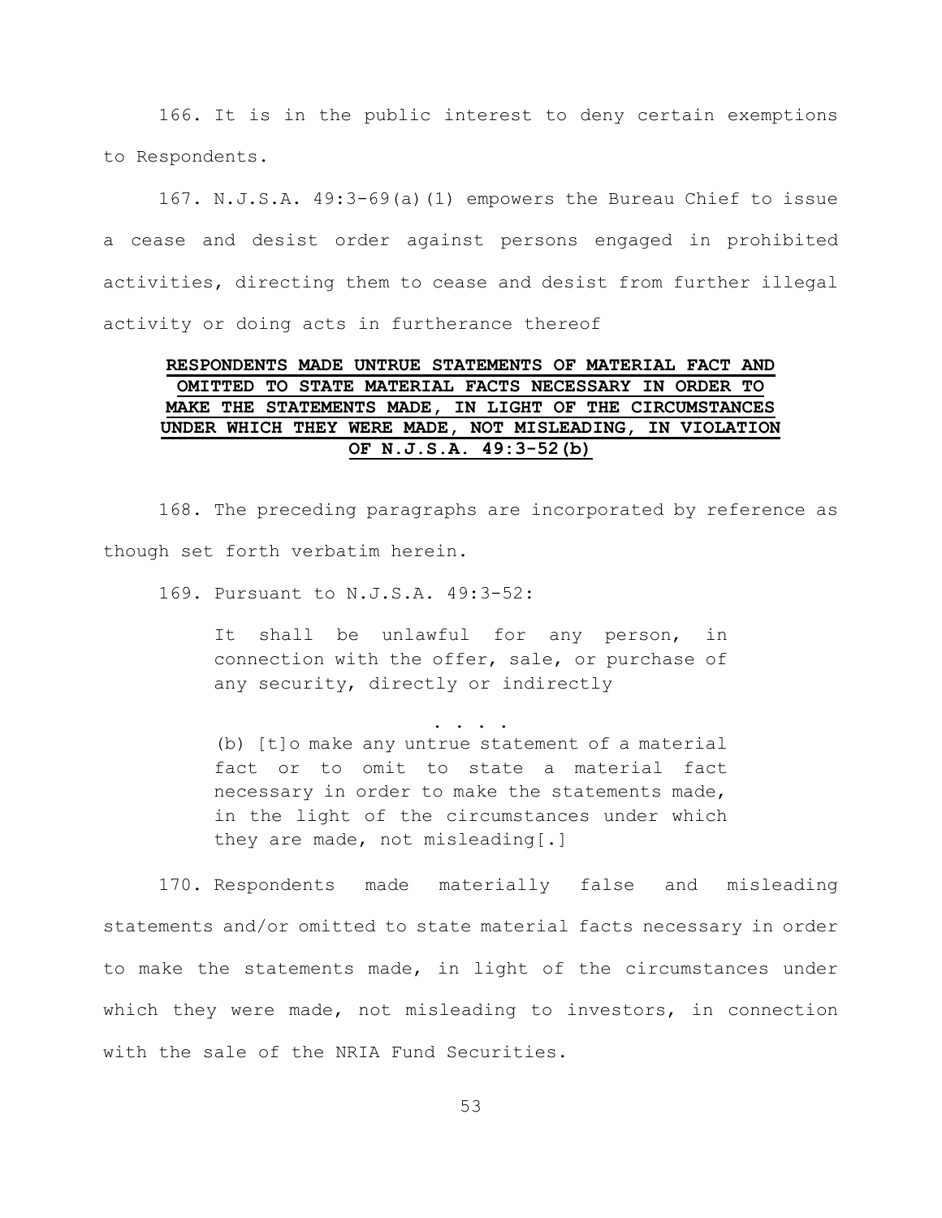166. It is in the public interest to deny certain exemptions to Respondents.

167. N.J.S.A. 49:3-69(a)(1) empowers the Bureau Chief to issue a cease and desist order against persons engaged in prohibited activities, directing them to cease and desist from further illegal activity or doing acts in furtherance thereof

**RESPONDENTS MADE UNTRUE STATEMENTS OF MATERIAL FACT AND OMITTED TO STATE MATERIAL FACTS NECESSARY IN ORDER TO MAKE THE STATEMENTS MADE, IN LIGHT OF THE CIRCUMSTANCES UNDER WHICH THEY WERE MADE, NOT MISLEADING, IN VIOLATION OF N.J.S.A. 49:3-52(b)**

168. The preceding paragraphs are incorporated by reference as though set forth verbatim herein.

169. Pursuant to N.J.S.A. 49:3-52:

> It shall be unlawful for any person, in connection with the offer, sale, or purchase of any security, directly or indirectly
>
> . . . .
>
> (b) [t]o make any untrue statement of a material fact or to omit to state a material fact necessary in order to make the statements made, in the light of the circumstances under which they are made, not misleading[.]

170. Respondents made materially false and misleading statements and/or omitted to state material facts necessary in order to make the statements made, in light of the circumstances under which they were made, not misleading to investors, in connection with the sale of the NRIA Fund Securities.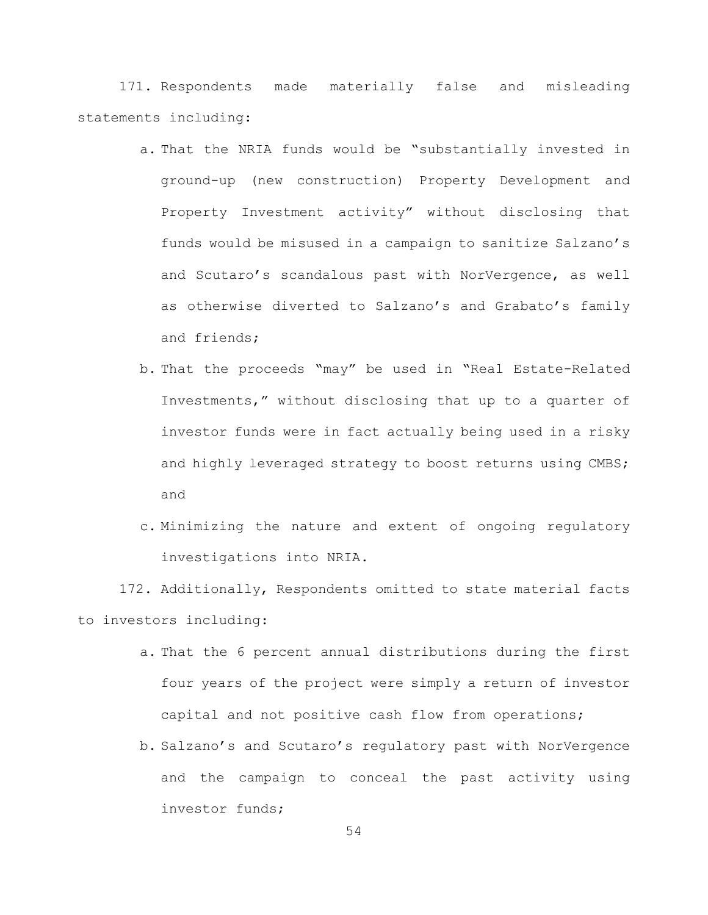171. Respondents made materially false and misleading statements including:

   a. That the NRIA funds would be "substantially invested in ground-up (new construction) Property Development and Property Investment activity" without disclosing that funds would be misused in a campaign to sanitize Salzano's and Scutaro's scandalous past with NorVergence, as well as otherwise diverted to Salzano's and Grabato's family and friends;

   b. That the proceeds "may" be used in "Real Estate-Related Investments," without disclosing that up to a quarter of investor funds were in fact actually being used in a risky and highly leveraged strategy to boost returns using CMBS; and

   c. Minimizing the nature and extent of ongoing regulatory investigations into NRIA.

172. Additionally, Respondents omitted to state material facts to investors including:

   a. That the 6 percent annual distributions during the first four years of the project were simply a return of investor capital and not positive cash flow from operations;

   b. Salzano's and Scutaro's regulatory past with NorVergence and the campaign to conceal the past activity using investor funds;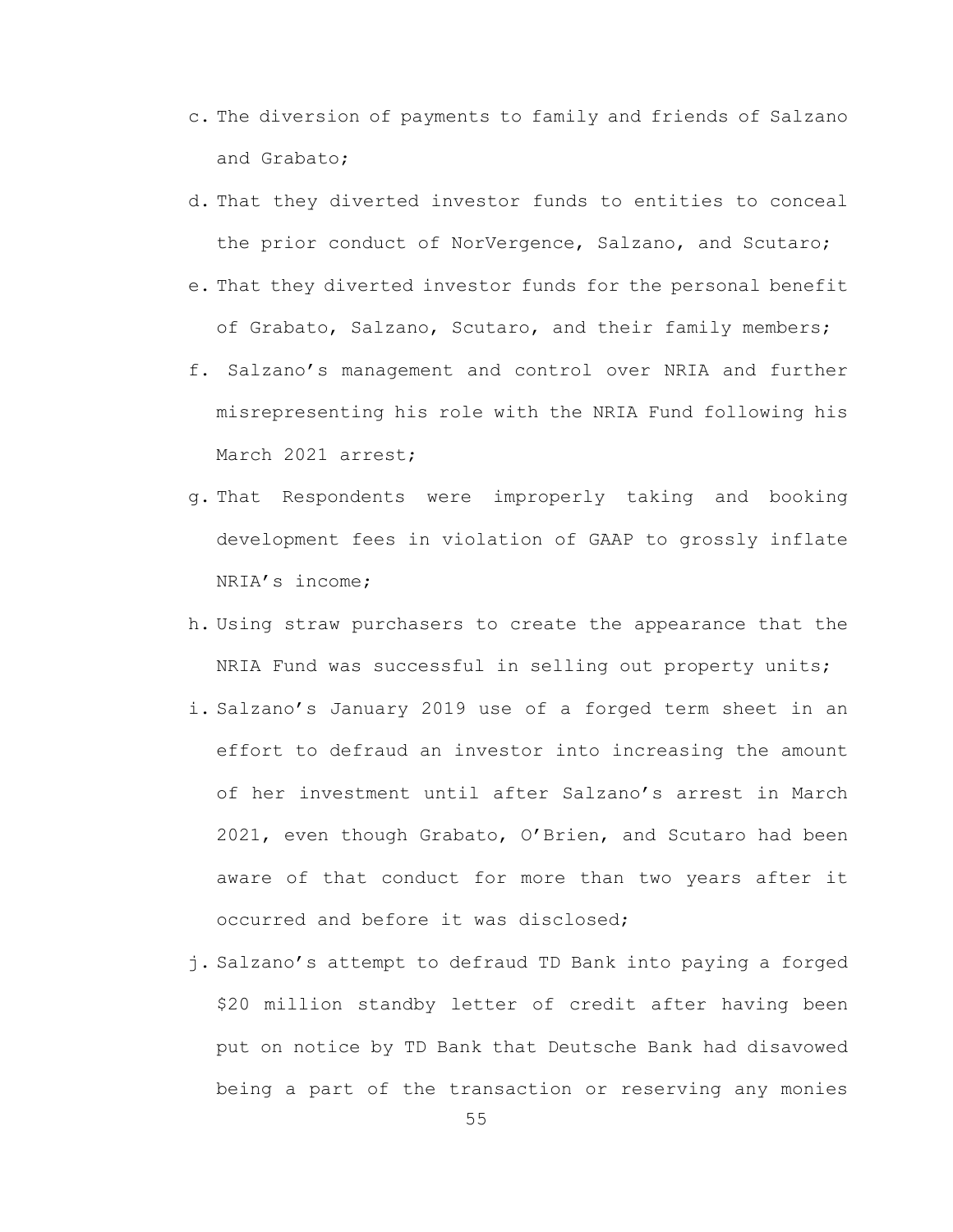c. The diversion of payments to family and friends of Salzano and Grabato;

d. That they diverted investor funds to entities to conceal the prior conduct of NorVergence, Salzano, and Scutaro;

e. That they diverted investor funds for the personal benefit of Grabato, Salzano, Scutaro, and their family members;

f. Salzano's management and control over NRIA and further misrepresenting his role with the NRIA Fund following his March 2021 arrest;

g. That Respondents were improperly taking and booking development fees in violation of GAAP to grossly inflate NRIA's income;

h. Using straw purchasers to create the appearance that the NRIA Fund was successful in selling out property units;

i. Salzano's January 2019 use of a forged term sheet in an effort to defraud an investor into increasing the amount of her investment until after Salzano's arrest in March 2021, even though Grabato, O'Brien, and Scutaro had been aware of that conduct for more than two years after it occurred and before it was disclosed;

j. Salzano's attempt to defraud TD Bank into paying a forged \$20 million standby letter of credit after having been put on notice by TD Bank that Deutsche Bank had disavowed being a part of the transaction or reserving any monies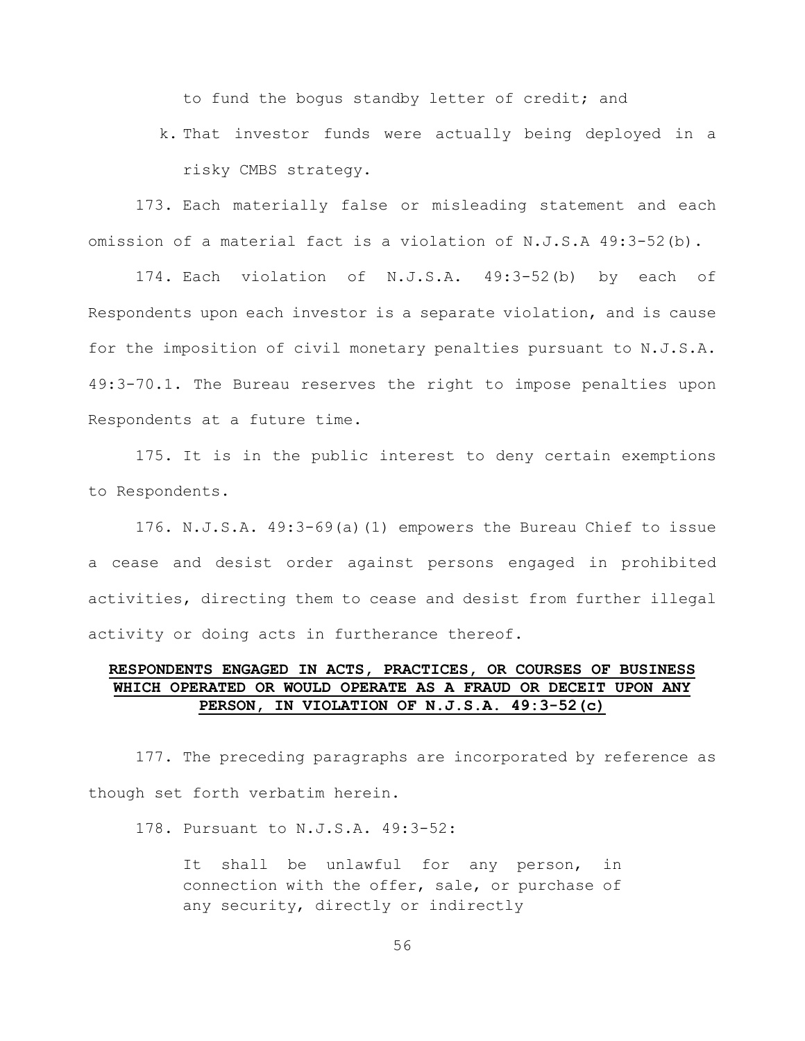to fund the bogus standby letter of credit; and

k. That investor funds were actually being deployed in a risky CMBS strategy.

173. Each materially false or misleading statement and each omission of a material fact is a violation of N.J.S.A 49:3-52(b).

174. Each violation of N.J.S.A. 49:3-52(b) by each of Respondents upon each investor is a separate violation, and is cause for the imposition of civil monetary penalties pursuant to N.J.S.A. 49:3-70.1. The Bureau reserves the right to impose penalties upon Respondents at a future time.

175. It is in the public interest to deny certain exemptions to Respondents.

176. N.J.S.A. 49:3-69(a)(1) empowers the Bureau Chief to issue a cease and desist order against persons engaged in prohibited activities, directing them to cease and desist from further illegal activity or doing acts in furtherance thereof.

**RESPONDENTS ENGAGED IN ACTS, PRACTICES, OR COURSES OF BUSINESS WHICH OPERATED OR WOULD OPERATE AS A FRAUD OR DECEIT UPON ANY PERSON, IN VIOLATION OF N.J.S.A. 49:3-52(c)**

177. The preceding paragraphs are incorporated by reference as though set forth verbatim herein.

178. Pursuant to N.J.S.A. 49:3-52:

> It shall be unlawful for any person, in connection with the offer, sale, or purchase of any security, directly or indirectly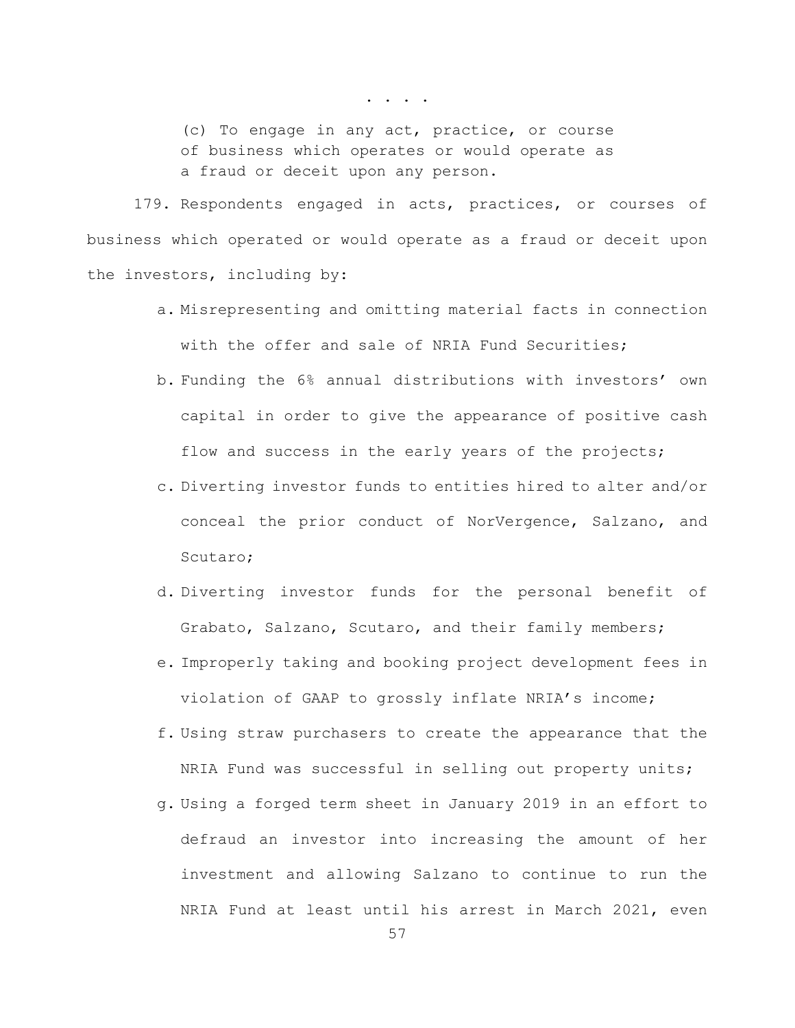. . . .

> (c) To engage in any act, practice, or course of business which operates or would operate as a fraud or deceit upon any person.

179. Respondents engaged in acts, practices, or courses of business which operated or would operate as a fraud or deceit upon the investors, including by:

a. Misrepresenting and omitting material facts in connection with the offer and sale of NRIA Fund Securities;

b. Funding the 6% annual distributions with investors' own capital in order to give the appearance of positive cash flow and success in the early years of the projects;

c. Diverting investor funds to entities hired to alter and/or conceal the prior conduct of NorVergence, Salzano, and Scutaro;

d. Diverting investor funds for the personal benefit of Grabato, Salzano, Scutaro, and their family members;

e. Improperly taking and booking project development fees in violation of GAAP to grossly inflate NRIA's income;

f. Using straw purchasers to create the appearance that the NRIA Fund was successful in selling out property units;

g. Using a forged term sheet in January 2019 in an effort to defraud an investor into increasing the amount of her investment and allowing Salzano to continue to run the NRIA Fund at least until his arrest in March 2021, even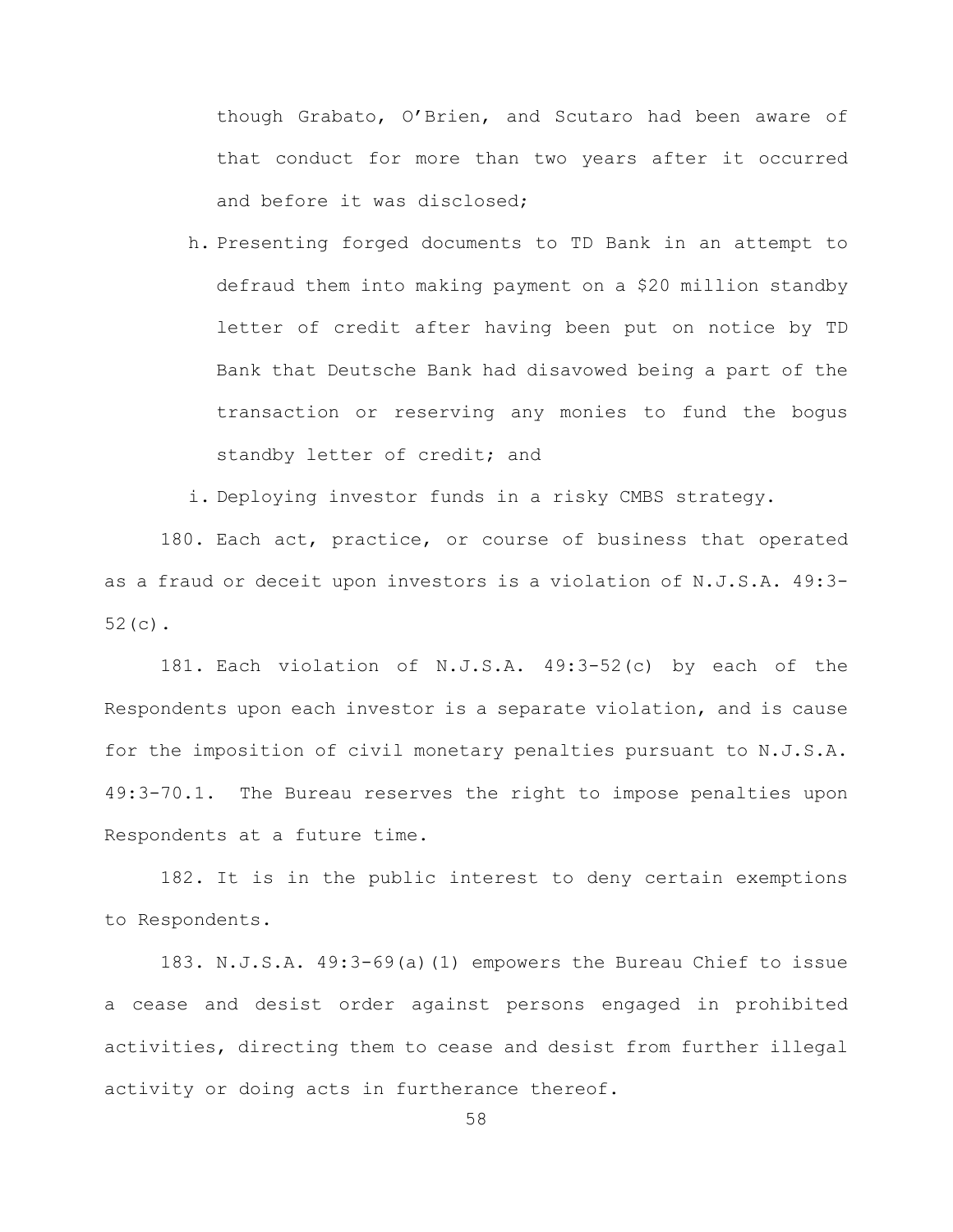though Grabato, O'Brien, and Scutaro had been aware of that conduct for more than two years after it occurred and before it was disclosed;

h. Presenting forged documents to TD Bank in an attempt to defraud them into making payment on a $20 million standby letter of credit after having been put on notice by TD Bank that Deutsche Bank had disavowed being a part of the transaction or reserving any monies to fund the bogus standby letter of credit; and

i. Deploying investor funds in a risky CMBS strategy.

180. Each act, practice, or course of business that operated as a fraud or deceit upon investors is a violation of N.J.S.A. 49:3-52(c).

181. Each violation of N.J.S.A. 49:3-52(c) by each of the Respondents upon each investor is a separate violation, and is cause for the imposition of civil monetary penalties pursuant to N.J.S.A. 49:3-70.1. The Bureau reserves the right to impose penalties upon Respondents at a future time.

182. It is in the public interest to deny certain exemptions to Respondents.

183. N.J.S.A. 49:3-69(a)(1) empowers the Bureau Chief to issue a cease and desist order against persons engaged in prohibited activities, directing them to cease and desist from further illegal activity or doing acts in furtherance thereof.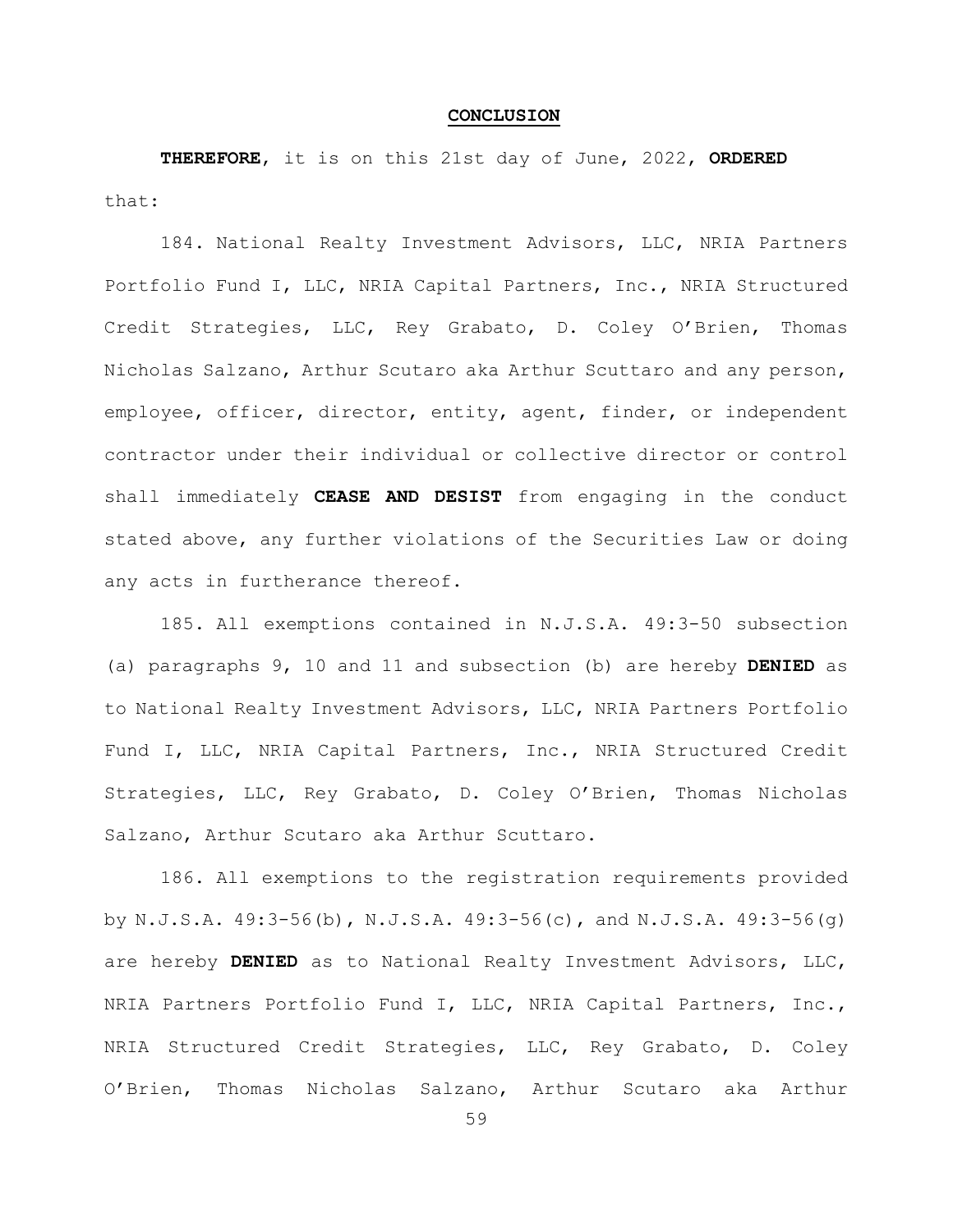## CONCLUSION

**THEREFORE**, it is on this 21st day of June, 2022, **ORDERED** that:

184. National Realty Investment Advisors, LLC, NRIA Partners Portfolio Fund I, LLC, NRIA Capital Partners, Inc., NRIA Structured Credit Strategies, LLC, Rey Grabato, D. Coley O'Brien, Thomas Nicholas Salzano, Arthur Scutaro aka Arthur Scuttaro and any person, employee, officer, director, entity, agent, finder, or independent contractor under their individual or collective director or control shall immediately **CEASE AND DESIST** from engaging in the conduct stated above, any further violations of the Securities Law or doing any acts in furtherance thereof.

185. All exemptions contained in N.J.S.A. 49:3-50 subsection (a) paragraphs 9, 10 and 11 and subsection (b) are hereby **DENIED** as to National Realty Investment Advisors, LLC, NRIA Partners Portfolio Fund I, LLC, NRIA Capital Partners, Inc., NRIA Structured Credit Strategies, LLC, Rey Grabato, D. Coley O'Brien, Thomas Nicholas Salzano, Arthur Scutaro aka Arthur Scuttaro.

186. All exemptions to the registration requirements provided by N.J.S.A. 49:3-56(b), N.J.S.A. 49:3-56(c), and N.J.S.A. 49:3-56(g) are hereby **DENIED** as to National Realty Investment Advisors, LLC, NRIA Partners Portfolio Fund I, LLC, NRIA Capital Partners, Inc., NRIA Structured Credit Strategies, LLC, Rey Grabato, D. Coley O'Brien, Thomas Nicholas Salzano, Arthur Scutaro aka Arthur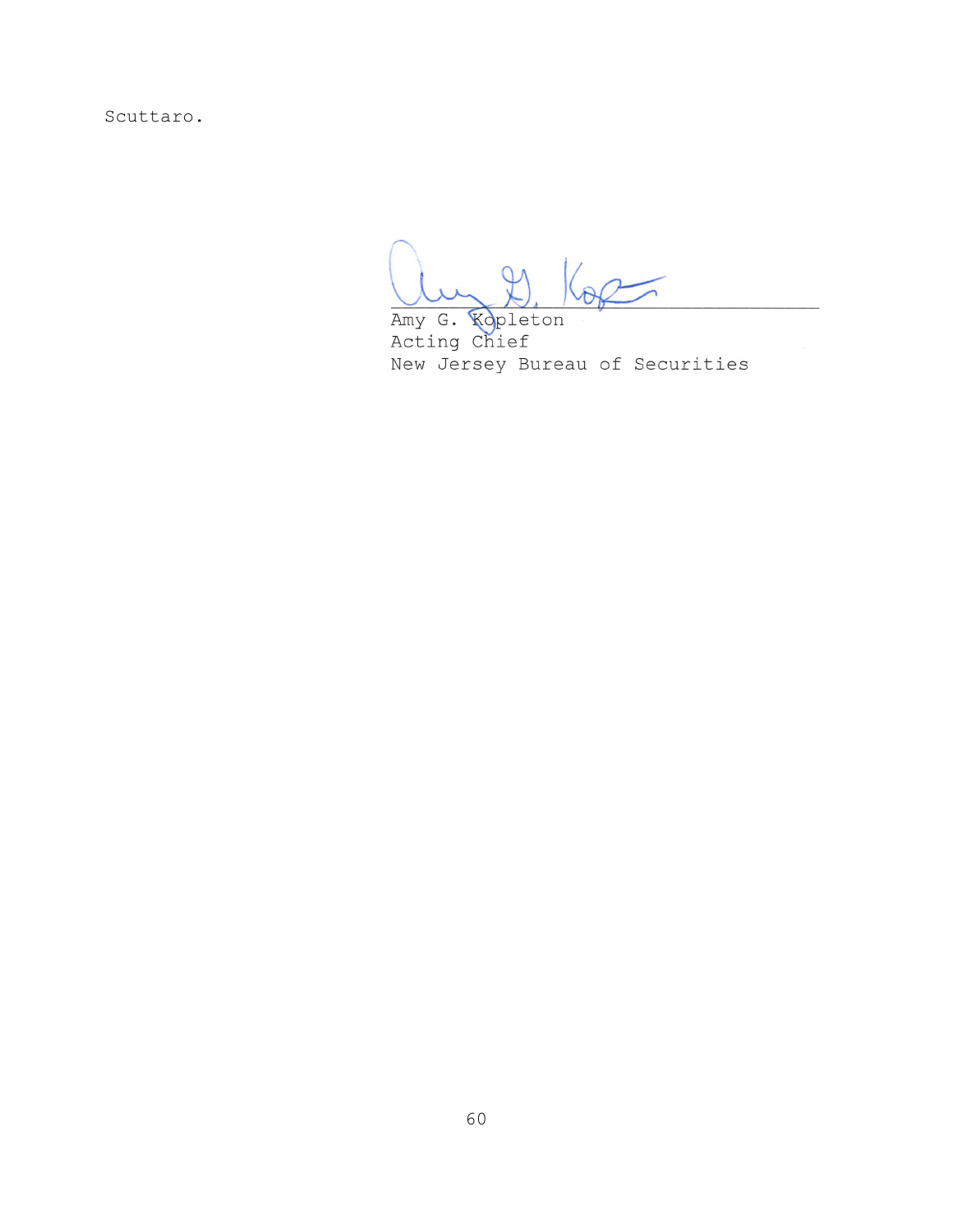Scuttaro.

Amy G. Kopleton
Acting Chief
New Jersey Bureau of Securities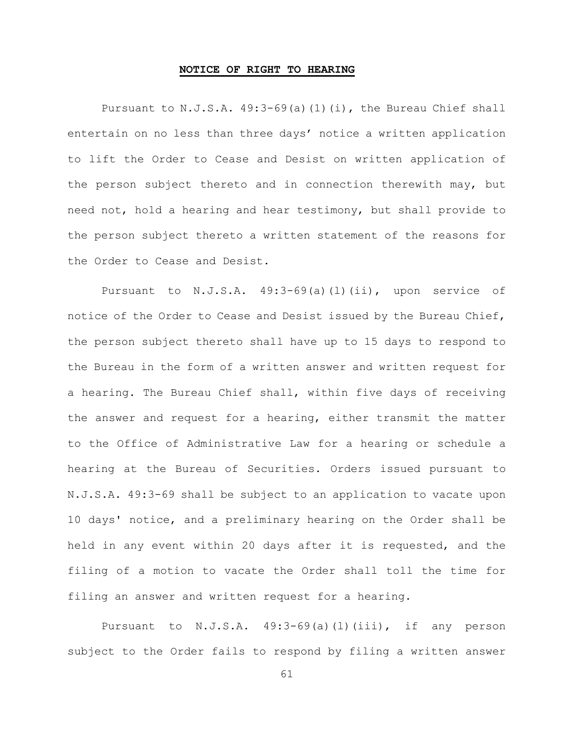**NOTICE OF RIGHT TO HEARING**

Pursuant to N.J.S.A. 49:3-69(a)(1)(i), the Bureau Chief shall entertain on no less than three days' notice a written application to lift the Order to Cease and Desist on written application of the person subject thereto and in connection therewith may, but need not, hold a hearing and hear testimony, but shall provide to the person subject thereto a written statement of the reasons for the Order to Cease and Desist.

Pursuant to N.J.S.A. 49:3-69(a)(l)(ii), upon service of notice of the Order to Cease and Desist issued by the Bureau Chief, the person subject thereto shall have up to 15 days to respond to the Bureau in the form of a written answer and written request for a hearing. The Bureau Chief shall, within five days of receiving the answer and request for a hearing, either transmit the matter to the Office of Administrative Law for a hearing or schedule a hearing at the Bureau of Securities. Orders issued pursuant to N.J.S.A. 49:3-69 shall be subject to an application to vacate upon 10 days' notice, and a preliminary hearing on the Order shall be held in any event within 20 days after it is requested, and the filing of a motion to vacate the Order shall toll the time for filing an answer and written request for a hearing.

Pursuant to N.J.S.A. 49:3-69(a)(l)(iii), if any person subject to the Order fails to respond by filing a written answer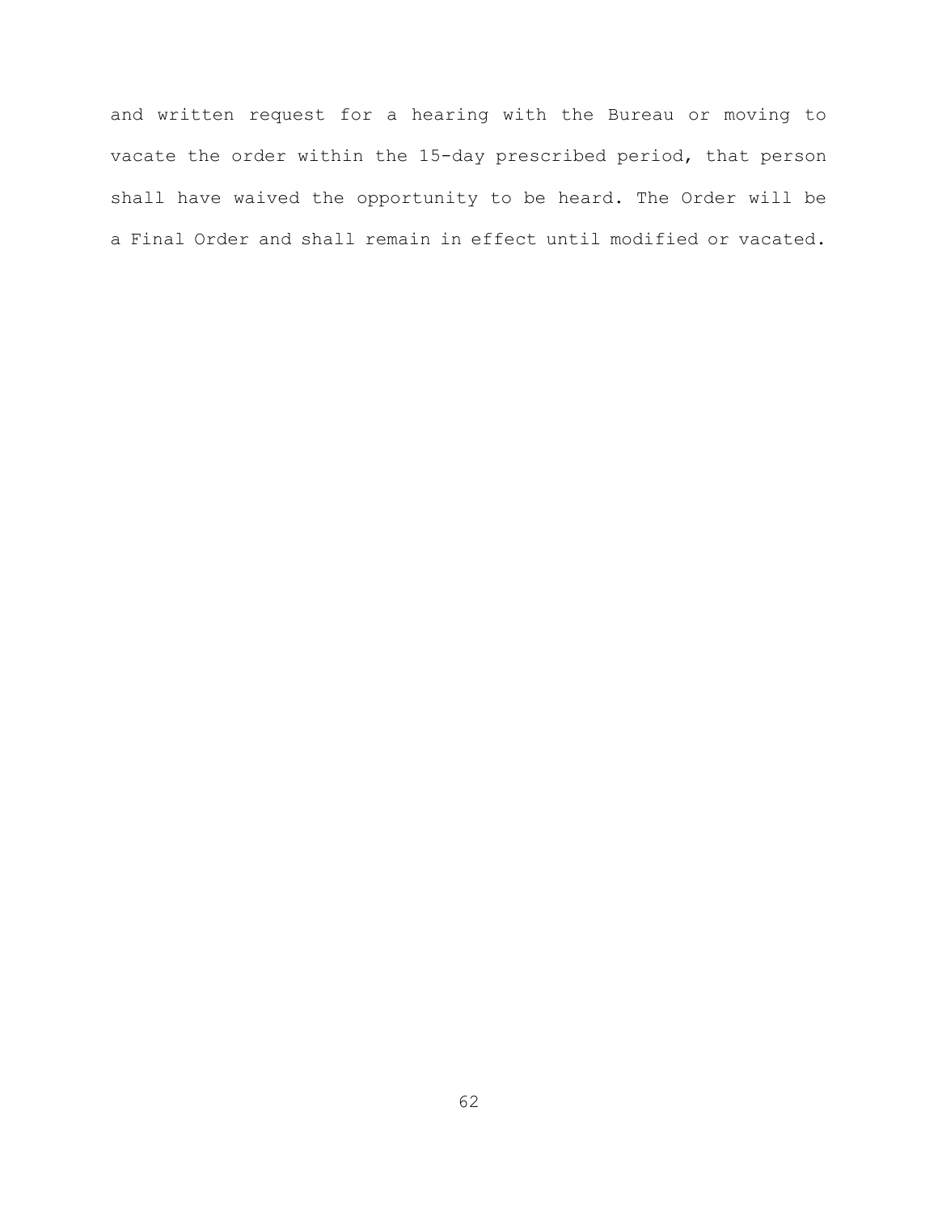and written request for a hearing with the Bureau or moving to vacate the order within the 15-day prescribed period, that person shall have waived the opportunity to be heard. The Order will be a Final Order and shall remain in effect until modified or vacated.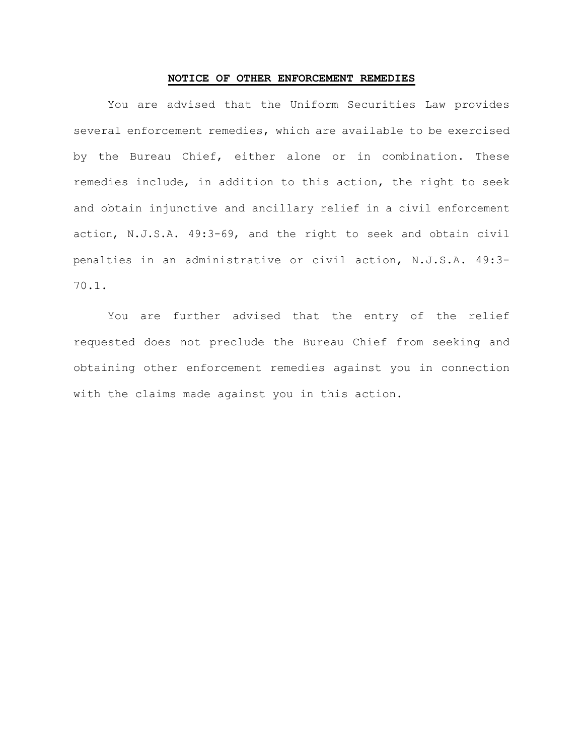**NOTICE OF OTHER ENFORCEMENT REMEDIES**

You are advised that the Uniform Securities Law provides several enforcement remedies, which are available to be exercised by the Bureau Chief, either alone or in combination. These remedies include, in addition to this action, the right to seek and obtain injunctive and ancillary relief in a civil enforcement action, N.J.S.A. 49:3-69, and the right to seek and obtain civil penalties in an administrative or civil action, N.J.S.A. 49:3-70.1.

You are further advised that the entry of the relief requested does not preclude the Bureau Chief from seeking and obtaining other enforcement remedies against you in connection with the claims made against you in this action.